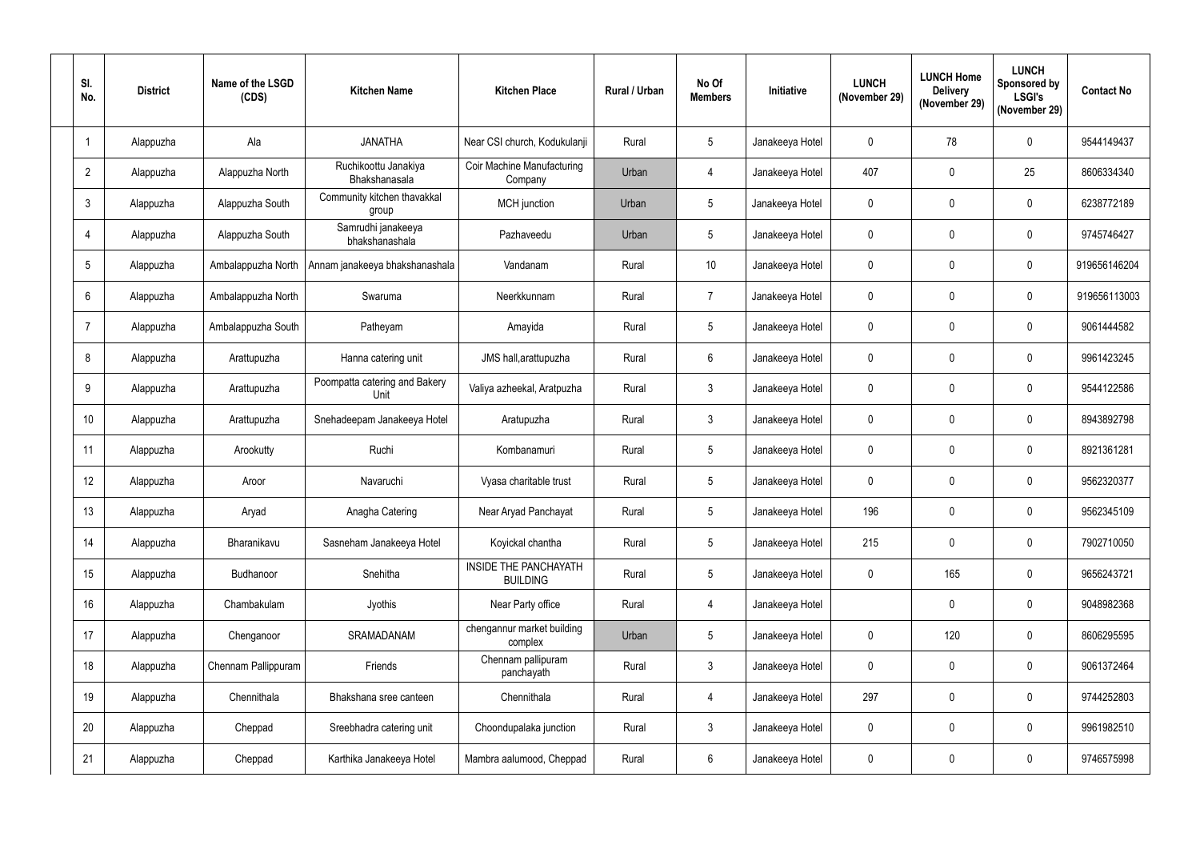| Sl. No. | District | Name of the LSGD (CDS) | Kitchen Name | Kitchen Place | Rural / Urban | No Of Members | Initiative | LUNCH (November 29) | LUNCH Home Delivery (November 29) | LUNCH Sponsored by LSGI's (November 29) | Contact No |
|---|---|---|---|---|---|---|---|---|---|---|---|
| 1 | Alappuzha | Ala | JANATHA | Near CSI church, Kodukulanji | Rural | 5 | Janakeeya Hotel | 0 | 78 | 0 | 9544149437 |
| 2 | Alappuzha | Alappuzha North | Ruchikoottu Janakiya Bhakshanasala | Coir Machine Manufacturing Company | Urban | 4 | Janakeeya Hotel | 407 | 0 | 25 | 8606334340 |
| 3 | Alappuzha | Alappuzha South | Community kitchen thavakkal group | MCH junction | Urban | 5 | Janakeeya Hotel | 0 | 0 | 0 | 6238772189 |
| 4 | Alappuzha | Alappuzha South | Samrudhi janakeeya bhakshanashala | Pazhaveedu | Urban | 5 | Janakeeya Hotel | 0 | 0 | 0 | 9745746427 |
| 5 | Alappuzha | Ambalappuzha North | Annam janakeeya bhakshanashala | Vandanam | Rural | 10 | Janakeeya Hotel | 0 | 0 | 0 | 919656146204 |
| 6 | Alappuzha | Ambalappuzha North | Swaruma | Neerkkunnam | Rural | 7 | Janakeeya Hotel | 0 | 0 | 0 | 919656113003 |
| 7 | Alappuzha | Ambalappuzha South | Patheyam | Amayida | Rural | 5 | Janakeeya Hotel | 0 | 0 | 0 | 9061444582 |
| 8 | Alappuzha | Arattupuzha | Hanna catering unit | JMS hall,arattupuzha | Rural | 6 | Janakeeya Hotel | 0 | 0 | 0 | 9961423245 |
| 9 | Alappuzha | Arattupuzha | Poompatta catering and Bakery Unit | Valiya azheekal, Aratpuzha | Rural | 3 | Janakeeya Hotel | 0 | 0 | 0 | 9544122586 |
| 10 | Alappuzha | Arattupuzha | Snehadeepam Janakeeya Hotel | Aratupuzha | Rural | 3 | Janakeeya Hotel | 0 | 0 | 0 | 8943892798 |
| 11 | Alappuzha | Arookutty | Ruchi | Kombanamuri | Rural | 5 | Janakeeya Hotel | 0 | 0 | 0 | 8921361281 |
| 12 | Alappuzha | Aroor | Navaruchi | Vyasa charitable trust | Rural | 5 | Janakeeya Hotel | 0 | 0 | 0 | 9562320377 |
| 13 | Alappuzha | Aryad | Anagha Catering | Near Aryad Panchayat | Rural | 5 | Janakeeya Hotel | 196 | 0 | 0 | 9562345109 |
| 14 | Alappuzha | Bharanikavu | Sasneham Janakeeya Hotel | Koyickal chantha | Rural | 5 | Janakeeya Hotel | 215 | 0 | 0 | 7902710050 |
| 15 | Alappuzha | Budhanoor | Snehitha | INSIDE THE PANCHAYATH BUILDING | Rural | 5 | Janakeeya Hotel | 0 | 165 | 0 | 9656243721 |
| 16 | Alappuzha | Chambakulam | Jyothis | Near Party office | Rural | 4 | Janakeeya Hotel | | 0 | 0 | 9048982368 |
| 17 | Alappuzha | Chenganoor | SRAMADANAM | chengannur market building complex | Urban | 5 | Janakeeya Hotel | 0 | 120 | 0 | 8606295595 |
| 18 | Alappuzha | Chennam Pallippuram | Friends | Chennam pallipuram panchayath | Rural | 3 | Janakeeya Hotel | 0 | 0 | 0 | 9061372464 |
| 19 | Alappuzha | Chennithala | Bhakshana sree canteen | Chennithala | Rural | 4 | Janakeeya Hotel | 297 | 0 | 0 | 9744252803 |
| 20 | Alappuzha | Cheppad | Sreebhadra catering unit | Choondupalaka junction | Rural | 3 | Janakeeya Hotel | 0 | 0 | 0 | 9961982510 |
| 21 | Alappuzha | Cheppad | Karthika Janakeeya Hotel | Mambra aalumood, Cheppad | Rural | 6 | Janakeeya Hotel | 0 | 0 | 0 | 9746575998 |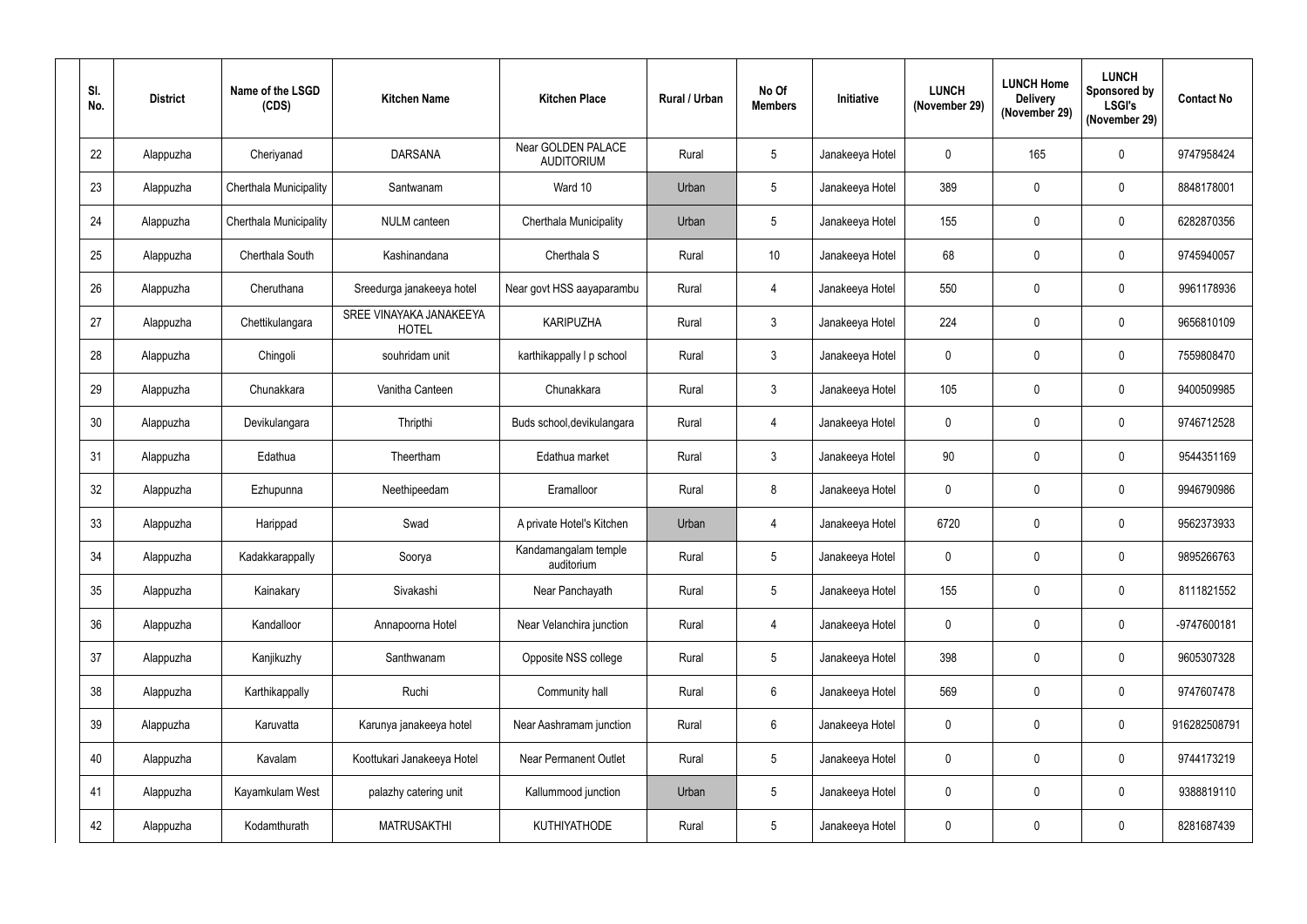| Sl. No. | District | Name of the LSGD (CDS) | Kitchen Name | Kitchen Place | Rural / Urban | No Of Members | Initiative | LUNCH (November 29) | LUNCH Home Delivery (November 29) | LUNCH Sponsored by LSGI's (November 29) | Contact No |
|---|---|---|---|---|---|---|---|---|---|---|---|
| 22 | Alappuzha | Cheriyanad | DARSANA | Near GOLDEN PALACE AUDITORIUM | Rural | 5 | Janakeeya Hotel | 0 | 165 | 0 | 9747958424 |
| 23 | Alappuzha | Cherthala Municipality | Santwanam | Ward 10 | Urban | 5 | Janakeeya Hotel | 389 | 0 | 0 | 8848178001 |
| 24 | Alappuzha | Cherthala Municipality | NULM canteen | Cherthala Municipality | Urban | 5 | Janakeeya Hotel | 155 | 0 | 0 | 6282870356 |
| 25 | Alappuzha | Cherthala South | Kashinandana | Cherthala S | Rural | 10 | Janakeeya Hotel | 68 | 0 | 0 | 9745940057 |
| 26 | Alappuzha | Cheruthana | Sreedurga janakeeya hotel | Near govt HSS aayaparambu | Rural | 4 | Janakeeya Hotel | 550 | 0 | 0 | 9961178936 |
| 27 | Alappuzha | Chettikulangara | SREE VINAYAKA JANAKEEYA HOTEL | KARIPUZHA | Rural | 3 | Janakeeya Hotel | 224 | 0 | 0 | 9656810109 |
| 28 | Alappuzha | Chingoli | souhridam unit | karthikappally l p school | Rural | 3 | Janakeeya Hotel | 0 | 0 | 0 | 7559808470 |
| 29 | Alappuzha | Chunakkara | Vanitha Canteen | Chunakkara | Rural | 3 | Janakeeya Hotel | 105 | 0 | 0 | 9400509985 |
| 30 | Alappuzha | Devikulangara | Thripthi | Buds school,devikulangara | Rural | 4 | Janakeeya Hotel | 0 | 0 | 0 | 9746712528 |
| 31 | Alappuzha | Edathua | Theertham | Edathua market | Rural | 3 | Janakeeya Hotel | 90 | 0 | 0 | 9544351169 |
| 32 | Alappuzha | Ezhupunna | Neethipeedam | Eramalloor | Rural | 8 | Janakeeya Hotel | 0 | 0 | 0 | 9946790986 |
| 33 | Alappuzha | Harippad | Swad | A private Hotel's Kitchen | Urban | 4 | Janakeeya Hotel | 6720 | 0 | 0 | 9562373933 |
| 34 | Alappuzha | Kadakkarappally | Soorya | Kandamangalam temple auditorium | Rural | 5 | Janakeeya Hotel | 0 | 0 | 0 | 9895266763 |
| 35 | Alappuzha | Kainakary | Sivakashi | Near Panchayath | Rural | 5 | Janakeeya Hotel | 155 | 0 | 0 | 8111821552 |
| 36 | Alappuzha | Kandalloor | Annapoorna Hotel | Near Velanchira junction | Rural | 4 | Janakeeya Hotel | 0 | 0 | 0 | -9747600181 |
| 37 | Alappuzha | Kanjikuzhy | Santhwanam | Opposite NSS college | Rural | 5 | Janakeeya Hotel | 398 | 0 | 0 | 9605307328 |
| 38 | Alappuzha | Karthikappally | Ruchi | Community hall | Rural | 6 | Janakeeya Hotel | 569 | 0 | 0 | 9747607478 |
| 39 | Alappuzha | Karuvatta | Karunya janakeeya hotel | Near Aashramam junction | Rural | 6 | Janakeeya Hotel | 0 | 0 | 0 | 916282508791 |
| 40 | Alappuzha | Kavalam | Koottukari Janakeeya Hotel | Near Permanent Outlet | Rural | 5 | Janakeeya Hotel | 0 | 0 | 0 | 9744173219 |
| 41 | Alappuzha | Kayamkulam West | palazhy catering unit | Kallummood junction | Urban | 5 | Janakeeya Hotel | 0 | 0 | 0 | 9388819110 |
| 42 | Alappuzha | Kodamthurath | MATRUSAKTHI | KUTHIYATHODE | Rural | 5 | Janakeeya Hotel | 0 | 0 | 0 | 8281687439 |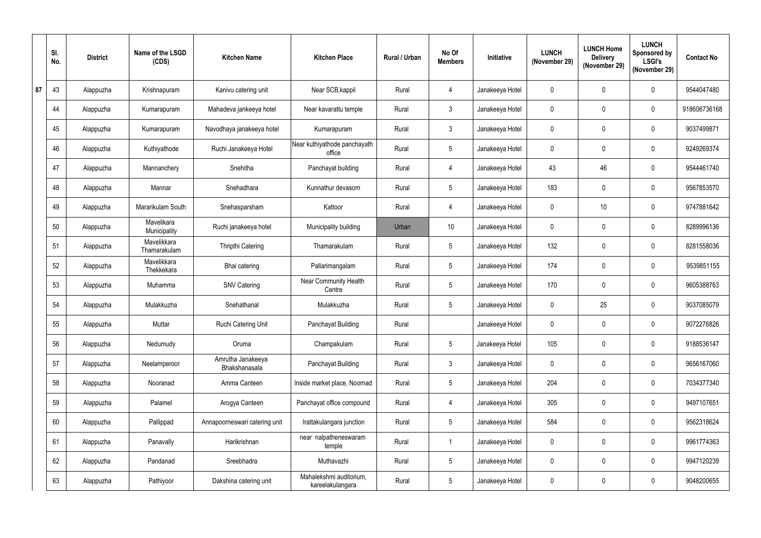| | Sl. No. | District | Name of the LSGD (CDS) | Kitchen Name | Kitchen Place | Rural / Urban | No Of Members | Initiative | LUNCH (November 29) | LUNCH Home Delivery (November 29) | LUNCH Sponsored by LSGI's (November 29) | Contact No |
|---|---|---|---|---|---|---|---|---|---|---|---|---|
| 87 | 43 | Alappuzha | Krishnapuram | Kanivu catering unit | Near SCB,kappil | Rural | 4 | Janakeeya Hotel | 0 | 0 | 0 | 9544047480 |
| | 44 | Alappuzha | Kumarapuram | Mahadeva jankeeya hotel | Near kavarattu temple | Rural | 3 | Janakeeya Hotel | 0 | 0 | 0 | 918606736168 |
| | 45 | Alappuzha | Kumarapuram | Navodhaya janakeeya hotel | Kumarapuram | Rural | 3 | Janakeeya Hotel | 0 | 0 | 0 | 9037499871 |
| | 46 | Alappuzha | Kuthiyathode | Ruchi Janakeeya Hotel | Near kuthiyathode panchayath office | Rural | 5 | Janakeeya Hotel | 0 | 0 | 0 | 9249269374 |
| | 47 | Alappuzha | Mannanchery | Snehitha | Panchayat building | Rural | 4 | Janakeeya Hotel | 43 | 46 | 0 | 9544461740 |
| | 48 | Alappuzha | Mannar | Snehadhara | Kunnathur devasom | Rural | 5 | Janakeeya Hotel | 183 | 0 | 0 | 9567853570 |
| | 49 | Alappuzha | Mararikulam South | Snehasparsham | Kattoor | Rural | 4 | Janakeeya Hotel | 0 | 10 | 0 | 9747881642 |
| | 50 | Alappuzha | Mavelikara Municipality | Ruchi janakeeya hotel | Municipality building | Urban | 10 | Janakeeya Hotel | 0 | 0 | 0 | 8289996136 |
| | 51 | Alappuzha | Mavelikkara Thamarakulam | Thripthi Catering | Thamarakulam | Rural | 5 | Janakeeya Hotel | 132 | 0 | 0 | 8281558036 |
| | 52 | Alappuzha | Mavelikkara Thekkekara | Bhai catering | Pallarimangalam | Rural | 5 | Janakeeya Hotel | 174 | 0 | 0 | 9539851155 |
| | 53 | Alappuzha | Muhamma | SNV Catering | Near Community Health Centre | Rural | 5 | Janakeeya Hotel | 170 | 0 | 0 | 9605388763 |
| | 54 | Alappuzha | Mulakkuzha | Snehathanal | Mulakkuzha | Rural | 5 | Janakeeya Hotel | 0 | 25 | 0 | 9037085079 |
| | 55 | Alappuzha | Muttar | Ruchi Catering Unit | Panchayat Building | Rural | | Janakeeya Hotel | 0 | 0 | 0 | 9072276826 |
| | 56 | Alappuzha | Nedumudy | Oruma | Champakulam | Rural | 5 | Janakeeya Hotel | 105 | 0 | 0 | 9188536147 |
| | 57 | Alappuzha | Neelamperoor | Amrutha Janakeeya Bhakshanasala | Panchayat Building | Rural | 3 | Janakeeya Hotel | 0 | 0 | 0 | 9656167060 |
| | 58 | Alappuzha | Nooranad | Amma Canteen | Inside market place, Noornad | Rural | 5 | Janakeeya Hotel | 204 | 0 | 0 | 7034377340 |
| | 59 | Alappuzha | Palamel | Arogya Canteen | Panchayat office compound | Rural | 4 | Janakeeya Hotel | 305 | 0 | 0 | 9497107651 |
| | 60 | Alappuzha | Pallippad | Annapoorneswari catering unit | Irattakulangara junction | Rural | 5 | Janakeeya Hotel | 584 | 0 | 0 | 9562318624 |
| | 61 | Alappuzha | Panavally | Harikrishnan | near nalpatheneswaram temple | Rural | 1 | Janakeeya Hotel | 0 | 0 | 0 | 9961774363 |
| | 62 | Alappuzha | Pandanad | Sreebhadra | Muthavazhi | Rural | 5 | Janakeeya Hotel | 0 | 0 | 0 | 9947120239 |
| | 63 | Alappuzha | Pathiyoor | Dakshina catering unit | Mahalekshmi auditorium, kareelakulangara | Rural | 5 | Janakeeya Hotel | 0 | 0 | 0 | 9048200655 |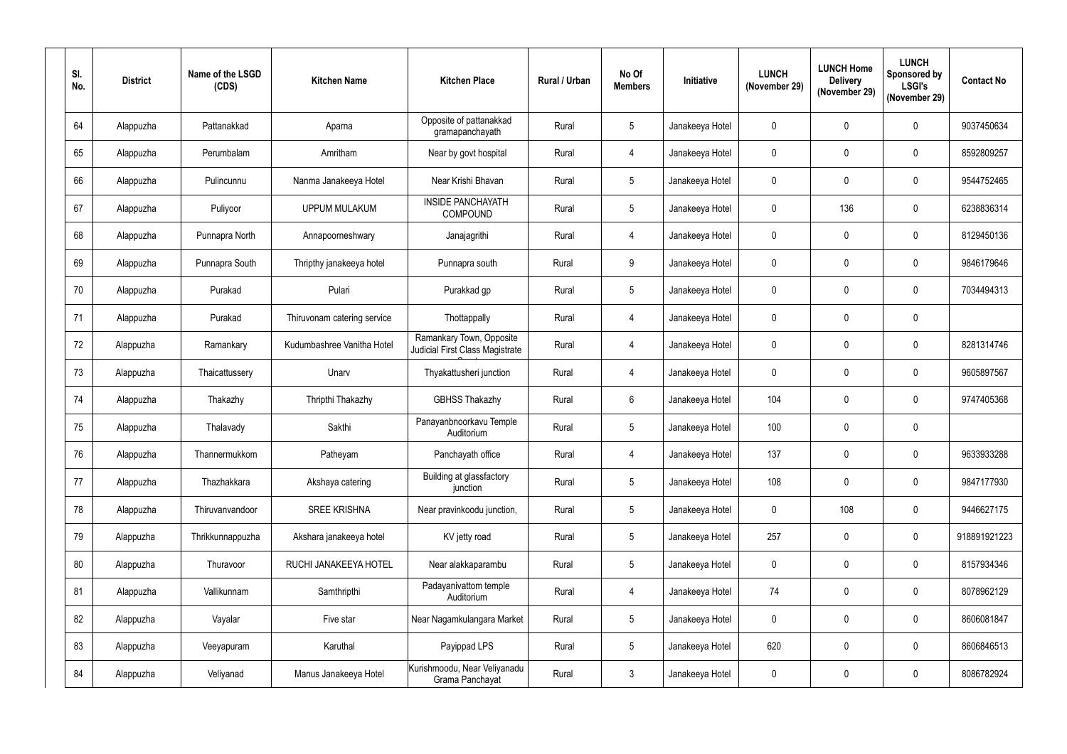| Sl. No. | District | Name of the LSGD (CDS) | Kitchen Name | Kitchen Place | Rural / Urban | No Of Members | Initiative | LUNCH (November 29) | LUNCH Home Delivery (November 29) | LUNCH Sponsored by LSGI's (November 29) | Contact No |
|---|---|---|---|---|---|---|---|---|---|---|---|
| 64 | Alappuzha | Pattanakkad | Aparna | Opposite of pattanakkad gramapanchayath | Rural | 5 | Janakeeya Hotel | 0 | 0 | 0 | 9037450634 |
| 65 | Alappuzha | Perumbalam | Amritham | Near by govt hospital | Rural | 4 | Janakeeya Hotel | 0 | 0 | 0 | 8592809257 |
| 66 | Alappuzha | Pulincunnu | Nanma Janakeeya Hotel | Near Krishi Bhavan | Rural | 5 | Janakeeya Hotel | 0 | 0 | 0 | 9544752465 |
| 67 | Alappuzha | Puliyoor | UPPUM MULAKUM | INSIDE PANCHAYATH COMPOUND | Rural | 5 | Janakeeya Hotel | 0 | 136 | 0 | 6238836314 |
| 68 | Alappuzha | Punnapra North | Annapoorneshwary | Janajagrithi | Rural | 4 | Janakeeya Hotel | 0 | 0 | 0 | 8129450136 |
| 69 | Alappuzha | Punnapra South | Thripthy janakeeya hotel | Punnapra south | Rural | 9 | Janakeeya Hotel | 0 | 0 | 0 | 9846179646 |
| 70 | Alappuzha | Purakad | Pulari | Purakkad gp | Rural | 5 | Janakeeya Hotel | 0 | 0 | 0 | 7034494313 |
| 71 | Alappuzha | Purakad | Thiruvonam catering service | Thottappally | Rural | 4 | Janakeeya Hotel | 0 | 0 | 0 | |
| 72 | Alappuzha | Ramankary | Kudumbashree Vanitha Hotel | Ramankary Town, Opposite Judicial First Class Magistrate Court | Rural | 4 | Janakeeya Hotel | 0 | 0 | 0 | 8281314746 |
| 73 | Alappuzha | Thaicattussery | Unarv | Thyakattusheri junction | Rural | 4 | Janakeeya Hotel | 0 | 0 | 0 | 9605897567 |
| 74 | Alappuzha | Thakazhy | Thripthi Thakazhy | GBHSS Thakazhy | Rural | 6 | Janakeeya Hotel | 104 | 0 | 0 | 9747405368 |
| 75 | Alappuzha | Thalavady | Sakthi | Panayanbnoorkavu Temple Auditorium | Rural | 5 | Janakeeya Hotel | 100 | 0 | 0 | |
| 76 | Alappuzha | Thannermukkom | Patheyam | Panchayath office | Rural | 4 | Janakeeya Hotel | 137 | 0 | 0 | 9633933288 |
| 77 | Alappuzha | Thazhakkara | Akshaya catering | Building at glassfactory junction | Rural | 5 | Janakeeya Hotel | 108 | 0 | 0 | 9847177930 |
| 78 | Alappuzha | Thiruvanvandoor | SREE KRISHNA | Near pravinkoodu junction, | Rural | 5 | Janakeeya Hotel | 0 | 108 | 0 | 9446627175 |
| 79 | Alappuzha | Thrikkunnappuzha | Akshara janakeeya hotel | KV jetty road | Rural | 5 | Janakeeya Hotel | 257 | 0 | 0 | 918891921223 |
| 80 | Alappuzha | Thuravoor | RUCHI JANAKEEYA HOTEL | Near alakkaparambu | Rural | 5 | Janakeeya Hotel | 0 | 0 | 0 | 8157934346 |
| 81 | Alappuzha | Vallikunnam | Samthripthi | Padayanivattom temple Auditorium | Rural | 4 | Janakeeya Hotel | 74 | 0 | 0 | 8078962129 |
| 82 | Alappuzha | Vayalar | Five star | Near Nagamkulangara Market | Rural | 5 | Janakeeya Hotel | 0 | 0 | 0 | 8606081847 |
| 83 | Alappuzha | Veeyapuram | Karuthal | Payippad LPS | Rural | 5 | Janakeeya Hotel | 620 | 0 | 0 | 8606846513 |
| 84 | Alappuzha | Veliyanad | Manus Janakeeya Hotel | Kurishmoodu, Near Veliyanadu Grama Panchayat | Rural | 3 | Janakeeya Hotel | 0 | 0 | 0 | 8086782924 |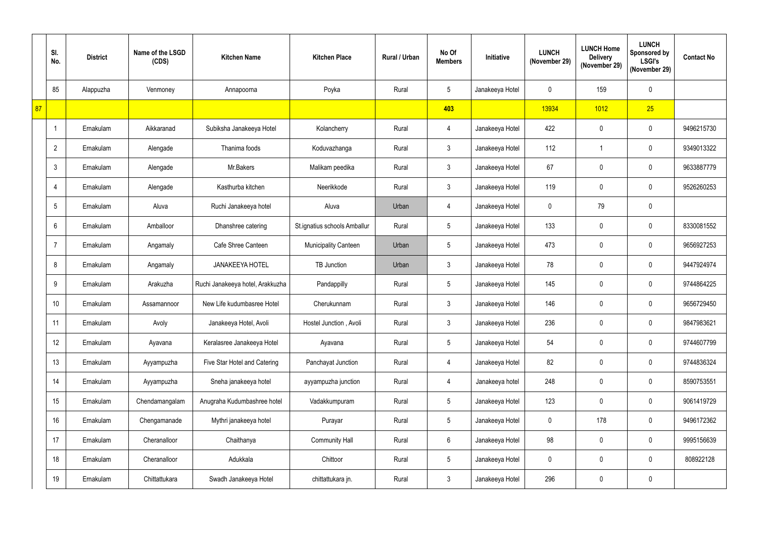| | Sl. No. | District | Name of the LSGD (CDS) | Kitchen Name | Kitchen Place | Rural / Urban | No Of Members | Initiative | LUNCH (November 29) | LUNCH Home Delivery (November 29) | LUNCH Sponsored by LSGI's (November 29) | Contact No |
|---|---|---|---|---|---|---|---|---|---|---|---|---|
| | 85 | Alappuzha | Venmoney | Annapoorna | Poyka | Rural | 5 | Janakeeya Hotel | 0 | 159 | 0 | |
| 87 | | | | | | | 403 | | 13934 | 1012 | 25 | |
| | 1 | Ernakulam | Aikkaranad | Subiksha Janakeeya Hotel | Kolancherry | Rural | 4 | Janakeeya Hotel | 422 | 0 | 0 | 9496215730 |
| | 2 | Ernakulam | Alengade | Thanima foods | Koduvazhanga | Rural | 3 | Janakeeya Hotel | 112 | 1 | 0 | 9349013322 |
| | 3 | Ernakulam | Alengade | Mr.Bakers | Malikam peedika | Rural | 3 | Janakeeya Hotel | 67 | 0 | 0 | 9633887779 |
| | 4 | Ernakulam | Alengade | Kasthurba kitchen | Neerikkode | Rural | 3 | Janakeeya Hotel | 119 | 0 | 0 | 9526260253 |
| | 5 | Ernakulam | Aluva | Ruchi Janakeeya hotel | Aluva | Urban | 4 | Janakeeya Hotel | 0 | 79 | 0 | |
| | 6 | Ernakulam | Amballoor | Dhanshree catering | St.ignatius schools Amballur | Rural | 5 | Janakeeya Hotel | 133 | 0 | 0 | 8330081552 |
| | 7 | Ernakulam | Angamaly | Cafe Shree Canteen | Municipality Canteen | Urban | 5 | Janakeeya Hotel | 473 | 0 | 0 | 9656927253 |
| | 8 | Ernakulam | Angamaly | JANAKEEYA HOTEL | TB Junction | Urban | 3 | Janakeeya Hotel | 78 | 0 | 0 | 9447924974 |
| | 9 | Ernakulam | Arakuzha | Ruchi Janakeeya hotel, Arakkuzha | Pandappilly | Rural | 5 | Janakeeya Hotel | 145 | 0 | 0 | 9744864225 |
| | 10 | Ernakulam | Assamannoor | New Life kudumbasree Hotel | Cherukunnam | Rural | 3 | Janakeeya Hotel | 146 | 0 | 0 | 9656729450 |
| | 11 | Ernakulam | Avoly | Janakeeya Hotel, Avoli | Hostel Junction , Avoli | Rural | 3 | Janakeeya Hotel | 236 | 0 | 0 | 9847983621 |
| | 12 | Ernakulam | Ayavana | Keralasree Janakeeya Hotel | Ayavana | Rural | 5 | Janakeeya Hotel | 54 | 0 | 0 | 9744607799 |
| | 13 | Ernakulam | Ayyampuzha | Five Star Hotel and Catering | Panchayat Junction | Rural | 4 | Janakeeya Hotel | 82 | 0 | 0 | 9744836324 |
| | 14 | Ernakulam | Ayyampuzha | Sneha janakeeya hotel | ayyampuzha junction | Rural | 4 | Janakeeya hotel | 248 | 0 | 0 | 8590753551 |
| | 15 | Ernakulam | Chendamangalam | Anugraha Kudumbashree hotel | Vadakkumpuram | Rural | 5 | Janakeeya Hotel | 123 | 0 | 0 | 9061419729 |
| | 16 | Ernakulam | Chengamanade | Mythri janakeeya hotel | Purayar | Rural | 5 | Janakeeya Hotel | 0 | 178 | 0 | 9496172362 |
| | 17 | Ernakulam | Cheranalloor | Chaithanya | Community Hall | Rural | 6 | Janakeeya Hotel | 98 | 0 | 0 | 9995156639 |
| | 18 | Ernakulam | Cheranalloor | Adukkala | Chittoor | Rural | 5 | Janakeeya Hotel | 0 | 0 | 0 | 808922128 |
| | 19 | Ernakulam | Chittattukara | Swadh Janakeeya Hotel | chittattukara jn. | Rural | 3 | Janakeeya Hotel | 296 | 0 | 0 | |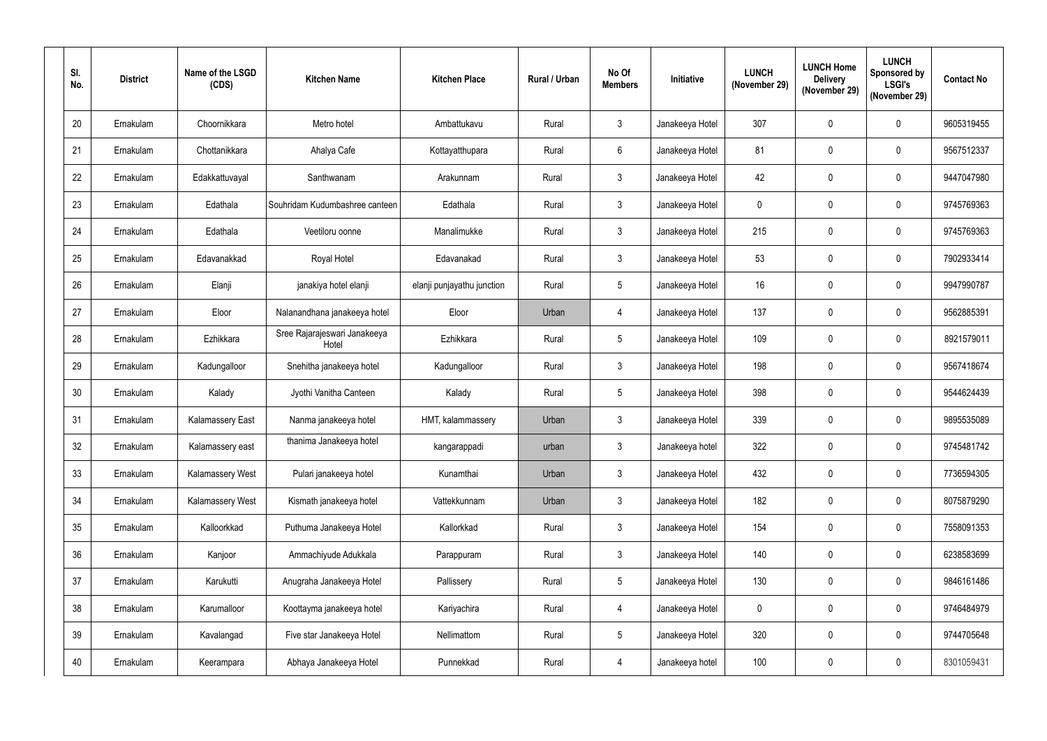| Sl. No. | District | Name of the LSGD (CDS) | Kitchen Name | Kitchen Place | Rural / Urban | No Of Members | Initiative | LUNCH (November 29) | LUNCH Home Delivery (November 29) | LUNCH Sponsored by LSGI's (November 29) | Contact No |
|---|---|---|---|---|---|---|---|---|---|---|---|
| 20 | Ernakulam | Choornikkara | Metro hotel | Ambattukavu | Rural | 3 | Janakeeya Hotel | 307 | 0 | 0 | 9605319455 |
| 21 | Ernakulam | Chottanikkara | Ahalya Cafe | Kottayatthupara | Rural | 6 | Janakeeya Hotel | 81 | 0 | 0 | 9567512337 |
| 22 | Ernakulam | Edakkattuvayal | Santhwanam | Arakunnam | Rural | 3 | Janakeeya Hotel | 42 | 0 | 0 | 9447047980 |
| 23 | Ernakulam | Edathala | Souhridam Kudumbashree canteen | Edathala | Rural | 3 | Janakeeya Hotel | 0 | 0 | 0 | 9745769363 |
| 24 | Ernakulam | Edathala | Veetiloru oonne | Manalimukke | Rural | 3 | Janakeeya Hotel | 215 | 0 | 0 | 9745769363 |
| 25 | Ernakulam | Edavanakkad | Royal Hotel | Edavanakad | Rural | 3 | Janakeeya Hotel | 53 | 0 | 0 | 7902933414 |
| 26 | Ernakulam | Elanji | janakiya hotel elanji | elanji punjayathu junction | Rural | 5 | Janakeeya Hotel | 16 | 0 | 0 | 9947990787 |
| 27 | Ernakulam | Eloor | Nalanandhana janakeeya hotel | Eloor | Urban | 4 | Janakeeya Hotel | 137 | 0 | 0 | 9562885391 |
| 28 | Ernakulam | Ezhikkara | Sree Rajarajeswari Janakeeya Hotel | Ezhikkara | Rural | 5 | Janakeeya Hotel | 109 | 0 | 0 | 8921579011 |
| 29 | Ernakulam | Kadungalloor | Snehitha janakeeya hotel | Kadungalloor | Rural | 3 | Janakeeya Hotel | 198 | 0 | 0 | 9567418674 |
| 30 | Ernakulam | Kalady | Jyothi Vanitha Canteen | Kalady | Rural | 5 | Janakeeya Hotel | 398 | 0 | 0 | 9544624439 |
| 31 | Ernakulam | Kalamassery East | Nanma janakeeya hotel | HMT, kalammassery | Urban | 3 | Janakeeya Hotel | 339 | 0 | 0 | 9895535089 |
| 32 | Ernakulam | Kalamassery east | thanima Janakeeya hotel | kangarappadi | urban | 3 | Janakeeya hotel | 322 | 0 | 0 | 9745481742 |
| 33 | Ernakulam | Kalamassery West | Pulari janakeeya hotel | Kunamthai | Urban | 3 | Janakeeya Hotel | 432 | 0 | 0 | 7736594305 |
| 34 | Ernakulam | Kalamassery West | Kismath janakeeya hotel | Vattekkunnam | Urban | 3 | Janakeeya Hotel | 182 | 0 | 0 | 8075879290 |
| 35 | Ernakulam | Kalloorkkad | Puthuma Janakeeya Hotel | Kallorkkad | Rural | 3 | Janakeeya Hotel | 154 | 0 | 0 | 7558091353 |
| 36 | Ernakulam | Kanjoor | Ammachiyude Adukkala | Parappuram | Rural | 3 | Janakeeya Hotel | 140 | 0 | 0 | 6238583699 |
| 37 | Ernakulam | Karukutti | Anugraha Janakeeya Hotel | Pallissery | Rural | 5 | Janakeeya Hotel | 130 | 0 | 0 | 9846161486 |
| 38 | Ernakulam | Karumalloor | Koottayma janakeeya hotel | Kariyachira | Rural | 4 | Janakeeya Hotel | 0 | 0 | 0 | 9746484979 |
| 39 | Ernakulam | Kavalangad | Five star Janakeeya Hotel | Nellimattom | Rural | 5 | Janakeeya Hotel | 320 | 0 | 0 | 9744705648 |
| 40 | Ernakulam | Keerampara | Abhaya Janakeeya Hotel | Punnekkad | Rural | 4 | Janakeeya hotel | 100 | 0 | 0 | 8301059431 |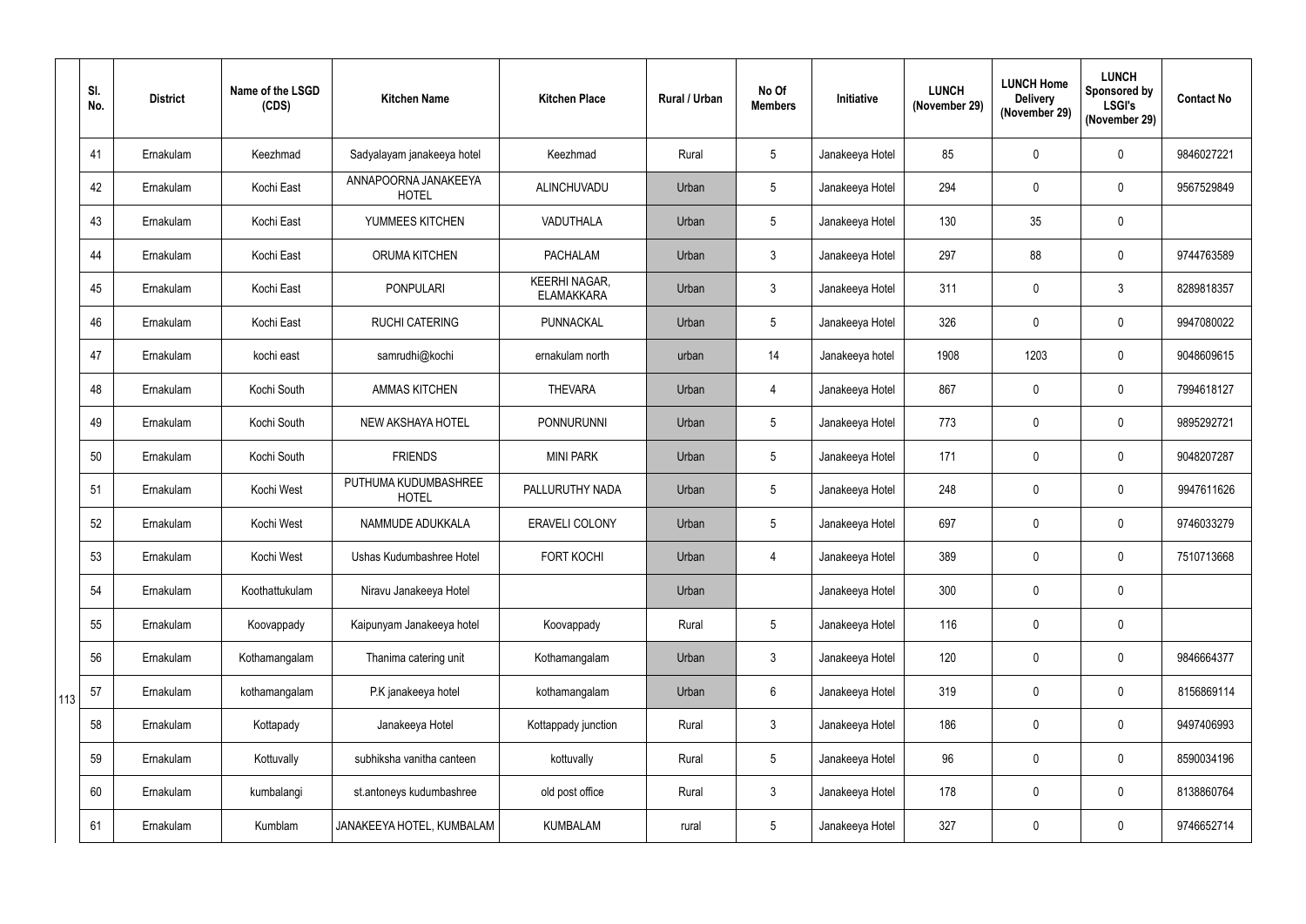| Sl. No. | District | Name of the LSGD (CDS) | Kitchen Name | Kitchen Place | Rural / Urban | No Of Members | Initiative | LUNCH (November 29) | LUNCH Home Delivery (November 29) | LUNCH Sponsored by LSGI's (November 29) | Contact No |
|---|---|---|---|---|---|---|---|---|---|---|---|
| 41 | Ernakulam | Keezhmad | Sadyalayam janakeeya hotel | Keezhmad | Rural | 5 | Janakeeya Hotel | 85 | 0 | 0 | 9846027221 |
| 42 | Ernakulam | Kochi East | ANNAPOORNA JANAKEEYA HOTEL | ALINCHUVADU | Urban | 5 | Janakeeya Hotel | 294 | 0 | 0 | 9567529849 |
| 43 | Ernakulam | Kochi East | YUMMEES KITCHEN | VADUTHALA | Urban | 5 | Janakeeya Hotel | 130 | 35 | 0 | |
| 44 | Ernakulam | Kochi East | ORUMA KITCHEN | PACHALAM | Urban | 3 | Janakeeya Hotel | 297 | 88 | 0 | 9744763589 |
| 45 | Ernakulam | Kochi East | PONPULARI | KEERHI NAGAR, ELAMAKKARA | Urban | 3 | Janakeeya Hotel | 311 | 0 | 3 | 8289818357 |
| 46 | Ernakulam | Kochi East | RUCHI CATERING | PUNNACKAL | Urban | 5 | Janakeeya Hotel | 326 | 0 | 0 | 9947080022 |
| 47 | Ernakulam | kochi east | samrudhi@kochi | ernakulam north | urban | 14 | Janakeeya hotel | 1908 | 1203 | 0 | 9048609615 |
| 48 | Ernakulam | Kochi South | AMMAS KITCHEN | THEVARA | Urban | 4 | Janakeeya Hotel | 867 | 0 | 0 | 7994618127 |
| 49 | Ernakulam | Kochi South | NEW AKSHAYA HOTEL | PONNURUNNI | Urban | 5 | Janakeeya Hotel | 773 | 0 | 0 | 9895292721 |
| 50 | Ernakulam | Kochi South | FRIENDS | MINI PARK | Urban | 5 | Janakeeya Hotel | 171 | 0 | 0 | 9048207287 |
| 51 | Ernakulam | Kochi West | PUTHUMA KUDUMBASHREE HOTEL | PALLURUTHY NADA | Urban | 5 | Janakeeya Hotel | 248 | 0 | 0 | 9947611626 |
| 52 | Ernakulam | Kochi West | NAMMUDE ADUKKALA | ERAVELI COLONY | Urban | 5 | Janakeeya Hotel | 697 | 0 | 0 | 9746033279 |
| 53 | Ernakulam | Kochi West | Ushas Kudumbashree Hotel | FORT KOCHI | Urban | 4 | Janakeeya Hotel | 389 | 0 | 0 | 7510713668 |
| 54 | Ernakulam | Koothattukulam | Niravu Janakeeya Hotel | | Urban | | Janakeeya Hotel | 300 | 0 | 0 | |
| 55 | Ernakulam | Koovappady | Kaipunyam Janakeeya hotel | Koovappady | Rural | 5 | Janakeeya Hotel | 116 | 0 | 0 | |
| 56 | Ernakulam | Kothamangalam | Thanima catering unit | Kothamangalam | Urban | 3 | Janakeeya Hotel | 120 | 0 | 0 | 9846664377 |
| 57 | Ernakulam | kothamangalam | P.K janakeeya hotel | kothamangalam | Urban | 6 | Janakeeya Hotel | 319 | 0 | 0 | 8156869114 |
| 58 | Ernakulam | Kottapady | Janakeeya Hotel | Kottappady junction | Rural | 3 | Janakeeya Hotel | 186 | 0 | 0 | 9497406993 |
| 59 | Ernakulam | Kottuvally | subhiksha vanitha canteen | kottuvally | Rural | 5 | Janakeeya Hotel | 96 | 0 | 0 | 8590034196 |
| 60 | Ernakulam | kumbalangi | st.antoneys kudumbashree | old post office | Rural | 3 | Janakeeya Hotel | 178 | 0 | 0 | 8138860764 |
| 61 | Ernakulam | Kumblam | JANAKEEYA HOTEL, KUMBALAM | KUMBALAM | rural | 5 | Janakeeya Hotel | 327 | 0 | 0 | 9746652714 |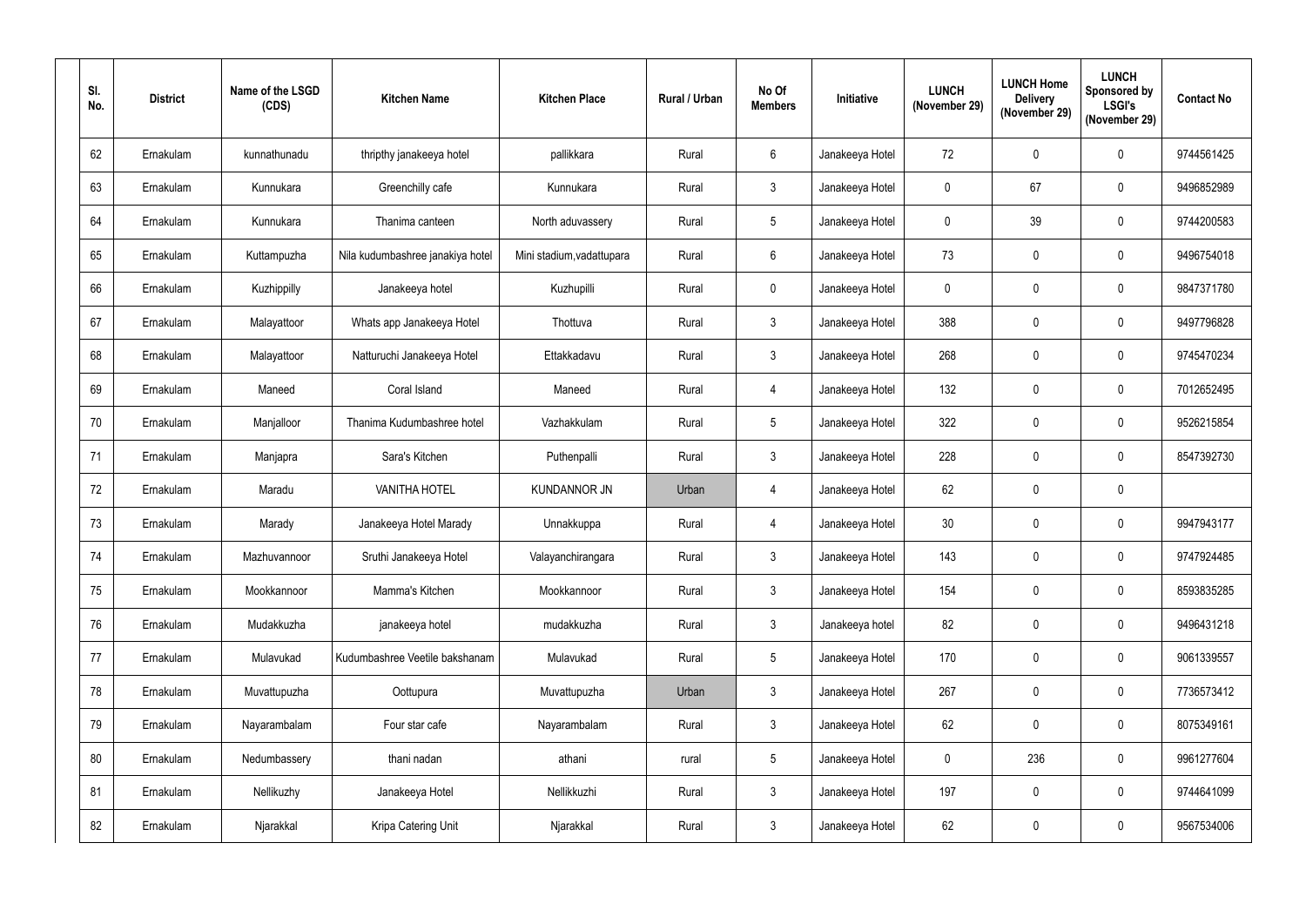| Sl. No. | District | Name of the LSGD (CDS) | Kitchen Name | Kitchen Place | Rural / Urban | No Of Members | Initiative | LUNCH (November 29) | LUNCH Home Delivery (November 29) | LUNCH Sponsored by LSGI's (November 29) | Contact No |
|---|---|---|---|---|---|---|---|---|---|---|---|
| 62 | Ernakulam | kunnathunadu | thripthy janakeeya hotel | pallikkara | Rural | 6 | Janakeeya Hotel | 72 | 0 | 0 | 9744561425 |
| 63 | Ernakulam | Kunnukara | Greenchilly cafe | Kunnukara | Rural | 3 | Janakeeya Hotel | 0 | 67 | 0 | 9496852989 |
| 64 | Ernakulam | Kunnukara | Thanima canteen | North aduvassery | Rural | 5 | Janakeeya Hotel | 0 | 39 | 0 | 9744200583 |
| 65 | Ernakulam | Kuttampuzha | Nila kudumbashree janakiya hotel | Mini stadium,vadattupara | Rural | 6 | Janakeeya Hotel | 73 | 0 | 0 | 9496754018 |
| 66 | Ernakulam | Kuzhippilly | Janakeeya hotel | Kuzhupilli | Rural | 0 | Janakeeya Hotel | 0 | 0 | 0 | 9847371780 |
| 67 | Ernakulam | Malayattoor | Whats app Janakeeya Hotel | Thottuva | Rural | 3 | Janakeeya Hotel | 388 | 0 | 0 | 9497796828 |
| 68 | Ernakulam | Malayattoor | Natturuchi Janakeeya Hotel | Ettakkadavu | Rural | 3 | Janakeeya Hotel | 268 | 0 | 0 | 9745470234 |
| 69 | Ernakulam | Maneed | Coral Island | Maneed | Rural | 4 | Janakeeya Hotel | 132 | 0 | 0 | 7012652495 |
| 70 | Ernakulam | Manjalloor | Thanima Kudumbashree hotel | Vazhakkulam | Rural | 5 | Janakeeya Hotel | 322 | 0 | 0 | 9526215854 |
| 71 | Ernakulam | Manjapra | Sara's Kitchen | Puthenpalli | Rural | 3 | Janakeeya Hotel | 228 | 0 | 0 | 8547392730 |
| 72 | Ernakulam | Maradu | VANITHA HOTEL | KUNDANNOR JN | Urban | 4 | Janakeeya Hotel | 62 | 0 | 0 | |
| 73 | Ernakulam | Marady | Janakeeya Hotel Marady | Unnakkuppa | Rural | 4 | Janakeeya Hotel | 30 | 0 | 0 | 9947943177 |
| 74 | Ernakulam | Mazhuvannoor | Sruthi Janakeeya Hotel | Valayanchirangara | Rural | 3 | Janakeeya Hotel | 143 | 0 | 0 | 9747924485 |
| 75 | Ernakulam | Mookkannoor | Mamma's Kitchen | Mookkannoor | Rural | 3 | Janakeeya Hotel | 154 | 0 | 0 | 8593835285 |
| 76 | Ernakulam | Mudakkuzha | janakeeya hotel | mudakkuzha | Rural | 3 | Janakeeya hotel | 82 | 0 | 0 | 9496431218 |
| 77 | Ernakulam | Mulavukad | Kudumbashree Veetile bakshanam | Mulavukad | Rural | 5 | Janakeeya Hotel | 170 | 0 | 0 | 9061339557 |
| 78 | Ernakulam | Muvattupuzha | Oottupura | Muvattupuzha | Urban | 3 | Janakeeya Hotel | 267 | 0 | 0 | 7736573412 |
| 79 | Ernakulam | Nayarambalam | Four star cafe | Nayarambalam | Rural | 3 | Janakeeya Hotel | 62 | 0 | 0 | 8075349161 |
| 80 | Ernakulam | Nedumbassery | thani nadan | athani | rural | 5 | Janakeeya Hotel | 0 | 236 | 0 | 9961277604 |
| 81 | Ernakulam | Nellikuzhy | Janakeeya Hotel | Nellikkuzhi | Rural | 3 | Janakeeya Hotel | 197 | 0 | 0 | 9744641099 |
| 82 | Ernakulam | Njarakkal | Kripa Catering Unit | Njarakkal | Rural | 3 | Janakeeya Hotel | 62 | 0 | 0 | 9567534006 |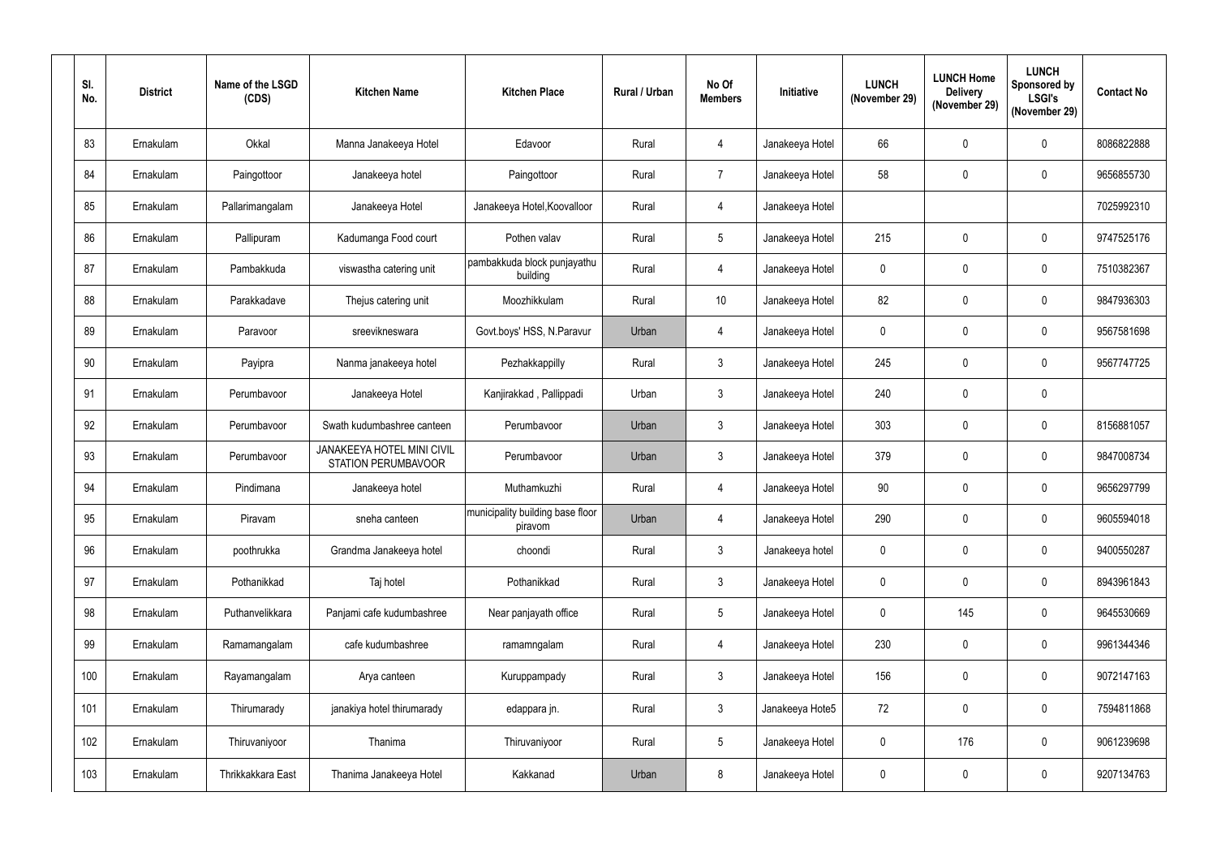| Sl. No. | District | Name of the LSGD (CDS) | Kitchen Name | Kitchen Place | Rural / Urban | No Of Members | Initiative | LUNCH (November 29) | LUNCH Home Delivery (November 29) | LUNCH Sponsored by LSGI's (November 29) | Contact No |
|---|---|---|---|---|---|---|---|---|---|---|---|
| 83 | Ernakulam | Okkal | Manna Janakeeya Hotel | Edavoor | Rural | 4 | Janakeeya Hotel | 66 | 0 | 0 | 8086822888 |
| 84 | Ernakulam | Paingottoor | Janakeeya hotel | Paingottoor | Rural | 7 | Janakeeya Hotel | 58 | 0 | 0 | 9656855730 |
| 85 | Ernakulam | Pallarimangalam | Janakeeya Hotel | Janakeeya Hotel,Koovalloor | Rural | 4 | Janakeeya Hotel | | | | 7025992310 |
| 86 | Ernakulam | Pallipuram | Kadumanga Food court | Pothen valav | Rural | 5 | Janakeeya Hotel | 215 | 0 | 0 | 9747525176 |
| 87 | Ernakulam | Pambakkuda | viswastha catering unit | pambakkuda block punjayathu building | Rural | 4 | Janakeeya Hotel | 0 | 0 | 0 | 7510382367 |
| 88 | Ernakulam | Parakkadave | Thejus catering unit | Moozhikkulam | Rural | 10 | Janakeeya Hotel | 82 | 0 | 0 | 9847936303 |
| 89 | Ernakulam | Paravoor | sreevikneswara | Govt.boys' HSS, N.Paravur | Urban | 4 | Janakeeya Hotel | 0 | 0 | 0 | 9567581698 |
| 90 | Ernakulam | Payipra | Nanma janakeeya hotel | Pezhakkappilly | Rural | 3 | Janakeeya Hotel | 245 | 0 | 0 | 9567747725 |
| 91 | Ernakulam | Perumbavoor | Janakeeya Hotel | Kanjirakkad , Pallippadi | Urban | 3 | Janakeeya Hotel | 240 | 0 | 0 | |
| 92 | Ernakulam | Perumbavoor | Swath kudumbashree canteen | Perumbavoor | Urban | 3 | Janakeeya Hotel | 303 | 0 | 0 | 8156881057 |
| 93 | Ernakulam | Perumbavoor | JANAKEEYA HOTEL MINI CIVIL STATION PERUMBAVOOR | Perumbavoor | Urban | 3 | Janakeeya Hotel | 379 | 0 | 0 | 9847008734 |
| 94 | Ernakulam | Pindimana | Janakeeya hotel | Muthamkuzhi | Rural | 4 | Janakeeya Hotel | 90 | 0 | 0 | 9656297799 |
| 95 | Ernakulam | Piravam | sneha canteen | municipality building base floor piravom | Urban | 4 | Janakeeya Hotel | 290 | 0 | 0 | 9605594018 |
| 96 | Ernakulam | poothrukka | Grandma Janakeeya hotel | choondi | Rural | 3 | Janakeeya hotel | 0 | 0 | 0 | 9400550287 |
| 97 | Ernakulam | Pothanikkad | Taj hotel | Pothanikkad | Rural | 3 | Janakeeya Hotel | 0 | 0 | 0 | 8943961843 |
| 98 | Ernakulam | Puthanvelikkara | Panjami cafe kudumbashree | Near panjayath office | Rural | 5 | Janakeeya Hotel | 0 | 145 | 0 | 9645530669 |
| 99 | Ernakulam | Ramamangalam | cafe kudumbashree | ramamngalam | Rural | 4 | Janakeeya Hotel | 230 | 0 | 0 | 9961344346 |
| 100 | Ernakulam | Rayamangalam | Arya canteen | Kuruppampady | Rural | 3 | Janakeeya Hotel | 156 | 0 | 0 | 9072147163 |
| 101 | Ernakulam | Thirumarady | janakiya hotel thirumarady | edappara jn. | Rural | 3 | Janakeeya Hote5 | 72 | 0 | 0 | 7594811868 |
| 102 | Ernakulam | Thiruvaniyoor | Thanima | Thiruvaniyoor | Rural | 5 | Janakeeya Hotel | 0 | 176 | 0 | 9061239698 |
| 103 | Ernakulam | Thrikkakkara East | Thanima Janakeeya Hotel | Kakkanad | Urban | 8 | Janakeeya Hotel | 0 | 0 | 0 | 9207134763 |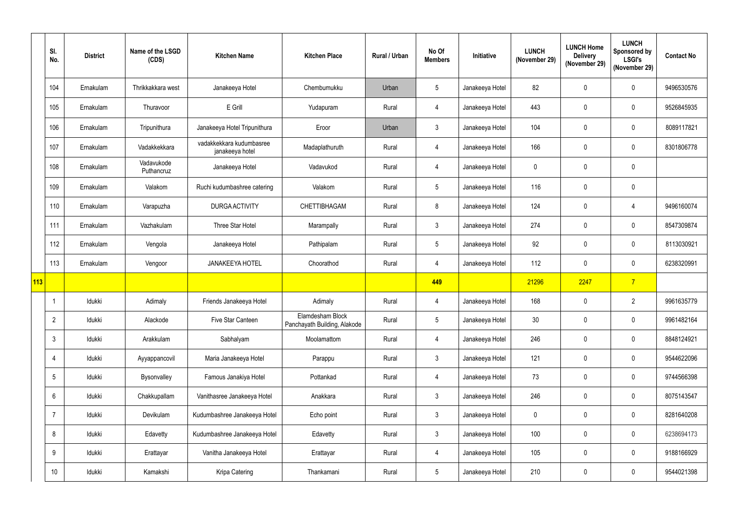| | Sl. No. | District | Name of the LSGD (CDS) | Kitchen Name | Kitchen Place | Rural / Urban | No Of Members | Initiative | LUNCH (November 29) | LUNCH Home Delivery (November 29) | LUNCH Sponsored by LSGI's (November 29) | Contact No |
|---|---|---|---|---|---|---|---|---|---|---|---|---|
| | 104 | Ernakulam | Thrikkakkara west | Janakeeya Hotel | Chembumukku | Urban | 5 | Janakeeya Hotel | 82 | 0 | 0 | 9496530576 |
| | 105 | Ernakulam | Thuravoor | E Grill | Yudapuram | Rural | 4 | Janakeeya Hotel | 443 | 0 | 0 | 9526845935 |
| | 106 | Ernakulam | Tripunithura | Janakeeya Hotel Tripunithura | Eroor | Urban | 3 | Janakeeya Hotel | 104 | 0 | 0 | 8089117821 |
| | 107 | Ernakulam | Vadakkekkara | vadakkekkara kudumbasree janakeeya hotel | Madaplathuruth | Rural | 4 | Janakeeya Hotel | 166 | 0 | 0 | 8301806778 |
| | 108 | Ernakulam | Vadavukode Puthancruz | Janakeeya Hotel | Vadavukod | Rural | 4 | Janakeeya Hotel | 0 | 0 | 0 | |
| | 109 | Ernakulam | Valakom | Ruchi kudumbashree catering | Valakom | Rural | 5 | Janakeeya Hotel | 116 | 0 | 0 | |
| | 110 | Ernakulam | Varapuzha | DURGA ACTIVITY | CHETTIBHAGAM | Rural | 8 | Janakeeya Hotel | 124 | 0 | 4 | 9496160074 |
| | 111 | Ernakulam | Vazhakulam | Three Star Hotel | Marampally | Rural | 3 | Janakeeya Hotel | 274 | 0 | 0 | 8547309874 |
| | 112 | Ernakulam | Vengola | Janakeeya Hotel | Pathipalam | Rural | 5 | Janakeeya Hotel | 92 | 0 | 0 | 8113030921 |
| | 113 | Ernakulam | Vengoor | JANAKEEYA HOTEL | Choorathod | Rural | 4 | Janakeeya Hotel | 112 | 0 | 0 | 6238320991 |
| 113 | | | | | | | 449 | | 21296 | 2247 | 7 | |
| | 1 | Idukki | Adimaly | Friends Janakeeya Hotel | Adimaly | Rural | 4 | Janakeeya Hotel | 168 | 0 | 2 | 9961635779 |
| | 2 | Idukki | Alackode | Five Star Canteen | Elamdesham Block Panchayath Building, Alakode | Rural | 5 | Janakeeya Hotel | 30 | 0 | 0 | 9961482164 |
| | 3 | Idukki | Arakkulam | Sabhalyam | Moolamattom | Rural | 4 | Janakeeya Hotel | 246 | 0 | 0 | 8848124921 |
| | 4 | Idukki | Ayyappancovil | Maria Janakeeya Hotel | Parappu | Rural | 3 | Janakeeya Hotel | 121 | 0 | 0 | 9544622096 |
| | 5 | Idukki | Bysonvalley | Famous Janakiya Hotel | Pottankad | Rural | 4 | Janakeeya Hotel | 73 | 0 | 0 | 9744566398 |
| | 6 | Idukki | Chakkupallam | Vanithasree Janakeeya Hotel | Anakkara | Rural | 3 | Janakeeya Hotel | 246 | 0 | 0 | 8075143547 |
| | 7 | Idukki | Devikulam | Kudumbashree Janakeeya Hotel | Echo point | Rural | 3 | Janakeeya Hotel | 0 | 0 | 0 | 8281640208 |
| | 8 | Idukki | Edavetty | Kudumbashree Janakeeya Hotel | Edavetty | Rural | 3 | Janakeeya Hotel | 100 | 0 | 0 | 6238694173 |
| | 9 | Idukki | Erattayar | Vanitha Janakeeya Hotel | Erattayar | Rural | 4 | Janakeeya Hotel | 105 | 0 | 0 | 9188166929 |
| | 10 | Idukki | Kamakshi | Kripa Catering | Thankamani | Rural | 5 | Janakeeya Hotel | 210 | 0 | 0 | 9544021398 |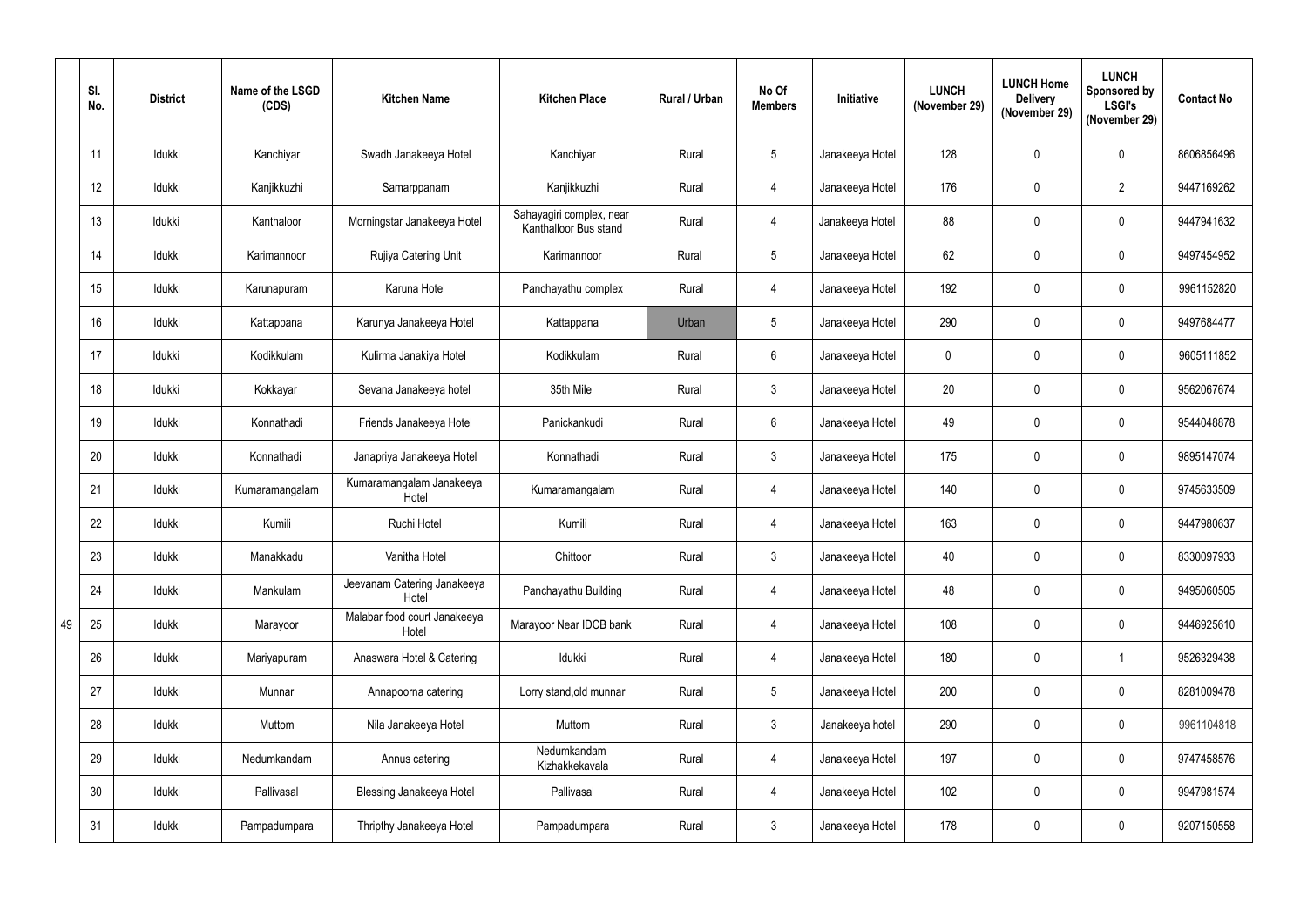| | Sl. No. | District | Name of the LSGD (CDS) | Kitchen Name | Kitchen Place | Rural / Urban | No Of Members | Initiative | LUNCH (November 29) | LUNCH Home Delivery (November 29) | LUNCH Sponsored by LSGI's (November 29) | Contact No |
|---|---|---|---|---|---|---|---|---|---|---|---|---|
| | 11 | Idukki | Kanchiyar | Swadh Janakeeya Hotel | Kanchiyar | Rural | 5 | Janakeeya Hotel | 128 | 0 | 0 | 8606856496 |
| | 12 | Idukki | Kanjikkuzhi | Samarppanam | Kanjikkuzhi | Rural | 4 | Janakeeya Hotel | 176 | 0 | 2 | 9447169262 |
| | 13 | Idukki | Kanthaloor | Morningstar Janakeeya Hotel | Sahayagiri complex, near Kanthalloor Bus stand | Rural | 4 | Janakeeya Hotel | 88 | 0 | 0 | 9447941632 |
| | 14 | Idukki | Karimannoor | Rujiya Catering Unit | Karimannoor | Rural | 5 | Janakeeya Hotel | 62 | 0 | 0 | 9497454952 |
| | 15 | Idukki | Karunapuram | Karuna Hotel | Panchayathu complex | Rural | 4 | Janakeeya Hotel | 192 | 0 | 0 | 9961152820 |
| | 16 | Idukki | Kattappana | Karunya Janakeeya Hotel | Kattappana | Urban | 5 | Janakeeya Hotel | 290 | 0 | 0 | 9497684477 |
| | 17 | Idukki | Kodikkulam | Kulirma Janakiya Hotel | Kodikkulam | Rural | 6 | Janakeeya Hotel | 0 | 0 | 0 | 9605111852 |
| | 18 | Idukki | Kokkayar | Sevana Janakeeya hotel | 35th Mile | Rural | 3 | Janakeeya Hotel | 20 | 0 | 0 | 9562067674 |
| | 19 | Idukki | Konnathadi | Friends Janakeeya Hotel | Panickankudi | Rural | 6 | Janakeeya Hotel | 49 | 0 | 0 | 9544048878 |
| | 20 | Idukki | Konnathadi | Janapriya Janakeeya Hotel | Konnathadi | Rural | 3 | Janakeeya Hotel | 175 | 0 | 0 | 9895147074 |
| | 21 | Idukki | Kumaramangalam | Kumaramangalam Janakeeya Hotel | Kumaramangalam | Rural | 4 | Janakeeya Hotel | 140 | 0 | 0 | 9745633509 |
| | 22 | Idukki | Kumili | Ruchi Hotel | Kumili | Rural | 4 | Janakeeya Hotel | 163 | 0 | 0 | 9447980637 |
| | 23 | Idukki | Manakkadu | Vanitha Hotel | Chittoor | Rural | 3 | Janakeeya Hotel | 40 | 0 | 0 | 8330097933 |
| | 24 | Idukki | Mankulam | Jeevanam Catering Janakeeya Hotel | Panchayathu Building | Rural | 4 | Janakeeya Hotel | 48 | 0 | 0 | 9495060505 |
| 49 | 25 | Idukki | Marayoor | Malabar food court Janakeeya Hotel | Marayoor Near IDCB bank | Rural | 4 | Janakeeya Hotel | 108 | 0 | 0 | 9446925610 |
| | 26 | Idukki | Mariyapuram | Anaswara Hotel & Catering | Idukki | Rural | 4 | Janakeeya Hotel | 180 | 0 | 1 | 9526329438 |
| | 27 | Idukki | Munnar | Annapoorna catering | Lorry stand,old munnar | Rural | 5 | Janakeeya Hotel | 200 | 0 | 0 | 8281009478 |
| | 28 | Idukki | Muttom | Nila Janakeeya Hotel | Muttom | Rural | 3 | Janakeeya hotel | 290 | 0 | 0 | 9961104818 |
| | 29 | Idukki | Nedumkandam | Annus catering | Nedumkandam Kizhakkekavala | Rural | 4 | Janakeeya Hotel | 197 | 0 | 0 | 9747458576 |
| | 30 | Idukki | Pallivasal | Blessing Janakeeya Hotel | Pallivasal | Rural | 4 | Janakeeya Hotel | 102 | 0 | 0 | 9947981574 |
| | 31 | Idukki | Pampadumpara | Thripthy Janakeeya Hotel | Pampadumpara | Rural | 3 | Janakeeya Hotel | 178 | 0 | 0 | 9207150558 |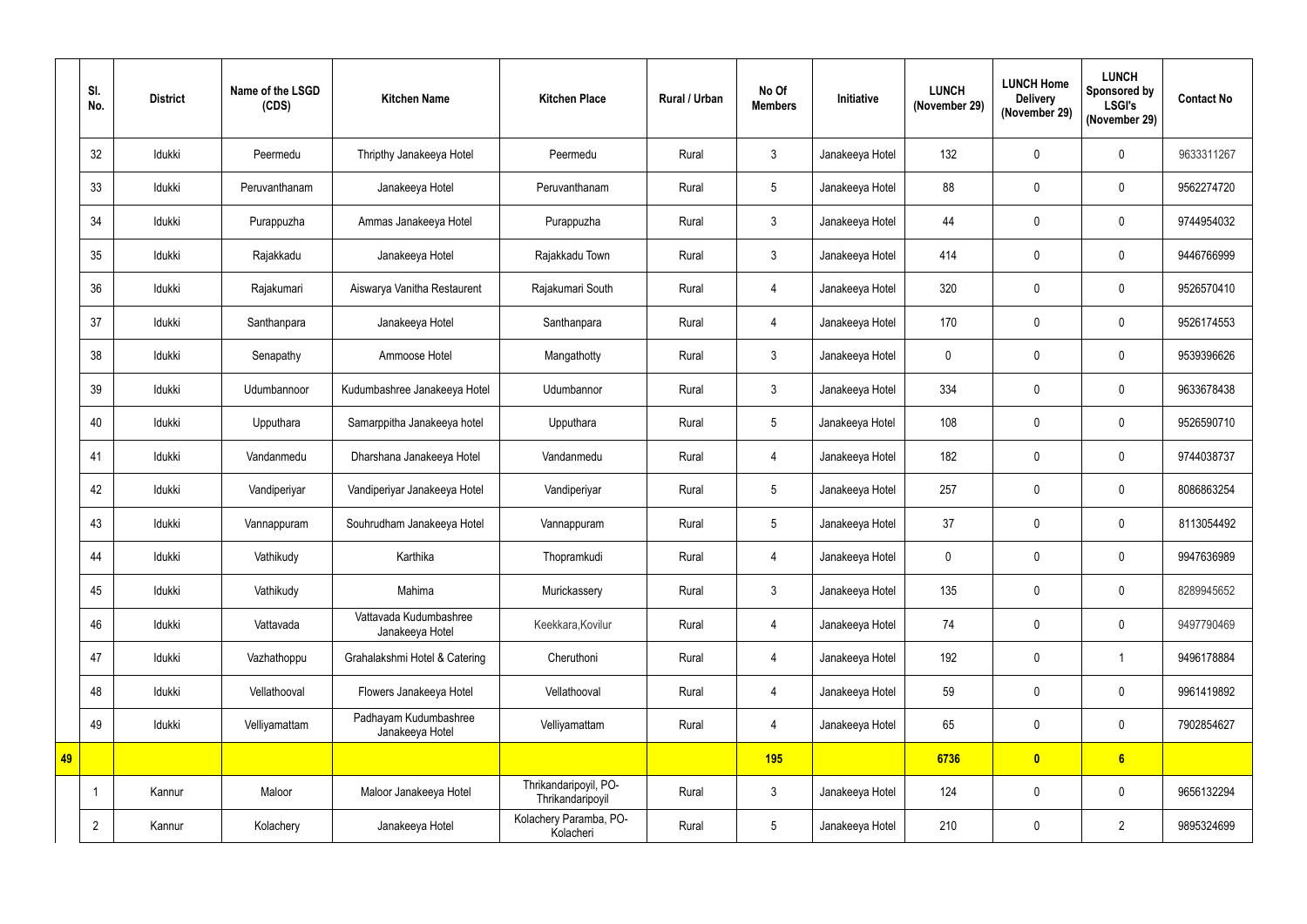| | Sl. No. | District | Name of the LSGD (CDS) | Kitchen Name | Kitchen Place | Rural / Urban | No Of Members | Initiative | LUNCH (November 29) | LUNCH Home Delivery (November 29) | LUNCH Sponsored by LSGI's (November 29) | Contact No |
|---|---|---|---|---|---|---|---|---|---|---|---|---|
| | 32 | Idukki | Peermedu | Thripthy Janakeeya Hotel | Peermedu | Rural | 3 | Janakeeya Hotel | 132 | 0 | 0 | 9633311267 |
| | 33 | Idukki | Peruvanthanam | Janakeeya Hotel | Peruvanthanam | Rural | 5 | Janakeeya Hotel | 88 | 0 | 0 | 9562274720 |
| | 34 | Idukki | Purappuzha | Ammas Janakeeya Hotel | Purappuzha | Rural | 3 | Janakeeya Hotel | 44 | 0 | 0 | 9744954032 |
| | 35 | Idukki | Rajakkadu | Janakeeya Hotel | Rajakkadu Town | Rural | 3 | Janakeeya Hotel | 414 | 0 | 0 | 9446766999 |
| | 36 | Idukki | Rajakumari | Aiswarya Vanitha Restaurent | Rajakumari South | Rural | 4 | Janakeeya Hotel | 320 | 0 | 0 | 9526570410 |
| | 37 | Idukki | Santhanpara | Janakeeya Hotel | Santhanpara | Rural | 4 | Janakeeya Hotel | 170 | 0 | 0 | 9526174553 |
| | 38 | Idukki | Senapathy | Ammoose Hotel | Mangathotty | Rural | 3 | Janakeeya Hotel | 0 | 0 | 0 | 9539396626 |
| | 39 | Idukki | Udumbannoor | Kudumbashree Janakeeya Hotel | Udumbannor | Rural | 3 | Janakeeya Hotel | 334 | 0 | 0 | 9633678438 |
| | 40 | Idukki | Upputhara | Samarppitha Janakeeya hotel | Upputhara | Rural | 5 | Janakeeya Hotel | 108 | 0 | 0 | 9526590710 |
| | 41 | Idukki | Vandanmedu | Dharshana Janakeeya Hotel | Vandanmedu | Rural | 4 | Janakeeya Hotel | 182 | 0 | 0 | 9744038737 |
| | 42 | Idukki | Vandiperiyar | Vandiperiyar Janakeeya Hotel | Vandiperiyar | Rural | 5 | Janakeeya Hotel | 257 | 0 | 0 | 8086863254 |
| | 43 | Idukki | Vannappuram | Souhrudham Janakeeya Hotel | Vannappuram | Rural | 5 | Janakeeya Hotel | 37 | 0 | 0 | 8113054492 |
| | 44 | Idukki | Vathikudy | Karthika | Thopramkudi | Rural | 4 | Janakeeya Hotel | 0 | 0 | 0 | 9947636989 |
| | 45 | Idukki | Vathikudy | Mahima | Murickassery | Rural | 3 | Janakeeya Hotel | 135 | 0 | 0 | 8289945652 |
| | 46 | Idukki | Vattavada | Vattavada Kudumbashree Janakeeya Hotel | Keekkara,Kovilur | Rural | 4 | Janakeeya Hotel | 74 | 0 | 0 | 9497790469 |
| | 47 | Idukki | Vazhathoppu | Grahalakshmi Hotel & Catering | Cheruthoni | Rural | 4 | Janakeeya Hotel | 192 | 0 | 1 | 9496178884 |
| | 48 | Idukki | Vellathooval | Flowers Janakeeya Hotel | Vellathooval | Rural | 4 | Janakeeya Hotel | 59 | 0 | 0 | 9961419892 |
| | 49 | Idukki | Velliyamattam | Padhayam Kudumbashree Janakeeya Hotel | Velliyamattam | Rural | 4 | Janakeeya Hotel | 65 | 0 | 0 | 7902854627 |
| **49** | | | | | | | **195** | | **6736** | **0** | **6** | |
| | 1 | Kannur | Maloor | Maloor Janakeeya Hotel | Thrikandaripoyil, PO-Thrikandaripoyil | Rural | 3 | Janakeeya Hotel | 124 | 0 | 0 | 9656132294 |
| | 2 | Kannur | Kolachery | Janakeeya Hotel | Kolachery Paramba, PO-Kolacheri | Rural | 5 | Janakeeya Hotel | 210 | 0 | 2 | 9895324699 |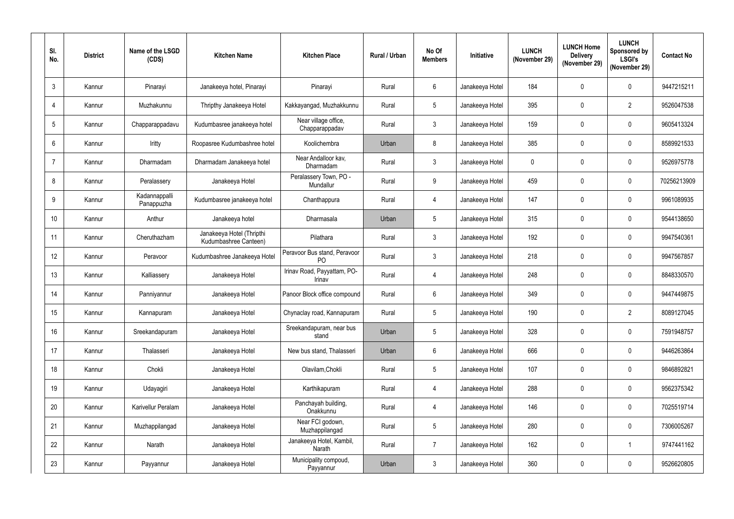| Sl. No. | District | Name of the LSGD (CDS) | Kitchen Name | Kitchen Place | Rural / Urban | No Of Members | Initiative | LUNCH (November 29) | LUNCH Home Delivery (November 29) | LUNCH Sponsored by LSGI's (November 29) | Contact No |
|---|---|---|---|---|---|---|---|---|---|---|---|
| 3 | Kannur | Pinarayi | Janakeeya hotel, Pinarayi | Pinarayi | Rural | 6 | Janakeeya Hotel | 184 | 0 | 0 | 9447215211 |
| 4 | Kannur | Muzhakunnu | Thripthy Janakeeya Hotel | Kakkayangad, Muzhakkunnu | Rural | 5 | Janakeeya Hotel | 395 | 0 | 2 | 9526047538 |
| 5 | Kannur | Chapparappadavu | Kudumbasree janakeeya hotel | Near village office, Chapparappadav | Rural | 3 | Janakeeya Hotel | 159 | 0 | 0 | 9605413324 |
| 6 | Kannur | Iritty | Roopasree Kudumbashree hotel | Koolichembra | Urban | 8 | Janakeeya Hotel | 385 | 0 | 0 | 8589921533 |
| 7 | Kannur | Dharmadam | Dharmadam Janakeeya hotel | Near Andalloor kav, Dharmadam | Rural | 3 | Janakeeya Hotel | 0 | 0 | 0 | 9526975778 |
| 8 | Kannur | Peralassery | Janakeeya Hotel | Peralassery Town, PO - Mundallur | Rural | 9 | Janakeeya Hotel | 459 | 0 | 0 | 70256213909 |
| 9 | Kannur | Kadannappalli Panappuzha | Kudumbasree janakeeya hotel | Chanthappura | Rural | 4 | Janakeeya Hotel | 147 | 0 | 0 | 9961089935 |
| 10 | Kannur | Anthur | Janakeeya hotel | Dharmasala | Urban | 5 | Janakeeya Hotel | 315 | 0 | 0 | 9544138650 |
| 11 | Kannur | Cheruthazham | Janakeeya Hotel (Thripthi Kudumbashree Canteen) | Pilathara | Rural | 3 | Janakeeya Hotel | 192 | 0 | 0 | 9947540361 |
| 12 | Kannur | Peravoor | Kudumbashree Janakeeya Hotel | Peravoor Bus stand, Peravoor PO | Rural | 3 | Janakeeya Hotel | 218 | 0 | 0 | 9947567857 |
| 13 | Kannur | Kalliassery | Janakeeya Hotel | Irinav Road, Payyattam, PO-Irinav | Rural | 4 | Janakeeya Hotel | 248 | 0 | 0 | 8848330570 |
| 14 | Kannur | Panniyannur | Janakeeya Hotel | Panoor Block office compound | Rural | 6 | Janakeeya Hotel | 349 | 0 | 0 | 9447449875 |
| 15 | Kannur | Kannapuram | Janakeeya Hotel | Chynaclay road, Kannapuram | Rural | 5 | Janakeeya Hotel | 190 | 0 | 2 | 8089127045 |
| 16 | Kannur | Sreekandapuram | Janakeeya Hotel | Sreekandapuram, near bus stand | Urban | 5 | Janakeeya Hotel | 328 | 0 | 0 | 7591948757 |
| 17 | Kannur | Thalasseri | Janakeeya Hotel | New bus stand, Thalasseri | Urban | 6 | Janakeeya Hotel | 666 | 0 | 0 | 9446263864 |
| 18 | Kannur | Chokli | Janakeeya Hotel | Olavilam,Chokli | Rural | 5 | Janakeeya Hotel | 107 | 0 | 0 | 9846892821 |
| 19 | Kannur | Udayagiri | Janakeeya Hotel | Karthikapuram | Rural | 4 | Janakeeya Hotel | 288 | 0 | 0 | 9562375342 |
| 20 | Kannur | Karivellur Peralam | Janakeeya Hotel | Panchayah building, Onakkunnu | Rural | 4 | Janakeeya Hotel | 146 | 0 | 0 | 7025519714 |
| 21 | Kannur | Muzhappilangad | Janakeeya Hotel | Near FCI godown, Muzhappilangad | Rural | 5 | Janakeeya Hotel | 280 | 0 | 0 | 7306005267 |
| 22 | Kannur | Narath | Janakeeya Hotel | Janakeeya Hotel, Kambil, Narath | Rural | 7 | Janakeeya Hotel | 162 | 0 | 1 | 9747441162 |
| 23 | Kannur | Payyannur | Janakeeya Hotel | Municipality compoud, Payyannur | Urban | 3 | Janakeeya Hotel | 360 | 0 | 0 | 9526620805 |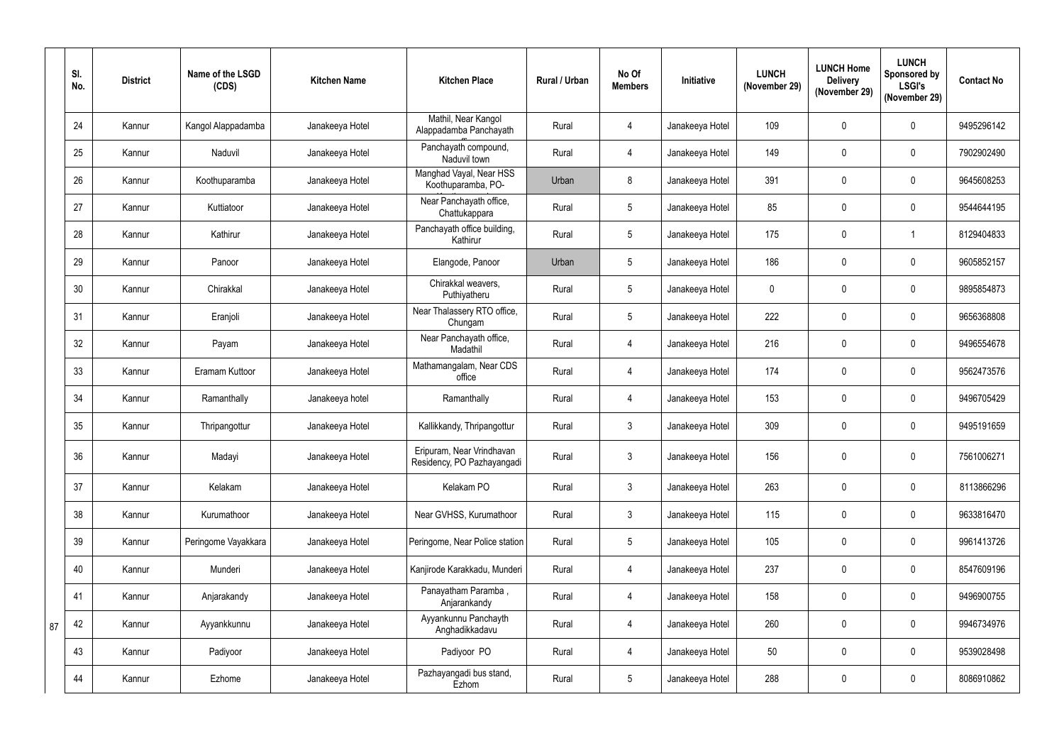| Sl. No. | District | Name of the LSGD (CDS) | Kitchen Name | Kitchen Place | Rural / Urban | No Of Members | Initiative | LUNCH (November 29) | LUNCH Home Delivery (November 29) | LUNCH Sponsored by LSGI's (November 29) | Contact No |
|---|---|---|---|---|---|---|---|---|---|---|---|
| 24 | Kannur | Kangol Alappadamba | Janakeeya Hotel | Mathil, Near Kangol Alappadamba Panchayath | Rural | 4 | Janakeeya Hotel | 109 | 0 | 0 | 9495296142 |
| 25 | Kannur | Naduvil | Janakeeya Hotel | Panchayath compound, Naduvil town | Rural | 4 | Janakeeya Hotel | 149 | 0 | 0 | 7902902490 |
| 26 | Kannur | Koothuparamba | Janakeeya Hotel | Manghad Vayal, Near HSS Koothuparamba, PO- | Urban | 8 | Janakeeya Hotel | 391 | 0 | 0 | 9645608253 |
| 27 | Kannur | Kuttiatoor | Janakeeya Hotel | Near Panchayath office, Chattukappara | Rural | 5 | Janakeeya Hotel | 85 | 0 | 0 | 9544644195 |
| 28 | Kannur | Kathirur | Janakeeya Hotel | Panchayath office building, Kathirur | Rural | 5 | Janakeeya Hotel | 175 | 0 | 1 | 8129404833 |
| 29 | Kannur | Panoor | Janakeeya Hotel | Elangode, Panoor | Urban | 5 | Janakeeya Hotel | 186 | 0 | 0 | 9605852157 |
| 30 | Kannur | Chirakkal | Janakeeya Hotel | Chirakkal weavers, Puthiyatheru | Rural | 5 | Janakeeya Hotel | 0 | 0 | 0 | 9895854873 |
| 31 | Kannur | Eranjoli | Janakeeya Hotel | Near Thalassery RTO office, Chungam | Rural | 5 | Janakeeya Hotel | 222 | 0 | 0 | 9656368808 |
| 32 | Kannur | Payam | Janakeeya Hotel | Near Panchayath office, Madathil | Rural | 4 | Janakeeya Hotel | 216 | 0 | 0 | 9496554678 |
| 33 | Kannur | Eramam Kuttoor | Janakeeya Hotel | Mathamangalam, Near CDS office | Rural | 4 | Janakeeya Hotel | 174 | 0 | 0 | 9562473576 |
| 34 | Kannur | Ramanthally | Janakeeya hotel | Ramanthally | Rural | 4 | Janakeeya Hotel | 153 | 0 | 0 | 9496705429 |
| 35 | Kannur | Thripangottur | Janakeeya Hotel | Kallikkandy, Thripangottur | Rural | 3 | Janakeeya Hotel | 309 | 0 | 0 | 9495191659 |
| 36 | Kannur | Madayi | Janakeeya Hotel | Eripuram, Near Vrindhavan Residency, PO Pazhayangadi | Rural | 3 | Janakeeya Hotel | 156 | 0 | 0 | 7561006271 |
| 37 | Kannur | Kelakam | Janakeeya Hotel | Kelakam PO | Rural | 3 | Janakeeya Hotel | 263 | 0 | 0 | 8113866296 |
| 38 | Kannur | Kurumathoor | Janakeeya Hotel | Near GVHSS, Kurumathoor | Rural | 3 | Janakeeya Hotel | 115 | 0 | 0 | 9633816470 |
| 39 | Kannur | Peringome Vayakkara | Janakeeya Hotel | Peringome, Near Police station | Rural | 5 | Janakeeya Hotel | 105 | 0 | 0 | 9961413726 |
| 40 | Kannur | Munderi | Janakeeya Hotel | Kanjirode Karakkadu, Munderi | Rural | 4 | Janakeeya Hotel | 237 | 0 | 0 | 8547609196 |
| 41 | Kannur | Anjarakandy | Janakeeya Hotel | Panayatham Paramba , Anjarankandy | Rural | 4 | Janakeeya Hotel | 158 | 0 | 0 | 9496900755 |
| 42 | Kannur | Ayyankkunnu | Janakeeya Hotel | Ayyankunnu Panchayth Anghadikkadavu | Rural | 4 | Janakeeya Hotel | 260 | 0 | 0 | 9946734976 |
| 43 | Kannur | Padiyoor | Janakeeya Hotel | Padiyoor PO | Rural | 4 | Janakeeya Hotel | 50 | 0 | 0 | 9539028498 |
| 44 | Kannur | Ezhome | Janakeeya Hotel | Pazhayangadi bus stand, Ezhom | Rural | 5 | Janakeeya Hotel | 288 | 0 | 0 | 8086910862 |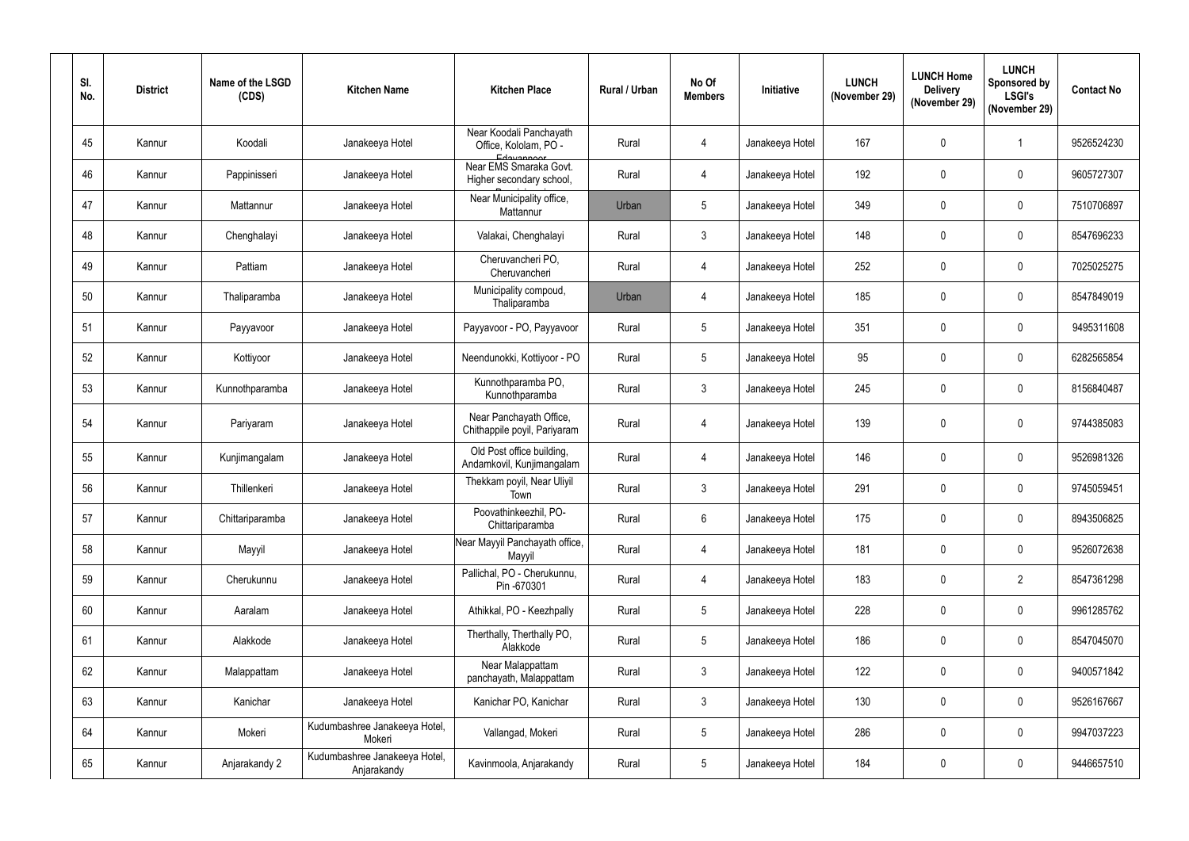| Sl. No. | District | Name of the LSGD (CDS) | Kitchen Name | Kitchen Place | Rural / Urban | No Of Members | Initiative | LUNCH (November 29) | LUNCH Home Delivery (November 29) | LUNCH Sponsored by LSGI's (November 29) | Contact No |
|---|---|---|---|---|---|---|---|---|---|---|---|
| 45 | Kannur | Koodali | Janakeeya Hotel | Near Koodali Panchayath Office, Kololam, PO - Edavannoor | Rural | 4 | Janakeeya Hotel | 167 | 0 | 1 | 9526524230 |
| 46 | Kannur | Pappinisseri | Janakeeya Hotel | Near EMS Smaraka Govt. Higher secondary school, | Rural | 4 | Janakeeya Hotel | 192 | 0 | 0 | 9605727307 |
| 47 | Kannur | Mattannur | Janakeeya Hotel | Near Municipality office, Mattannur | Urban | 5 | Janakeeya Hotel | 349 | 0 | 0 | 7510706897 |
| 48 | Kannur | Chenghalayi | Janakeeya Hotel | Valakai, Chenghalayi | Rural | 3 | Janakeeya Hotel | 148 | 0 | 0 | 8547696233 |
| 49 | Kannur | Pattiam | Janakeeya Hotel | Cheruvancheri PO, Cheruvancheri | Rural | 4 | Janakeeya Hotel | 252 | 0 | 0 | 7025025275 |
| 50 | Kannur | Thaliparamba | Janakeeya Hotel | Municipality compoud, Thaliparamba | Urban | 4 | Janakeeya Hotel | 185 | 0 | 0 | 8547849019 |
| 51 | Kannur | Payyavoor | Janakeeya Hotel | Payyavoor - PO, Payyavoor | Rural | 5 | Janakeeya Hotel | 351 | 0 | 0 | 9495311608 |
| 52 | Kannur | Kottiyoor | Janakeeya Hotel | Neendunokki, Kottiyoor - PO | Rural | 5 | Janakeeya Hotel | 95 | 0 | 0 | 6282565854 |
| 53 | Kannur | Kunnothparamba | Janakeeya Hotel | Kunnothparamba PO, Kunnothparamba | Rural | 3 | Janakeeya Hotel | 245 | 0 | 0 | 8156840487 |
| 54 | Kannur | Pariyaram | Janakeeya Hotel | Near Panchayath Office, Chithappile poyil, Pariyaram | Rural | 4 | Janakeeya Hotel | 139 | 0 | 0 | 9744385083 |
| 55 | Kannur | Kunjimangalam | Janakeeya Hotel | Old Post office building, Andamkovil, Kunjimangalam | Rural | 4 | Janakeeya Hotel | 146 | 0 | 0 | 9526981326 |
| 56 | Kannur | Thillenkeri | Janakeeya Hotel | Thekkam poyil, Near Uliyil Town | Rural | 3 | Janakeeya Hotel | 291 | 0 | 0 | 9745059451 |
| 57 | Kannur | Chittariparamba | Janakeeya Hotel | Poovathinkeezhil, PO-Chittariparamba | Rural | 6 | Janakeeya Hotel | 175 | 0 | 0 | 8943506825 |
| 58 | Kannur | Mayyil | Janakeeya Hotel | Near Mayyil Panchayath office, Mayyil | Rural | 4 | Janakeeya Hotel | 181 | 0 | 0 | 9526072638 |
| 59 | Kannur | Cherukunnu | Janakeeya Hotel | Pallichal, PO - Cherukunnu, Pin -670301 | Rural | 4 | Janakeeya Hotel | 183 | 0 | 2 | 8547361298 |
| 60 | Kannur | Aaralam | Janakeeya Hotel | Athikkal, PO - Keezhpally | Rural | 5 | Janakeeya Hotel | 228 | 0 | 0 | 9961285762 |
| 61 | Kannur | Alakkode | Janakeeya Hotel | Therthally, Therthally PO, Alakkode | Rural | 5 | Janakeeya Hotel | 186 | 0 | 0 | 8547045070 |
| 62 | Kannur | Malappattam | Janakeeya Hotel | Near Malappattam panchayath, Malappattam | Rural | 3 | Janakeeya Hotel | 122 | 0 | 0 | 9400571842 |
| 63 | Kannur | Kanichar | Janakeeya Hotel | Kanichar PO, Kanichar | Rural | 3 | Janakeeya Hotel | 130 | 0 | 0 | 9526167667 |
| 64 | Kannur | Mokeri | Kudumbashree Janakeeya Hotel, Mokeri | Vallangad, Mokeri | Rural | 5 | Janakeeya Hotel | 286 | 0 | 0 | 9947037223 |
| 65 | Kannur | Anjarakandy 2 | Kudumbashree Janakeeya Hotel, Anjarakandy | Kavinmoola, Anjarakandy | Rural | 5 | Janakeeya Hotel | 184 | 0 | 0 | 9446657510 |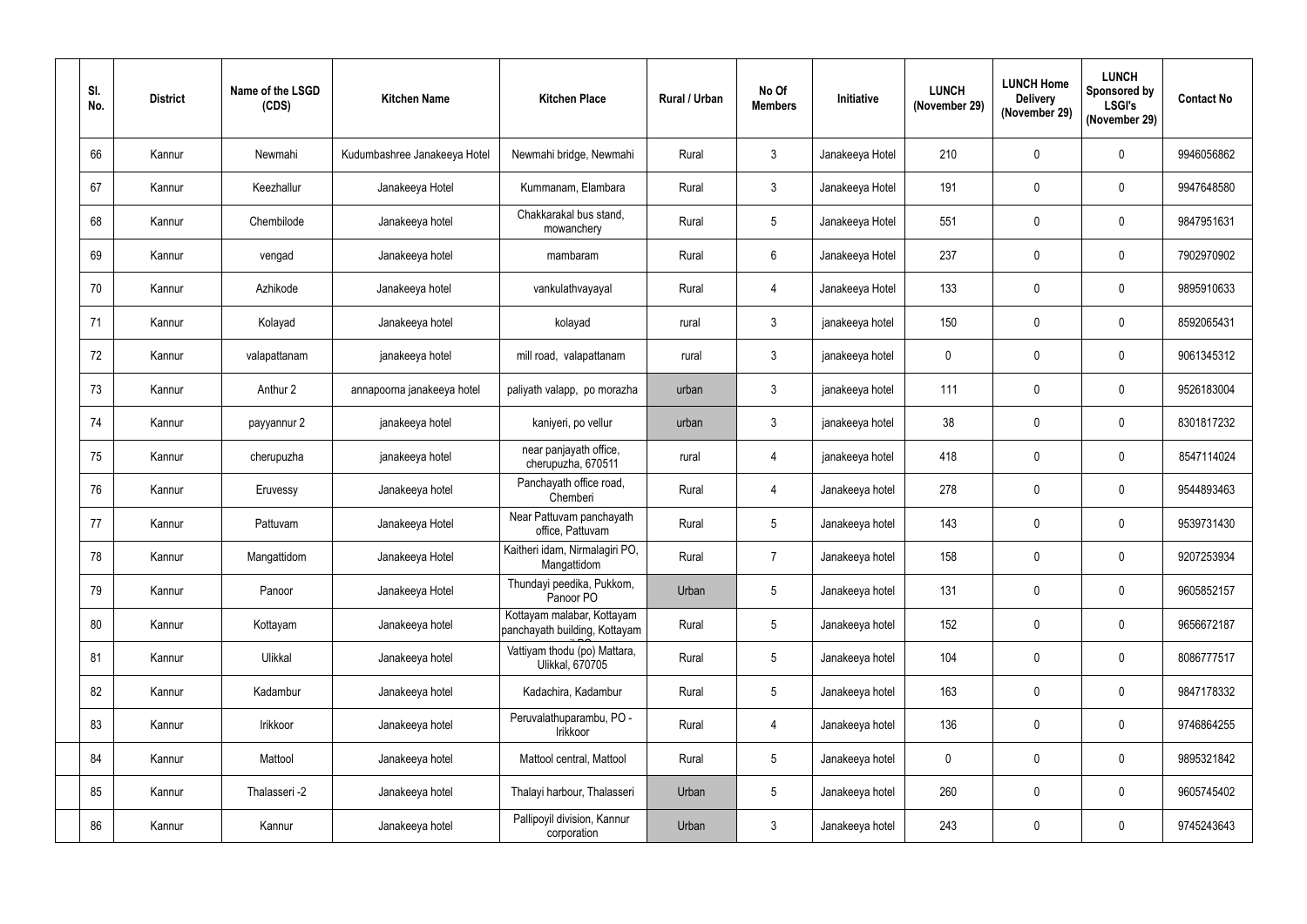| Sl. No. | District | Name of the LSGD (CDS) | Kitchen Name | Kitchen Place | Rural / Urban | No Of Members | Initiative | LUNCH (November 29) | LUNCH Home Delivery (November 29) | LUNCH Sponsored by LSGI's (November 29) | Contact No |
|---|---|---|---|---|---|---|---|---|---|---|---|
| 66 | Kannur | Newmahi | Kudumbashree Janakeeya Hotel | Newmahi bridge, Newmahi | Rural | 3 | Janakeeya Hotel | 210 | 0 | 0 | 9946056862 |
| 67 | Kannur | Keezhallur | Janakeeya Hotel | Kummanam, Elambara | Rural | 3 | Janakeeya Hotel | 191 | 0 | 0 | 9947648580 |
| 68 | Kannur | Chembilode | Janakeeya hotel | Chakkarakal bus stand, mowanchery | Rural | 5 | Janakeeya Hotel | 551 | 0 | 0 | 9847951631 |
| 69 | Kannur | vengad | Janakeeya hotel | mambaram | Rural | 6 | Janakeeya Hotel | 237 | 0 | 0 | 7902970902 |
| 70 | Kannur | Azhikode | Janakeeya hotel | vankulathvayayal | Rural | 4 | Janakeeya Hotel | 133 | 0 | 0 | 9895910633 |
| 71 | Kannur | Kolayad | Janakeeya hotel | kolayad | rural | 3 | janakeeya hotel | 150 | 0 | 0 | 8592065431 |
| 72 | Kannur | valapattanam | janakeeya hotel | mill road, valapattanam | rural | 3 | janakeeya hotel | 0 | 0 | 0 | 9061345312 |
| 73 | Kannur | Anthur 2 | annapoorna janakeeya hotel | paliyath valapp, po morazha | urban | 3 | janakeeya hotel | 111 | 0 | 0 | 9526183004 |
| 74 | Kannur | payyannur 2 | janakeeya hotel | kaniyeri, po vellur | urban | 3 | janakeeya hotel | 38 | 0 | 0 | 8301817232 |
| 75 | Kannur | cherupuzha | janakeeya hotel | near panjayath office, cherupuzha, 670511 | rural | 4 | janakeeya hotel | 418 | 0 | 0 | 8547114024 |
| 76 | Kannur | Eruvessy | Janakeeya hotel | Panchayath office road, Chemberi | Rural | 4 | Janakeeya hotel | 278 | 0 | 0 | 9544893463 |
| 77 | Kannur | Pattuvam | Janakeeya Hotel | Near Pattuvam panchayath office, Pattuvam | Rural | 5 | Janakeeya hotel | 143 | 0 | 0 | 9539731430 |
| 78 | Kannur | Mangattidom | Janakeeya Hotel | Kaitheri idam, Nirmalagiri PO, Mangattidom | Rural | 7 | Janakeeya hotel | 158 | 0 | 0 | 9207253934 |
| 79 | Kannur | Panoor | Janakeeya Hotel | Thundayi peedika, Pukkom, Panoor PO | Urban | 5 | Janakeeya hotel | 131 | 0 | 0 | 9605852157 |
| 80 | Kannur | Kottayam | Janakeeya hotel | Kottayam malabar, Kottayam panchayath building, Kottayam | Rural | 5 | Janakeeya hotel | 152 | 0 | 0 | 9656672187 |
| 81 | Kannur | Ulikkal | Janakeeya hotel | Vattiyam thodu (po) Mattara, Ulikkal, 670705 | Rural | 5 | Janakeeya hotel | 104 | 0 | 0 | 8086777517 |
| 82 | Kannur | Kadambur | Janakeeya hotel | Kadachira, Kadambur | Rural | 5 | Janakeeya hotel | 163 | 0 | 0 | 9847178332 |
| 83 | Kannur | Irikkoor | Janakeeya hotel | Peruvalathuparambu, PO - Irikkoor | Rural | 4 | Janakeeya hotel | 136 | 0 | 0 | 9746864255 |
| 84 | Kannur | Mattool | Janakeeya hotel | Mattool central, Mattool | Rural | 5 | Janakeeya hotel | 0 | 0 | 0 | 9895321842 |
| 85 | Kannur | Thalasseri -2 | Janakeeya hotel | Thalayi harbour, Thalasseri | Urban | 5 | Janakeeya hotel | 260 | 0 | 0 | 9605745402 |
| 86 | Kannur | Kannur | Janakeeya hotel | Pallipoyil division, Kannur corporation | Urban | 3 | Janakeeya hotel | 243 | 0 | 0 | 9745243643 |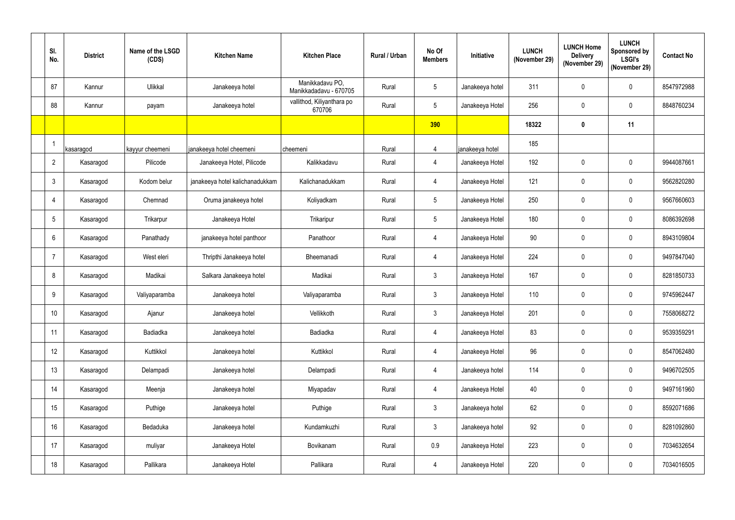| Sl. No. | District | Name of the LSGD (CDS) | Kitchen Name | Kitchen Place | Rural / Urban | No Of Members | Initiative | LUNCH (November 29) | LUNCH Home Delivery (November 29) | LUNCH Sponsored by LSGI's (November 29) | Contact No |
|---|---|---|---|---|---|---|---|---|---|---|---|
| 87 | Kannur | Ulikkal | Janakeeya hotel | Manikkadavu PO, Manikkadadavu - 670705 | Rural | 5 | Janakeeya hotel | 311 | 0 | 0 | 8547972988 |
| 88 | Kannur | payam | Janakeeya hotel | vallithod, Kiliyanthara po 670706 | Rural | 5 | Janakeeya Hotel | 256 | 0 | 0 | 8848760234 |
| | | | | | | **390** | | **18322** | **0** | **11** | |
| 1 | kasaragod | kayyur cheemeni | janakeeya hotel cheemeni | cheemeni | Rural | 4 | janakeeya hotel | 185 | | | |
| 2 | Kasaragod | Pilicode | Janakeeya Hotel, Pilicode | Kalikkadavu | Rural | 4 | Janakeeya Hotel | 192 | 0 | 0 | 9944087661 |
| 3 | Kasaragod | Kodom belur | janakeeya hotel kalichanadukkam | Kalichanadukkam | Rural | 4 | Janakeeya Hotel | 121 | 0 | 0 | 9562820280 |
| 4 | Kasaragod | Chemnad | Oruma janakeeya hotel | Koliyadkam | Rural | 5 | Janakeeya Hotel | 250 | 0 | 0 | 9567660603 |
| 5 | Kasaragod | Trikarpur | Janakeeya Hotel | Trikaripur | Rural | 5 | Janakeeya Hotel | 180 | 0 | 0 | 8086392698 |
| 6 | Kasaragod | Panathady | janakeeya hotel panthoor | Panathoor | Rural | 4 | Janakeeya Hotel | 90 | 0 | 0 | 8943109804 |
| 7 | Kasaragod | West eleri | Thripthi Janakeeya hotel | Bheemanadi | Rural | 4 | Janakeeya Hotel | 224 | 0 | 0 | 9497847040 |
| 8 | Kasaragod | Madikai | Salkara Janakeeya hotel | Madikai | Rural | 3 | Janakeeya Hotel | 167 | 0 | 0 | 8281850733 |
| 9 | Kasaragod | Valiyaparamba | Janakeeya hotel | Valiyaparamba | Rural | 3 | Janakeeya Hotel | 110 | 0 | 0 | 9745962447 |
| 10 | Kasaragod | Ajanur | Janakeeya hotel | Vellikkoth | Rural | 3 | Janakeeya Hotel | 201 | 0 | 0 | 7558068272 |
| 11 | Kasaragod | Badiadka | Janakeeya hotel | Badiadka | Rural | 4 | Janakeeya Hotel | 83 | 0 | 0 | 9539359291 |
| 12 | Kasaragod | Kuttikkol | Janakeeya hotel | Kuttikkol | Rural | 4 | Janakeeya Hotel | 96 | 0 | 0 | 8547062480 |
| 13 | Kasaragod | Delampadi | Janakeeya hotel | Delampadi | Rural | 4 | Janakeeya hotel | 114 | 0 | 0 | 9496702505 |
| 14 | Kasaragod | Meenja | Janakeeya hotel | Miyapadav | Rural | 4 | Janakeeya Hotel | 40 | 0 | 0 | 9497161960 |
| 15 | Kasaragod | Puthige | Janakeeya hotel | Puthige | Rural | 3 | Janakeeya hotel | 62 | 0 | 0 | 8592071686 |
| 16 | Kasaragod | Bedaduka | Janakeeya hotel | Kundamkuzhi | Rural | 3 | Janakeeya hotel | 92 | 0 | 0 | 8281092860 |
| 17 | Kasaragod | muliyar | Janakeeya Hotel | Bovikanam | Rural | 0.9 | Janakeeya Hotel | 223 | 0 | 0 | 7034632654 |
| 18 | Kasaragod | Pallikara | Janakeeya Hotel | Pallikara | Rural | 4 | Janakeeya Hotel | 220 | 0 | 0 | 7034016505 |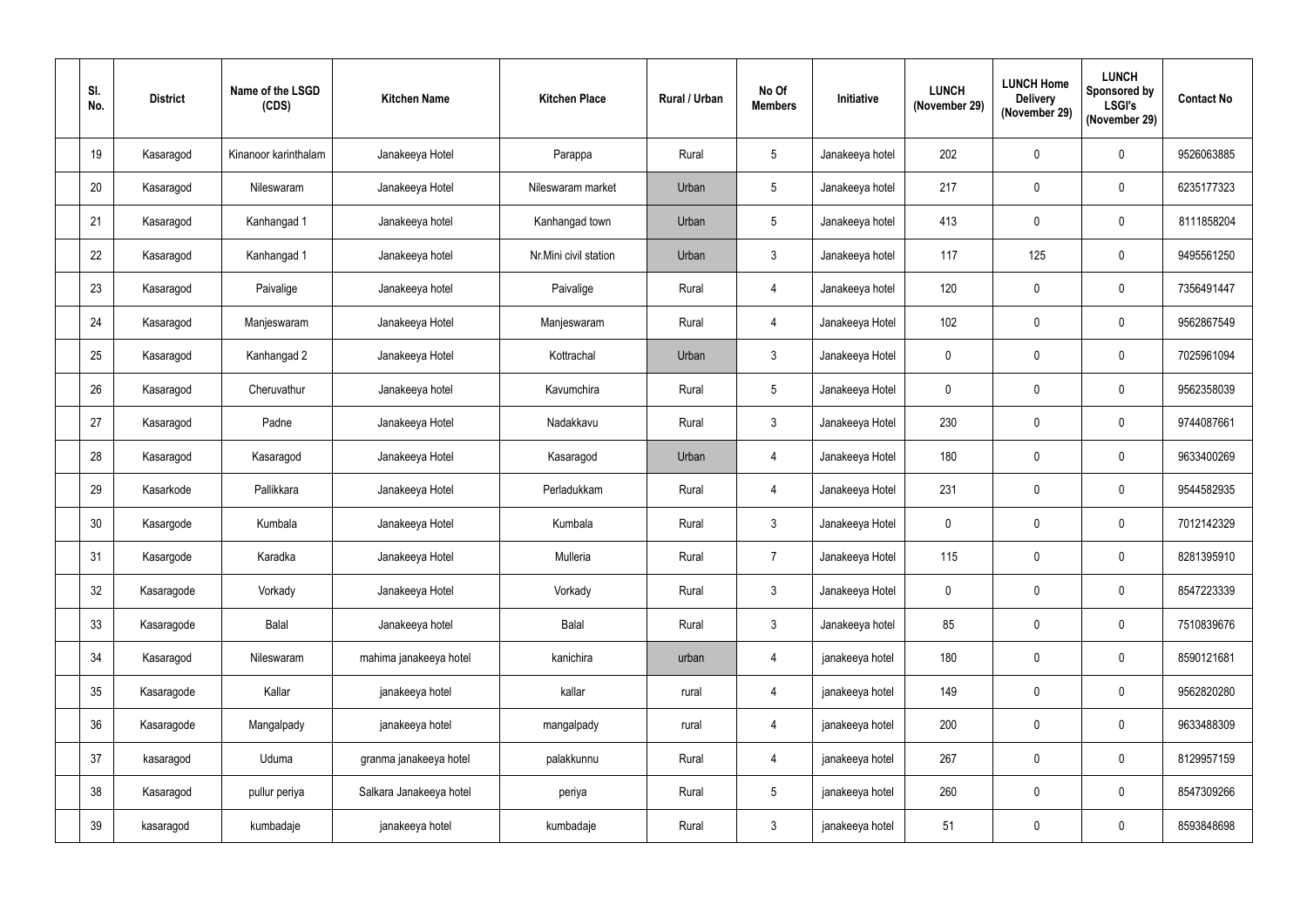| Sl. No. | District | Name of the LSGD (CDS) | Kitchen Name | Kitchen Place | Rural / Urban | No Of Members | Initiative | LUNCH (November 29) | LUNCH Home Delivery (November 29) | LUNCH Sponsored by LSGI's (November 29) | Contact No |
|---|---|---|---|---|---|---|---|---|---|---|---|
| 19 | Kasaragod | Kinanoor karinthalam | Janakeeya Hotel | Parappa | Rural | 5 | Janakeeya hotel | 202 | 0 | 0 | 9526063885 |
| 20 | Kasaragod | Nileswaram | Janakeeya Hotel | Nileswaram market | Urban | 5 | Janakeeya hotel | 217 | 0 | 0 | 6235177323 |
| 21 | Kasaragod | Kanhangad 1 | Janakeeya hotel | Kanhangad town | Urban | 5 | Janakeeya hotel | 413 | 0 | 0 | 8111858204 |
| 22 | Kasaragod | Kanhangad 1 | Janakeeya hotel | Nr.Mini civil station | Urban | 3 | Janakeeya hotel | 117 | 125 | 0 | 9495561250 |
| 23 | Kasaragod | Paivalige | Janakeeya hotel | Paivalige | Rural | 4 | Janakeeya hotel | 120 | 0 | 0 | 7356491447 |
| 24 | Kasaragod | Manjeswaram | Janakeeya Hotel | Manjeswaram | Rural | 4 | Janakeeya Hotel | 102 | 0 | 0 | 9562867549 |
| 25 | Kasaragod | Kanhangad 2 | Janakeeya Hotel | Kottrachal | Urban | 3 | Janakeeya Hotel | 0 | 0 | 0 | 7025961094 |
| 26 | Kasaragod | Cheruvathur | Janakeeya hotel | Kavumchira | Rural | 5 | Janakeeya Hotel | 0 | 0 | 0 | 9562358039 |
| 27 | Kasaragod | Padne | Janakeeya Hotel | Nadakkavu | Rural | 3 | Janakeeya Hotel | 230 | 0 | 0 | 9744087661 |
| 28 | Kasaragod | Kasaragod | Janakeeya Hotel | Kasaragod | Urban | 4 | Janakeeya Hotel | 180 | 0 | 0 | 9633400269 |
| 29 | Kasarkode | Pallikkara | Janakeeya Hotel | Perladukkam | Rural | 4 | Janakeeya Hotel | 231 | 0 | 0 | 9544582935 |
| 30 | Kasargode | Kumbala | Janakeeya Hotel | Kumbala | Rural | 3 | Janakeeya Hotel | 0 | 0 | 0 | 7012142329 |
| 31 | Kasargode | Karadka | Janakeeya Hotel | Mulleria | Rural | 7 | Janakeeya Hotel | 115 | 0 | 0 | 8281395910 |
| 32 | Kasaragode | Vorkady | Janakeeya Hotel | Vorkady | Rural | 3 | Janakeeya Hotel | 0 | 0 | 0 | 8547223339 |
| 33 | Kasaragode | Balal | Janakeeya hotel | Balal | Rural | 3 | Janakeeya hotel | 85 | 0 | 0 | 7510839676 |
| 34 | Kasaragod | Nileswaram | mahima janakeeya hotel | kanichira | urban | 4 | janakeeya hotel | 180 | 0 | 0 | 8590121681 |
| 35 | Kasaragode | Kallar | janakeeya hotel | kallar | rural | 4 | janakeeya hotel | 149 | 0 | 0 | 9562820280 |
| 36 | Kasaragode | Mangalpady | janakeeya hotel | mangalpady | rural | 4 | janakeeya hotel | 200 | 0 | 0 | 9633488309 |
| 37 | kasaragod | Uduma | granma janakeeya hotel | palakkunnu | Rural | 4 | janakeeya hotel | 267 | 0 | 0 | 8129957159 |
| 38 | Kasaragod | pullur periya | Salkara Janakeeya hotel | periya | Rural | 5 | janakeeya hotel | 260 | 0 | 0 | 8547309266 |
| 39 | kasaragod | kumbadaje | janakeeya hotel | kumbadaje | Rural | 3 | janakeeya hotel | 51 | 0 | 0 | 8593848698 |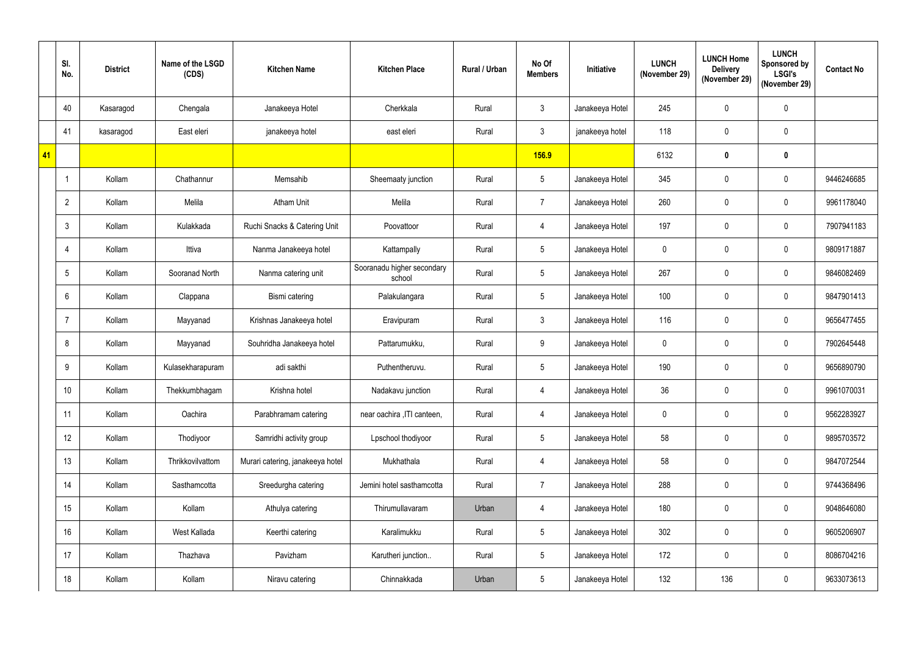| | Sl. No. | District | Name of the LSGD (CDS) | Kitchen Name | Kitchen Place | Rural / Urban | No Of Members | Initiative | LUNCH (November 29) | LUNCH Home Delivery (November 29) | LUNCH Sponsored by LSGI's (November 29) | Contact No |
|---|---|---|---|---|---|---|---|---|---|---|---|---|
| | 40 | Kasaragod | Chengala | Janakeeya Hotel | Cherkkala | Rural | 3 | Janakeeya Hotel | 245 | 0 | 0 | |
| | 41 | kasaragod | East eleri | janakeeya hotel | east eleri | Rural | 3 | janakeeya hotel | 118 | 0 | 0 | |
| **41** | | | | | | | **156.9** | | 6132 | **0** | **0** | |
| | 1 | Kollam | Chathannur | Memsahib | Sheemaaty junction | Rural | 5 | Janakeeya Hotel | 345 | 0 | 0 | 9446246685 |
| | 2 | Kollam | Melila | Atham Unit | Melila | Rural | 7 | Janakeeya Hotel | 260 | 0 | 0 | 9961178040 |
| | 3 | Kollam | Kulakkada | Ruchi Snacks & Catering Unit | Poovattoor | Rural | 4 | Janakeeya Hotel | 197 | 0 | 0 | 7907941183 |
| | 4 | Kollam | Ittiva | Nanma Janakeeya hotel | Kattampally | Rural | 5 | Janakeeya Hotel | 0 | 0 | 0 | 9809171887 |
| | 5 | Kollam | Sooranad North | Nanma catering unit | Sooranadu higher secondary school | Rural | 5 | Janakeeya Hotel | 267 | 0 | 0 | 9846082469 |
| | 6 | Kollam | Clappana | Bismi catering | Palakulangara | Rural | 5 | Janakeeya Hotel | 100 | 0 | 0 | 9847901413 |
| | 7 | Kollam | Mayyanad | Krishnas Janakeeya hotel | Eravipuram | Rural | 3 | Janakeeya Hotel | 116 | 0 | 0 | 9656477455 |
| | 8 | Kollam | Mayyanad | Souhridha Janakeeya hotel | Pattarumukku, | Rural | 9 | Janakeeya Hotel | 0 | 0 | 0 | 7902645448 |
| | 9 | Kollam | Kulasekharapuram | adi sakthi | Puthentheruvu. | Rural | 5 | Janakeeya Hotel | 190 | 0 | 0 | 9656890790 |
| | 10 | Kollam | Thekkumbhagam | Krishna hotel | Nadakavu junction | Rural | 4 | Janakeeya Hotel | 36 | 0 | 0 | 9961070031 |
| | 11 | Kollam | Oachira | Parabhramam catering | near oachira ,ITI canteen, | Rural | 4 | Janakeeya Hotel | 0 | 0 | 0 | 9562283927 |
| | 12 | Kollam | Thodiyoor | Samridhi activity group | Lpschool thodiyoor | Rural | 5 | Janakeeya Hotel | 58 | 0 | 0 | 9895703572 |
| | 13 | Kollam | Thrikkovilvattom | Murari catering, janakeeya hotel | Mukhathala | Rural | 4 | Janakeeya Hotel | 58 | 0 | 0 | 9847072544 |
| | 14 | Kollam | Sasthamcotta | Sreedurgha catering | Jemini hotel sasthamcotta | Rural | 7 | Janakeeya Hotel | 288 | 0 | 0 | 9744368496 |
| | 15 | Kollam | Kollam | Athulya catering | Thirumullavaram | Urban | 4 | Janakeeya Hotel | 180 | 0 | 0 | 9048646080 |
| | 16 | Kollam | West Kallada | Keerthi catering | Karalimukku | Rural | 5 | Janakeeya Hotel | 302 | 0 | 0 | 9605206907 |
| | 17 | Kollam | Thazhava | Pavizham | Karutheri junction.. | Rural | 5 | Janakeeya Hotel | 172 | 0 | 0 | 8086704216 |
| | 18 | Kollam | Kollam | Niravu catering | Chinnakkada | Urban | 5 | Janakeeya Hotel | 132 | 136 | 0 | 9633073613 |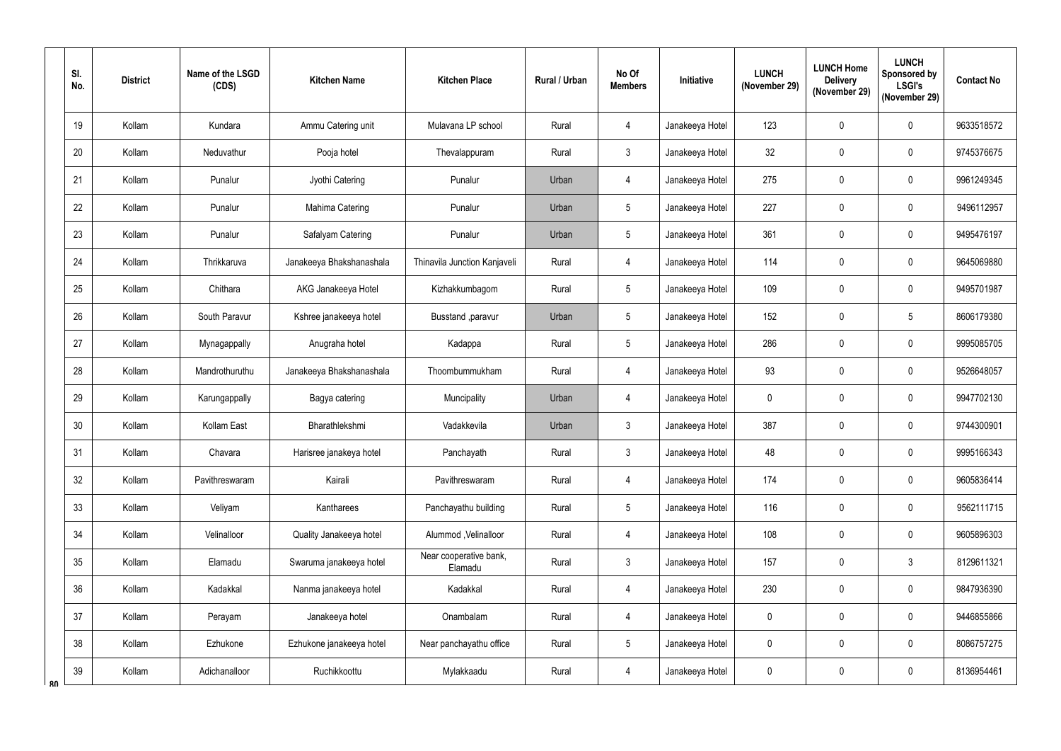| Sl. No. | District | Name of the LSGD (CDS) | Kitchen Name | Kitchen Place | Rural / Urban | No Of Members | Initiative | LUNCH (November 29) | LUNCH Home Delivery (November 29) | LUNCH Sponsored by LSGI's (November 29) | Contact No |
|---|---|---|---|---|---|---|---|---|---|---|---|
| 19 | Kollam | Kundara | Ammu Catering unit | Mulavana LP school | Rural | 4 | Janakeeya Hotel | 123 | 0 | 0 | 9633518572 |
| 20 | Kollam | Neduvathur | Pooja hotel | Thevalappuram | Rural | 3 | Janakeeya Hotel | 32 | 0 | 0 | 9745376675 |
| 21 | Kollam | Punalur | Jyothi Catering | Punalur | Urban | 4 | Janakeeya Hotel | 275 | 0 | 0 | 9961249345 |
| 22 | Kollam | Punalur | Mahima Catering | Punalur | Urban | 5 | Janakeeya Hotel | 227 | 0 | 0 | 9496112957 |
| 23 | Kollam | Punalur | Safalyam Catering | Punalur | Urban | 5 | Janakeeya Hotel | 361 | 0 | 0 | 9495476197 |
| 24 | Kollam | Thrikkaruva | Janakeeya Bhakshanashala | Thinavila Junction Kanjaveli | Rural | 4 | Janakeeya Hotel | 114 | 0 | 0 | 9645069880 |
| 25 | Kollam | Chithara | AKG Janakeeya Hotel | Kizhakkumbagom | Rural | 5 | Janakeeya Hotel | 109 | 0 | 0 | 9495701987 |
| 26 | Kollam | South Paravur | Kshree janakeeya hotel | Busstand ,paravur | Urban | 5 | Janakeeya Hotel | 152 | 0 | 5 | 8606179380 |
| 27 | Kollam | Mynagappally | Anugraha hotel | Kadappa | Rural | 5 | Janakeeya Hotel | 286 | 0 | 0 | 9995085705 |
| 28 | Kollam | Mandrothuruthu | Janakeeya Bhakshanashala | Thoombummukham | Rural | 4 | Janakeeya Hotel | 93 | 0 | 0 | 9526648057 |
| 29 | Kollam | Karungappally | Bagya catering | Muncipality | Urban | 4 | Janakeeya Hotel | 0 | 0 | 0 | 9947702130 |
| 30 | Kollam | Kollam East | Bharathlekshmi | Vadakkevila | Urban | 3 | Janakeeya Hotel | 387 | 0 | 0 | 9744300901 |
| 31 | Kollam | Chavara | Harisree janakeeya hotel | Panchayath | Rural | 3 | Janakeeya Hotel | 48 | 0 | 0 | 9995166343 |
| 32 | Kollam | Pavithreswaram | Kairali | Pavithreswaram | Rural | 4 | Janakeeya Hotel | 174 | 0 | 0 | 9605836414 |
| 33 | Kollam | Veliyam | Kantharees | Panchayathu building | Rural | 5 | Janakeeya Hotel | 116 | 0 | 0 | 9562111715 |
| 34 | Kollam | Velinalloor | Quality Janakeeya hotel | Alummod ,Velinalloor | Rural | 4 | Janakeeya Hotel | 108 | 0 | 0 | 9605896303 |
| 35 | Kollam | Elamadu | Swaruma janakeeya hotel | Near cooperative bank, Elamadu | Rural | 3 | Janakeeya Hotel | 157 | 0 | 3 | 8129611321 |
| 36 | Kollam | Kadakkal | Nanma janakeeya hotel | Kadakkal | Rural | 4 | Janakeeya Hotel | 230 | 0 | 0 | 9847936390 |
| 37 | Kollam | Perayam | Janakeeya hotel | Onambalam | Rural | 4 | Janakeeya Hotel | 0 | 0 | 0 | 9446855866 |
| 38 | Kollam | Ezhukone | Ezhukone janakeeya hotel | Near panchayathu office | Rural | 5 | Janakeeya Hotel | 0 | 0 | 0 | 8086757275 |
| 39 | Kollam | Adichanalloor | Ruchikkoottu | Mylakkaadu | Rural | 4 | Janakeeya Hotel | 0 | 0 | 0 | 8136954461 |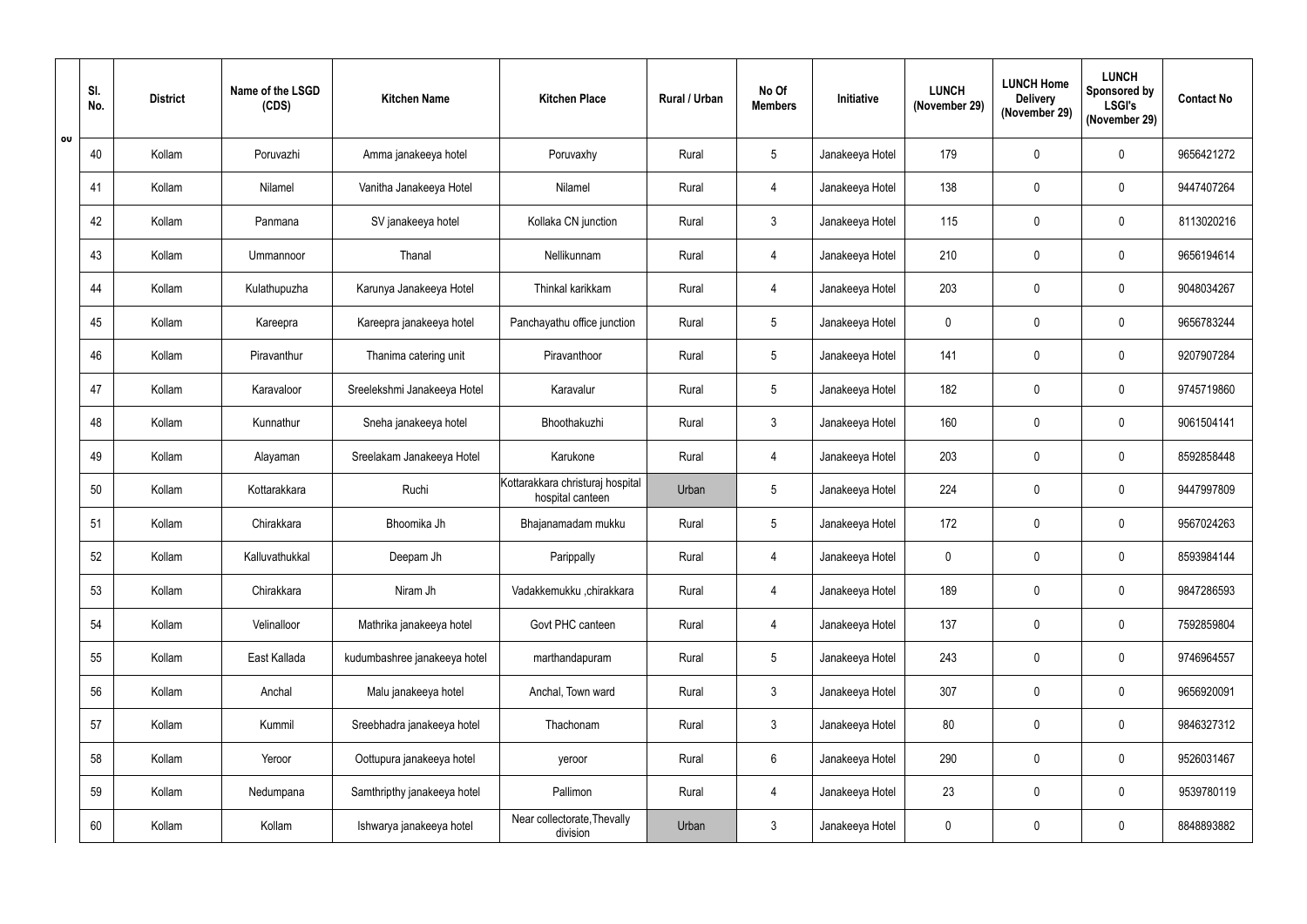| Sl. No. | District | Name of the LSGD (CDS) | Kitchen Name | Kitchen Place | Rural / Urban | No Of Members | Initiative | LUNCH (November 29) | LUNCH Home Delivery (November 29) | LUNCH Sponsored by LSGI's (November 29) | Contact No |
|---|---|---|---|---|---|---|---|---|---|---|---|
| 40 | Kollam | Poruvazhi | Amma janakeeya hotel | Poruvaxhy | Rural | 5 | Janakeeya Hotel | 179 | 0 | 0 | 9656421272 |
| 41 | Kollam | Nilamel | Vanitha Janakeeya Hotel | Nilamel | Rural | 4 | Janakeeya Hotel | 138 | 0 | 0 | 9447407264 |
| 42 | Kollam | Panmana | SV janakeeya hotel | Kollaka CN junction | Rural | 3 | Janakeeya Hotel | 115 | 0 | 0 | 8113020216 |
| 43 | Kollam | Ummannoor | Thanal | Nellikunnam | Rural | 4 | Janakeeya Hotel | 210 | 0 | 0 | 9656194614 |
| 44 | Kollam | Kulathupuzha | Karunya Janakeeya Hotel | Thinkal karikkam | Rural | 4 | Janakeeya Hotel | 203 | 0 | 0 | 9048034267 |
| 45 | Kollam | Kareepra | Kareepra janakeeya hotel | Panchayathu office junction | Rural | 5 | Janakeeya Hotel | 0 | 0 | 0 | 9656783244 |
| 46 | Kollam | Piravanthur | Thanima catering unit | Piravanthoor | Rural | 5 | Janakeeya Hotel | 141 | 0 | 0 | 9207907284 |
| 47 | Kollam | Karavaloor | Sreelekshmi Janakeeya Hotel | Karavalur | Rural | 5 | Janakeeya Hotel | 182 | 0 | 0 | 9745719860 |
| 48 | Kollam | Kunnathur | Sneha janakeeya hotel | Bhoothakuzhi | Rural | 3 | Janakeeya Hotel | 160 | 0 | 0 | 9061504141 |
| 49 | Kollam | Alayaman | Sreelakam Janakeeya Hotel | Karukone | Rural | 4 | Janakeeya Hotel | 203 | 0 | 0 | 8592858448 |
| 50 | Kollam | Kottarakkara | Ruchi | Kottarakkara christuraj hospital hospital canteen | Urban | 5 | Janakeeya Hotel | 224 | 0 | 0 | 9447997809 |
| 51 | Kollam | Chirakkara | Bhoomika Jh | Bhajanamadam mukku | Rural | 5 | Janakeeya Hotel | 172 | 0 | 0 | 9567024263 |
| 52 | Kollam | Kalluvathukkal | Deepam Jh | Parippally | Rural | 4 | Janakeeya Hotel | 0 | 0 | 0 | 8593984144 |
| 53 | Kollam | Chirakkara | Niram Jh | Vadakkemukku ,chirakkara | Rural | 4 | Janakeeya Hotel | 189 | 0 | 0 | 9847286593 |
| 54 | Kollam | Velinalloor | Mathrika janakeeya hotel | Govt PHC canteen | Rural | 4 | Janakeeya Hotel | 137 | 0 | 0 | 7592859804 |
| 55 | Kollam | East Kallada | kudumbashree janakeeya hotel | marthandapuram | Rural | 5 | Janakeeya Hotel | 243 | 0 | 0 | 9746964557 |
| 56 | Kollam | Anchal | Malu janakeeya hotel | Anchal, Town ward | Rural | 3 | Janakeeya Hotel | 307 | 0 | 0 | 9656920091 |
| 57 | Kollam | Kummil | Sreebhadra janakeeya hotel | Thachonam | Rural | 3 | Janakeeya Hotel | 80 | 0 | 0 | 9846327312 |
| 58 | Kollam | Yeroor | Oottupura janakeeya hotel | yeroor | Rural | 6 | Janakeeya Hotel | 290 | 0 | 0 | 9526031467 |
| 59 | Kollam | Nedumpana | Samthripthy janakeeya hotel | Pallimon | Rural | 4 | Janakeeya Hotel | 23 | 0 | 0 | 9539780119 |
| 60 | Kollam | Kollam | Ishwarya janakeeya hotel | Near collectorate,Thevally division | Urban | 3 | Janakeeya Hotel | 0 | 0 | 0 | 8848893882 |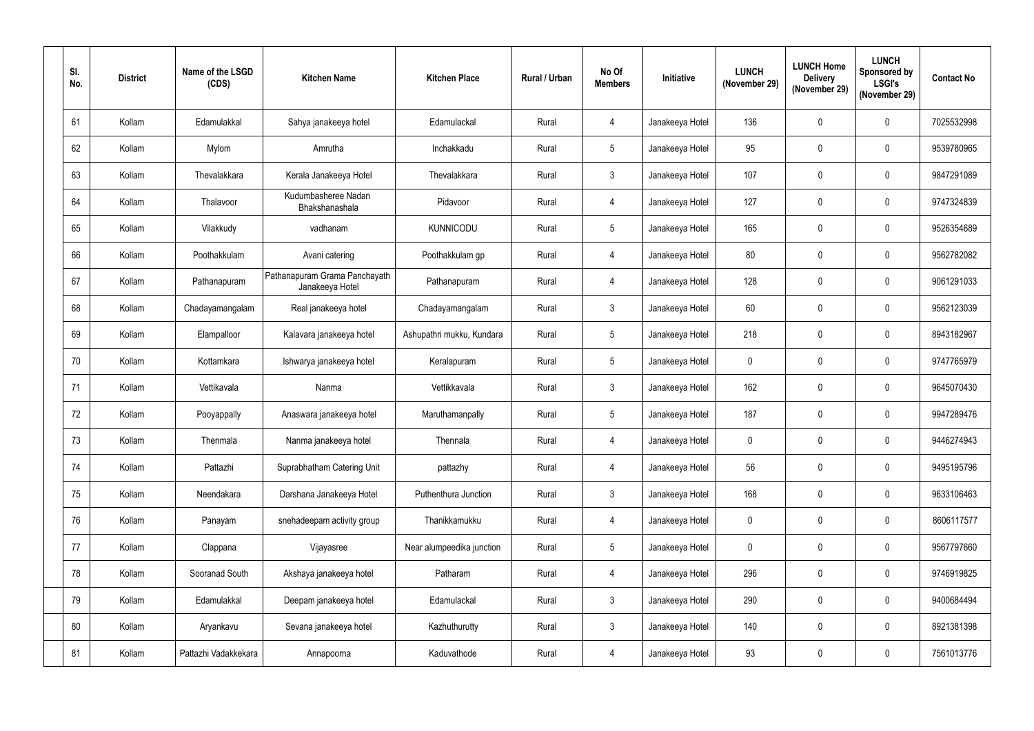| Sl. No. | District | Name of the LSGD (CDS) | Kitchen Name | Kitchen Place | Rural / Urban | No Of Members | Initiative | LUNCH (November 29) | LUNCH Home Delivery (November 29) | LUNCH Sponsored by LSGI's (November 29) | Contact No |
|---|---|---|---|---|---|---|---|---|---|---|---|
| 61 | Kollam | Edamulakkal | Sahya janakeeya hotel | Edamulackal | Rural | 4 | Janakeeya Hotel | 136 | 0 | 0 | 7025532998 |
| 62 | Kollam | Mylom | Amrutha | Inchakkadu | Rural | 5 | Janakeeya Hotel | 95 | 0 | 0 | 9539780965 |
| 63 | Kollam | Thevalakkara | Kerala Janakeeya Hotel | Thevalakkara | Rural | 3 | Janakeeya Hotel | 107 | 0 | 0 | 9847291089 |
| 64 | Kollam | Thalavoor | Kudumbasheree Nadan Bhakshanashala | Pidavoor | Rural | 4 | Janakeeya Hotel | 127 | 0 | 0 | 9747324839 |
| 65 | Kollam | Vilakkudy | vadhanam | KUNNICODU | Rural | 5 | Janakeeya Hotel | 165 | 0 | 0 | 9526354689 |
| 66 | Kollam | Poothakkulam | Avani catering | Poothakkulam gp | Rural | 4 | Janakeeya Hotel | 80 | 0 | 0 | 9562782082 |
| 67 | Kollam | Pathanapuram | Pathanapuram Grama Panchayath Janakeeya Hotel | Pathanapuram | Rural | 4 | Janakeeya Hotel | 128 | 0 | 0 | 9061291033 |
| 68 | Kollam | Chadayamangalam | Real janakeeya hotel | Chadayamangalam | Rural | 3 | Janakeeya Hotel | 60 | 0 | 0 | 9562123039 |
| 69 | Kollam | Elampalloor | Kalavara janakeeya hotel | Ashupathri mukku, Kundara | Rural | 5 | Janakeeya Hotel | 218 | 0 | 0 | 8943182967 |
| 70 | Kollam | Kottamkara | Ishwarya janakeeya hotel | Keralapuram | Rural | 5 | Janakeeya Hotel | 0 | 0 | 0 | 9747765979 |
| 71 | Kollam | Vettikavala | Nanma | Vettikkavala | Rural | 3 | Janakeeya Hotel | 162 | 0 | 0 | 9645070430 |
| 72 | Kollam | Pooyappally | Anaswara janakeeya hotel | Maruthamanpally | Rural | 5 | Janakeeya Hotel | 187 | 0 | 0 | 9947289476 |
| 73 | Kollam | Thenmala | Nanma janakeeya hotel | Thennala | Rural | 4 | Janakeeya Hotel | 0 | 0 | 0 | 9446274943 |
| 74 | Kollam | Pattazhi | Suprabhatham Catering Unit | pattazhy | Rural | 4 | Janakeeya Hotel | 56 | 0 | 0 | 9495195796 |
| 75 | Kollam | Neendakara | Darshana Janakeeya Hotel | Puthenthura Junction | Rural | 3 | Janakeeya Hotel | 168 | 0 | 0 | 9633106463 |
| 76 | Kollam | Panayam | snehadeepam activity group | Thanikkamukku | Rural | 4 | Janakeeya Hotel | 0 | 0 | 0 | 8606117577 |
| 77 | Kollam | Clappana | Vijayasree | Near alumpeedika junction | Rural | 5 | Janakeeya Hotel | 0 | 0 | 0 | 9567797660 |
| 78 | Kollam | Sooranad South | Akshaya janakeeya hotel | Patharam | Rural | 4 | Janakeeya Hotel | 296 | 0 | 0 | 9746919825 |
| 79 | Kollam | Edamulakkal | Deepam janakeeya hotel | Edamulackal | Rural | 3 | Janakeeya Hotel | 290 | 0 | 0 | 9400684494 |
| 80 | Kollam | Aryankavu | Sevana janakeeya hotel | Kazhuthurutty | Rural | 3 | Janakeeya Hotel | 140 | 0 | 0 | 8921381398 |
| 81 | Kollam | Pattazhi Vadakkekara | Annapoorna | Kaduvathode | Rural | 4 | Janakeeya Hotel | 93 | 0 | 0 | 7561013776 |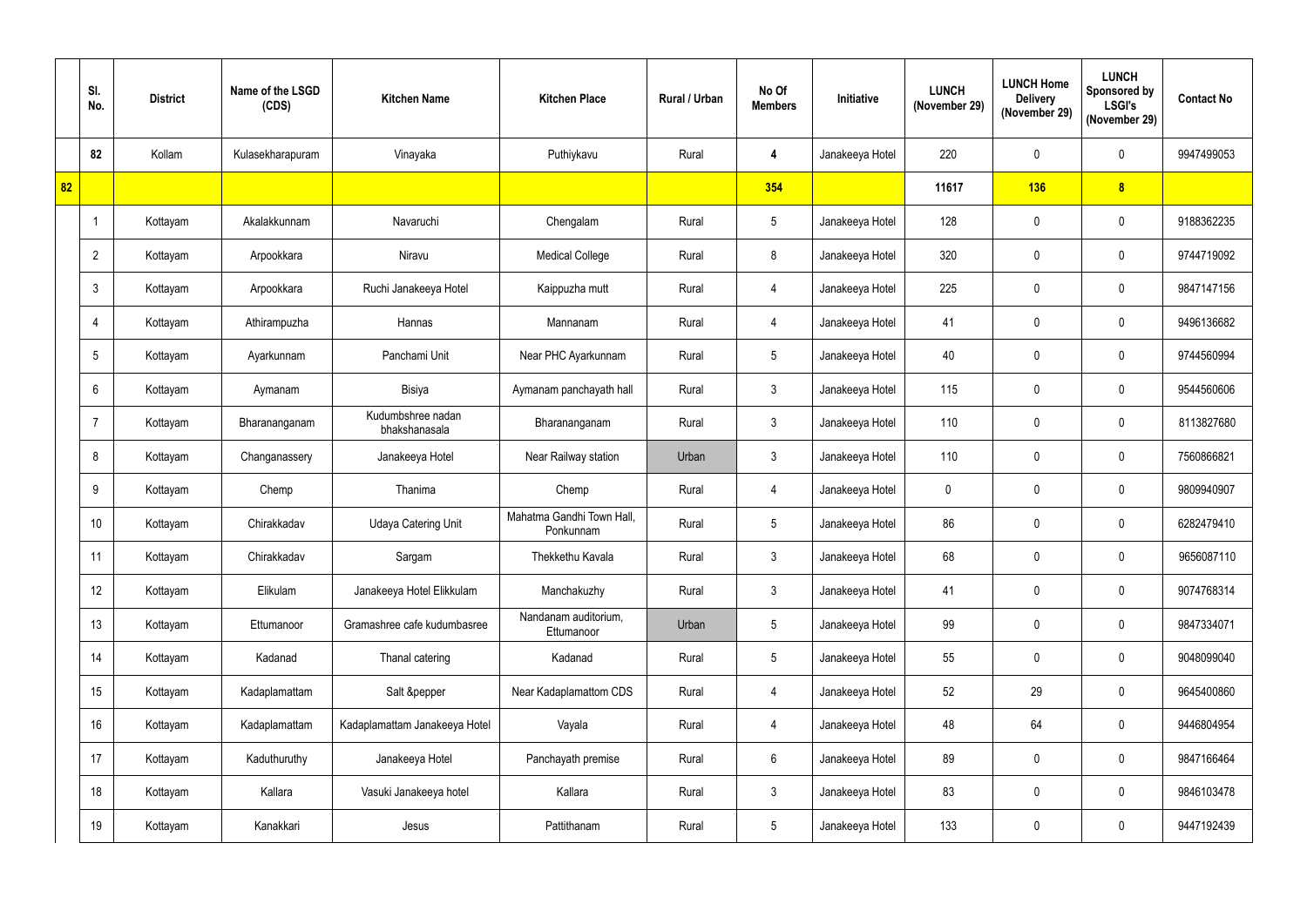|  | Sl. No. | District | Name of the LSGD (CDS) | Kitchen Name | Kitchen Place | Rural / Urban | No Of Members | Initiative | LUNCH (November 29) | LUNCH Home Delivery (November 29) | LUNCH Sponsored by LSGI's (November 29) | Contact No |
|---|---|---|---|---|---|---|---|---|---|---|---|---|
|  | 82 | Kollam | Kulasekharapuram | Vinayaka | Puthiykavu | Rural | 4 | Janakeeya Hotel | 220 | 0 | 0 | 9947499053 |
| 82 |  |  |  |  |  |  | 354 |  | 11617 | 136 | 8 |  |
|  | 1 | Kottayam | Akalakkunnam | Navaruchi | Chengalam | Rural | 5 | Janakeeya Hotel | 128 | 0 | 0 | 9188362235 |
|  | 2 | Kottayam | Arpookkara | Niravu | Medical College | Rural | 8 | Janakeeya Hotel | 320 | 0 | 0 | 9744719092 |
|  | 3 | Kottayam | Arpookkara | Ruchi Janakeeya Hotel | Kaippuzha mutt | Rural | 4 | Janakeeya Hotel | 225 | 0 | 0 | 9847147156 |
|  | 4 | Kottayam | Athirampuzha | Hannas | Mannanam | Rural | 4 | Janakeeya Hotel | 41 | 0 | 0 | 9496136682 |
|  | 5 | Kottayam | Ayarkunnam | Panchami Unit | Near PHC Ayarkunnam | Rural | 5 | Janakeeya Hotel | 40 | 0 | 0 | 9744560994 |
|  | 6 | Kottayam | Aymanam | Bisiya | Aymanam panchayath hall | Rural | 3 | Janakeeya Hotel | 115 | 0 | 0 | 9544560606 |
|  | 7 | Kottayam | Bharananganam | Kudumbshree nadan bhakshanasala | Bharananganam | Rural | 3 | Janakeeya Hotel | 110 | 0 | 0 | 8113827680 |
|  | 8 | Kottayam | Changanassery | Janakeeya Hotel | Near Railway station | Urban | 3 | Janakeeya Hotel | 110 | 0 | 0 | 7560866821 |
|  | 9 | Kottayam | Chemp | Thanima | Chemp | Rural | 4 | Janakeeya Hotel | 0 | 0 | 0 | 9809940907 |
|  | 10 | Kottayam | Chirakkadav | Udaya Catering Unit | Mahatma Gandhi Town Hall, Ponkunnam | Rural | 5 | Janakeeya Hotel | 86 | 0 | 0 | 6282479410 |
|  | 11 | Kottayam | Chirakkadav | Sargam | Thekkethu Kavala | Rural | 3 | Janakeeya Hotel | 68 | 0 | 0 | 9656087110 |
|  | 12 | Kottayam | Elikulam | Janakeeya Hotel Elikkulam | Manchakuzhy | Rural | 3 | Janakeeya Hotel | 41 | 0 | 0 | 9074768314 |
|  | 13 | Kottayam | Ettumanoor | Gramashree cafe kudumbasree | Nandanam auditorium, Ettumanoor | Urban | 5 | Janakeeya Hotel | 99 | 0 | 0 | 9847334071 |
|  | 14 | Kottayam | Kadanad | Thanal catering | Kadanad | Rural | 5 | Janakeeya Hotel | 55 | 0 | 0 | 9048099040 |
|  | 15 | Kottayam | Kadaplamattam | Salt &pepper | Near Kadaplamattom CDS | Rural | 4 | Janakeeya Hotel | 52 | 29 | 0 | 9645400860 |
|  | 16 | Kottayam | Kadaplamattam | Kadaplamattam Janakeeya Hotel | Vayala | Rural | 4 | Janakeeya Hotel | 48 | 64 | 0 | 9446804954 |
|  | 17 | Kottayam | Kaduthuruthy | Janakeeya Hotel | Panchayath premise | Rural | 6 | Janakeeya Hotel | 89 | 0 | 0 | 9847166464 |
|  | 18 | Kottayam | Kallara | Vasuki Janakeeya hotel | Kallara | Rural | 3 | Janakeeya Hotel | 83 | 0 | 0 | 9846103478 |
|  | 19 | Kottayam | Kanakkari | Jesus | Pattithanam | Rural | 5 | Janakeeya Hotel | 133 | 0 | 0 | 9447192439 |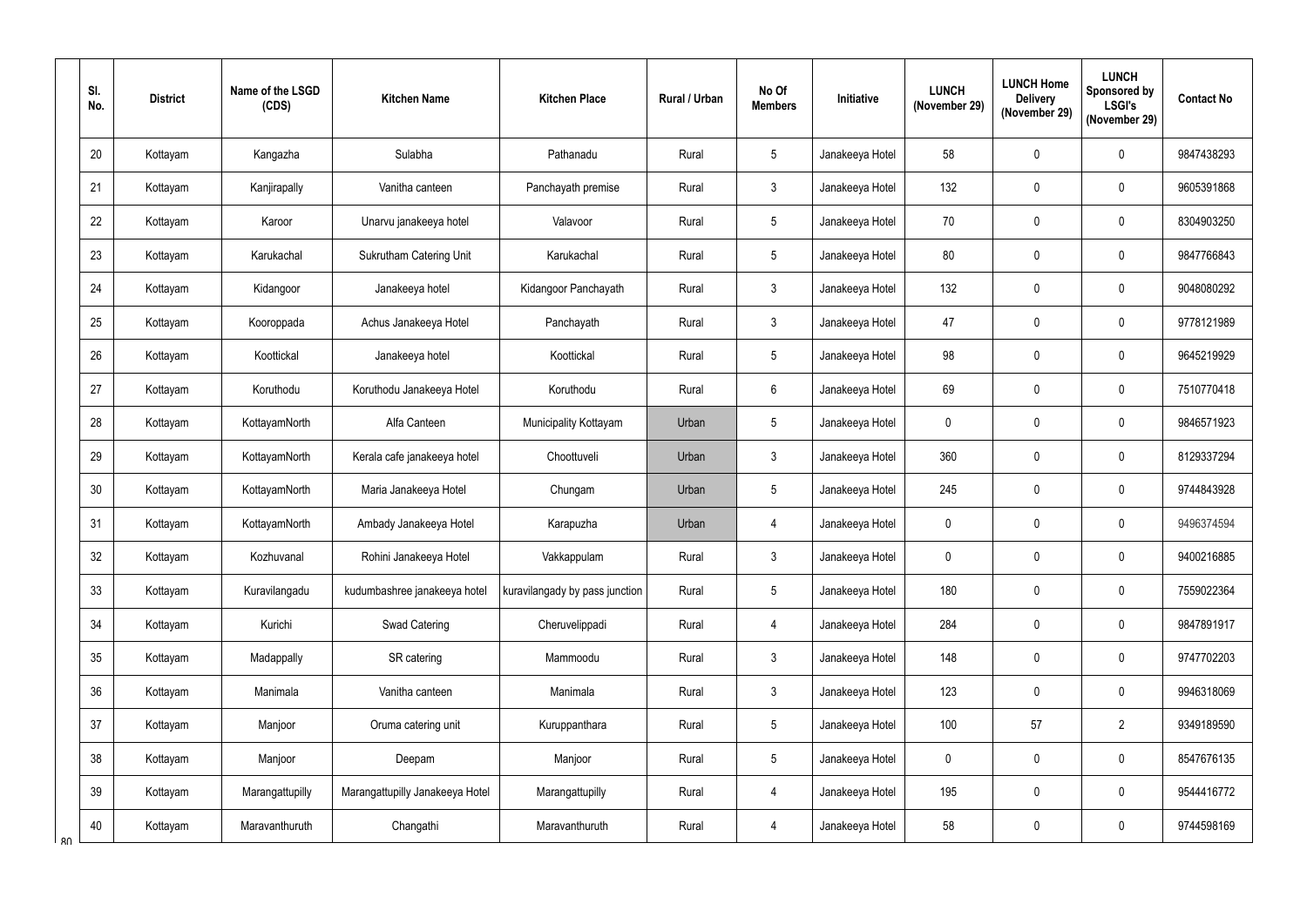| Sl. No. | District | Name of the LSGD (CDS) | Kitchen Name | Kitchen Place | Rural / Urban | No Of Members | Initiative | LUNCH (November 29) | LUNCH Home Delivery (November 29) | LUNCH Sponsored by LSGI's (November 29) | Contact No |
|---|---|---|---|---|---|---|---|---|---|---|---|
| 20 | Kottayam | Kangazha | Sulabha | Pathanadu | Rural | 5 | Janakeeya Hotel | 58 | 0 | 0 | 9847438293 |
| 21 | Kottayam | Kanjirapally | Vanitha canteen | Panchayath premise | Rural | 3 | Janakeeya Hotel | 132 | 0 | 0 | 9605391868 |
| 22 | Kottayam | Karoor | Unarvu janakeeya hotel | Valavoor | Rural | 5 | Janakeeya Hotel | 70 | 0 | 0 | 8304903250 |
| 23 | Kottayam | Karukachal | Sukrutham Catering Unit | Karukachal | Rural | 5 | Janakeeya Hotel | 80 | 0 | 0 | 9847766843 |
| 24 | Kottayam | Kidangoor | Janakeeya hotel | Kidangoor Panchayath | Rural | 3 | Janakeeya Hotel | 132 | 0 | 0 | 9048080292 |
| 25 | Kottayam | Kooroppada | Achus Janakeeya Hotel | Panchayath | Rural | 3 | Janakeeya Hotel | 47 | 0 | 0 | 9778121989 |
| 26 | Kottayam | Koottickal | Janakeeya hotel | Koottickal | Rural | 5 | Janakeeya Hotel | 98 | 0 | 0 | 9645219929 |
| 27 | Kottayam | Koruthodu | Koruthodu Janakeeya Hotel | Koruthodu | Rural | 6 | Janakeeya Hotel | 69 | 0 | 0 | 7510770418 |
| 28 | Kottayam | KottayamNorth | Alfa Canteen | Municipality Kottayam | Urban | 5 | Janakeeya Hotel | 0 | 0 | 0 | 9846571923 |
| 29 | Kottayam | KottayamNorth | Kerala cafe janakeeya hotel | Choottuveli | Urban | 3 | Janakeeya Hotel | 360 | 0 | 0 | 8129337294 |
| 30 | Kottayam | KottayamNorth | Maria Janakeeya Hotel | Chungam | Urban | 5 | Janakeeya Hotel | 245 | 0 | 0 | 9744843928 |
| 31 | Kottayam | KottayamNorth | Ambady Janakeeya Hotel | Karapuzha | Urban | 4 | Janakeeya Hotel | 0 | 0 | 0 | 9496374594 |
| 32 | Kottayam | Kozhuvanal | Rohini Janakeeya Hotel | Vakkappulam | Rural | 3 | Janakeeya Hotel | 0 | 0 | 0 | 9400216885 |
| 33 | Kottayam | Kuravilangadu | kudumbashree janakeeya hotel | kuravilangady by pass junction | Rural | 5 | Janakeeya Hotel | 180 | 0 | 0 | 7559022364 |
| 34 | Kottayam | Kurichi | Swad Catering | Cheruvelippadi | Rural | 4 | Janakeeya Hotel | 284 | 0 | 0 | 9847891917 |
| 35 | Kottayam | Madappally | SR catering | Mammoodu | Rural | 3 | Janakeeya Hotel | 148 | 0 | 0 | 9747702203 |
| 36 | Kottayam | Manimala | Vanitha canteen | Manimala | Rural | 3 | Janakeeya Hotel | 123 | 0 | 0 | 9946318069 |
| 37 | Kottayam | Manjoor | Oruma catering unit | Kuruppanthara | Rural | 5 | Janakeeya Hotel | 100 | 57 | 2 | 9349189590 |
| 38 | Kottayam | Manjoor | Deepam | Manjoor | Rural | 5 | Janakeeya Hotel | 0 | 0 | 0 | 8547676135 |
| 39 | Kottayam | Marangattupilly | Marangattupilly Janakeeya Hotel | Marangattupilly | Rural | 4 | Janakeeya Hotel | 195 | 0 | 0 | 9544416772 |
| 40 | Kottayam | Maravanthuruth | Changathi | Maravanthuruth | Rural | 4 | Janakeeya Hotel | 58 | 0 | 0 | 9744598169 |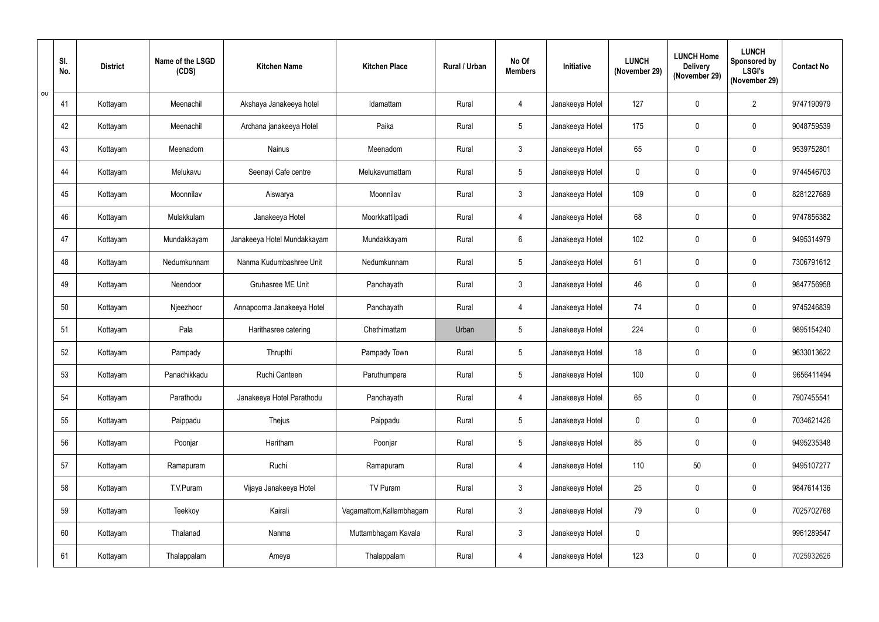| Sl. No. | District | Name of the LSGD (CDS) | Kitchen Name | Kitchen Place | Rural / Urban | No Of Members | Initiative | LUNCH (November 29) | LUNCH Home Delivery (November 29) | LUNCH Sponsored by LSGI's (November 29) | Contact No |
|---|---|---|---|---|---|---|---|---|---|---|---|
| 41 | Kottayam | Meenachil | Akshaya Janakeeya hotel | Idamattam | Rural | 4 | Janakeeya Hotel | 127 | 0 | 2 | 9747190979 |
| 42 | Kottayam | Meenachil | Archana janakeeya Hotel | Paika | Rural | 5 | Janakeeya Hotel | 175 | 0 | 0 | 9048759539 |
| 43 | Kottayam | Meenadom | Nainus | Meenadom | Rural | 3 | Janakeeya Hotel | 65 | 0 | 0 | 9539752801 |
| 44 | Kottayam | Melukavu | Seenayi Cafe centre | Melukavumattam | Rural | 5 | Janakeeya Hotel | 0 | 0 | 0 | 9744546703 |
| 45 | Kottayam | Moonnilav | Aiswarya | Moonnilav | Rural | 3 | Janakeeya Hotel | 109 | 0 | 0 | 8281227689 |
| 46 | Kottayam | Mulakkulam | Janakeeya Hotel | Moorkkattilpadi | Rural | 4 | Janakeeya Hotel | 68 | 0 | 0 | 9747856382 |
| 47 | Kottayam | Mundakkayam | Janakeeya Hotel Mundakkayam | Mundakkayam | Rural | 6 | Janakeeya Hotel | 102 | 0 | 0 | 9495314979 |
| 48 | Kottayam | Nedumkunnam | Nanma Kudumbashree Unit | Nedumkunnam | Rural | 5 | Janakeeya Hotel | 61 | 0 | 0 | 7306791612 |
| 49 | Kottayam | Neendoor | Gruhasree ME Unit | Panchayath | Rural | 3 | Janakeeya Hotel | 46 | 0 | 0 | 9847756958 |
| 50 | Kottayam | Njeezhoor | Annapoorna Janakeeya Hotel | Panchayath | Rural | 4 | Janakeeya Hotel | 74 | 0 | 0 | 9745246839 |
| 51 | Kottayam | Pala | Harithasree catering | Chethimattam | Urban | 5 | Janakeeya Hotel | 224 | 0 | 0 | 9895154240 |
| 52 | Kottayam | Pampady | Thrupthi | Pampady Town | Rural | 5 | Janakeeya Hotel | 18 | 0 | 0 | 9633013622 |
| 53 | Kottayam | Panachikkadu | Ruchi Canteen | Paruthumpara | Rural | 5 | Janakeeya Hotel | 100 | 0 | 0 | 9656411494 |
| 54 | Kottayam | Parathodu | Janakeeya Hotel Parathodu | Panchayath | Rural | 4 | Janakeeya Hotel | 65 | 0 | 0 | 7907455541 |
| 55 | Kottayam | Paippadu | Thejus | Paippadu | Rural | 5 | Janakeeya Hotel | 0 | 0 | 0 | 7034621426 |
| 56 | Kottayam | Poonjar | Haritham | Poonjar | Rural | 5 | Janakeeya Hotel | 85 | 0 | 0 | 9495235348 |
| 57 | Kottayam | Ramapuram | Ruchi | Ramapuram | Rural | 4 | Janakeeya Hotel | 110 | 50 | 0 | 9495107277 |
| 58 | Kottayam | T.V.Puram | Vijaya Janakeeya Hotel | TV Puram | Rural | 3 | Janakeeya Hotel | 25 | 0 | 0 | 9847614136 |
| 59 | Kottayam | Teekkoy | Kairali | Vagamattom,Kallambhagam | Rural | 3 | Janakeeya Hotel | 79 | 0 | 0 | 7025702768 |
| 60 | Kottayam | Thalanad | Nanma | Muttambhagam Kavala | Rural | 3 | Janakeeya Hotel | 0 | | | 9961289547 |
| 61 | Kottayam | Thalappalam | Ameya | Thalappalam | Rural | 4 | Janakeeya Hotel | 123 | 0 | 0 | 7025932626 |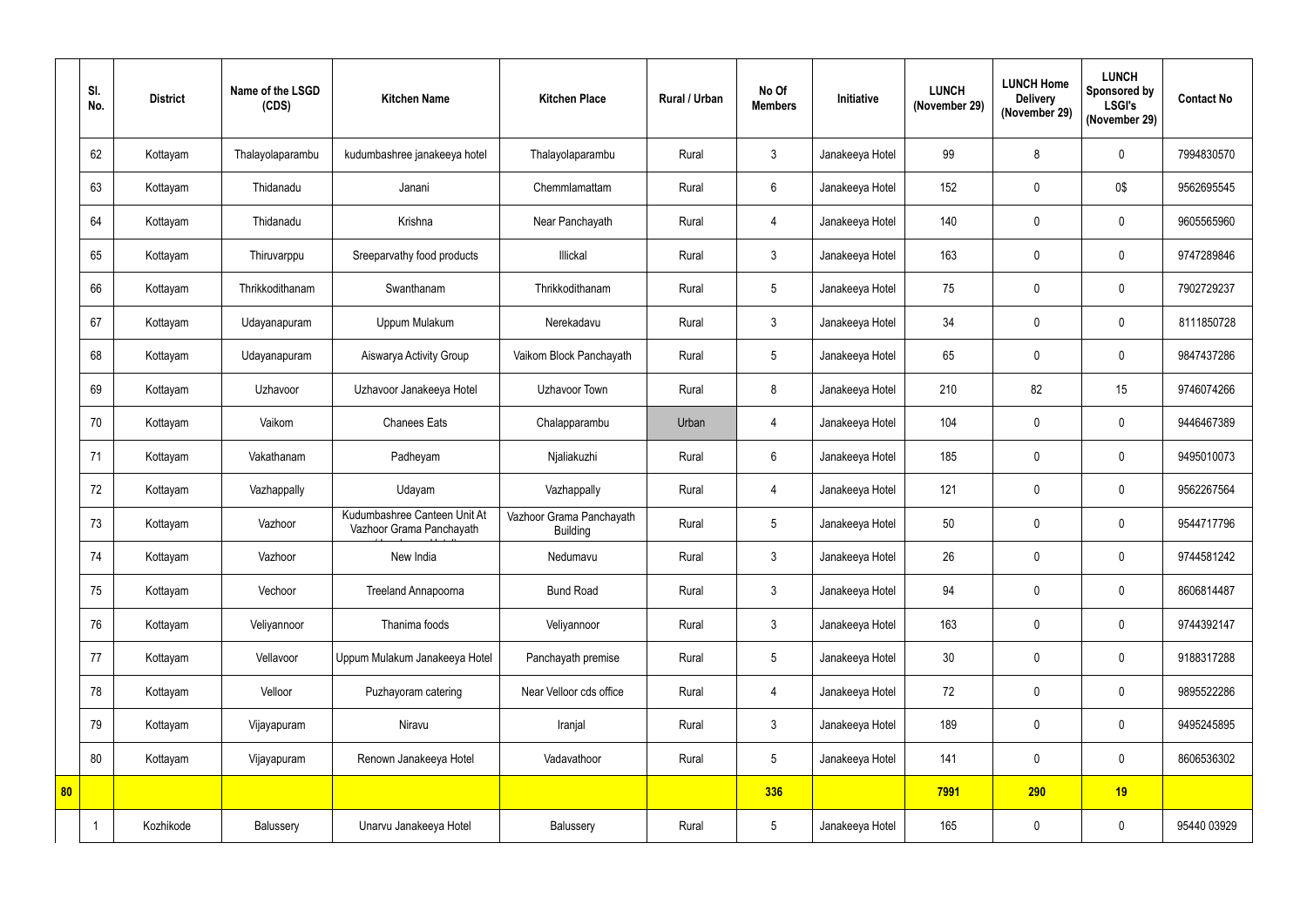| | Sl. No. | District | Name of the LSGD (CDS) | Kitchen Name | Kitchen Place | Rural / Urban | No Of Members | Initiative | LUNCH (November 29) | LUNCH Home Delivery (November 29) | LUNCH Sponsored by LSGI's (November 29) | Contact No |
|---|---|---|---|---|---|---|---|---|---|---|---|---|
| | 62 | Kottayam | Thalayolaparambu | kudumbashree janakeeya hotel | Thalayolaparambu | Rural | 3 | Janakeeya Hotel | 99 | 8 | 0 | 7994830570 |
| | 63 | Kottayam | Thidanadu | Janani | Chemmlamattam | Rural | 6 | Janakeeya Hotel | 152 | 0 | 0$ | 9562695545 |
| | 64 | Kottayam | Thidanadu | Krishna | Near Panchayath | Rural | 4 | Janakeeya Hotel | 140 | 0 | 0 | 9605565960 |
| | 65 | Kottayam | Thiruvarppu | Sreeparvathy food products | Illickal | Rural | 3 | Janakeeya Hotel | 163 | 0 | 0 | 9747289846 |
| | 66 | Kottayam | Thrikkodithanam | Swanthanam | Thrikkodithanam | Rural | 5 | Janakeeya Hotel | 75 | 0 | 0 | 7902729237 |
| | 67 | Kottayam | Udayanapuram | Uppum Mulakum | Nerekadavu | Rural | 3 | Janakeeya Hotel | 34 | 0 | 0 | 8111850728 |
| | 68 | Kottayam | Udayanapuram | Aiswarya Activity Group | Vaikom Block Panchayath | Rural | 5 | Janakeeya Hotel | 65 | 0 | 0 | 9847437286 |
| | 69 | Kottayam | Uzhavoor | Uzhavoor Janakeeya Hotel | Uzhavoor Town | Rural | 8 | Janakeeya Hotel | 210 | 82 | 15 | 9746074266 |
| | 70 | Kottayam | Vaikom | Chanees Eats | Chalapparambu | Urban | 4 | Janakeeya Hotel | 104 | 0 | 0 | 9446467389 |
| | 71 | Kottayam | Vakathanam | Padheyam | Njaliakuzhi | Rural | 6 | Janakeeya Hotel | 185 | 0 | 0 | 9495010073 |
| | 72 | Kottayam | Vazhappally | Udayam | Vazhappally | Rural | 4 | Janakeeya Hotel | 121 | 0 | 0 | 9562267564 |
| | 73 | Kottayam | Vazhoor | Kudumbashree Canteen Unit At Vazhoor Grama Panchayath | Vazhoor Grama Panchayath Building | Rural | 5 | Janakeeya Hotel | 50 | 0 | 0 | 9544717796 |
| | 74 | Kottayam | Vazhoor | New India | Nedumavu | Rural | 3 | Janakeeya Hotel | 26 | 0 | 0 | 9744581242 |
| | 75 | Kottayam | Vechoor | Treeland Annapoorna | Bund Road | Rural | 3 | Janakeeya Hotel | 94 | 0 | 0 | 8606814487 |
| | 76 | Kottayam | Veliyannoor | Thanima foods | Veliyannoor | Rural | 3 | Janakeeya Hotel | 163 | 0 | 0 | 9744392147 |
| | 77 | Kottayam | Vellavoor | Uppum Mulakum Janakeeya Hotel | Panchayath premise | Rural | 5 | Janakeeya Hotel | 30 | 0 | 0 | 9188317288 |
| | 78 | Kottayam | Velloor | Puzhayoram catering | Near Velloor cds office | Rural | 4 | Janakeeya Hotel | 72 | 0 | 0 | 9895522286 |
| | 79 | Kottayam | Vijayapuram | Niravu | Iranjal | Rural | 3 | Janakeeya Hotel | 189 | 0 | 0 | 9495245895 |
| | 80 | Kottayam | Vijayapuram | Renown Janakeeya Hotel | Vadavathoor | Rural | 5 | Janakeeya Hotel | 141 | 0 | 0 | 8606536302 |
| **80** | | | | | | | **336** | | **7991** | **290** | **19** | |
| | 1 | Kozhikode | Balussery | Unarvu Janakeeya Hotel | Balussery | Rural | 5 | Janakeeya Hotel | 165 | 0 | 0 | 95440 03929 |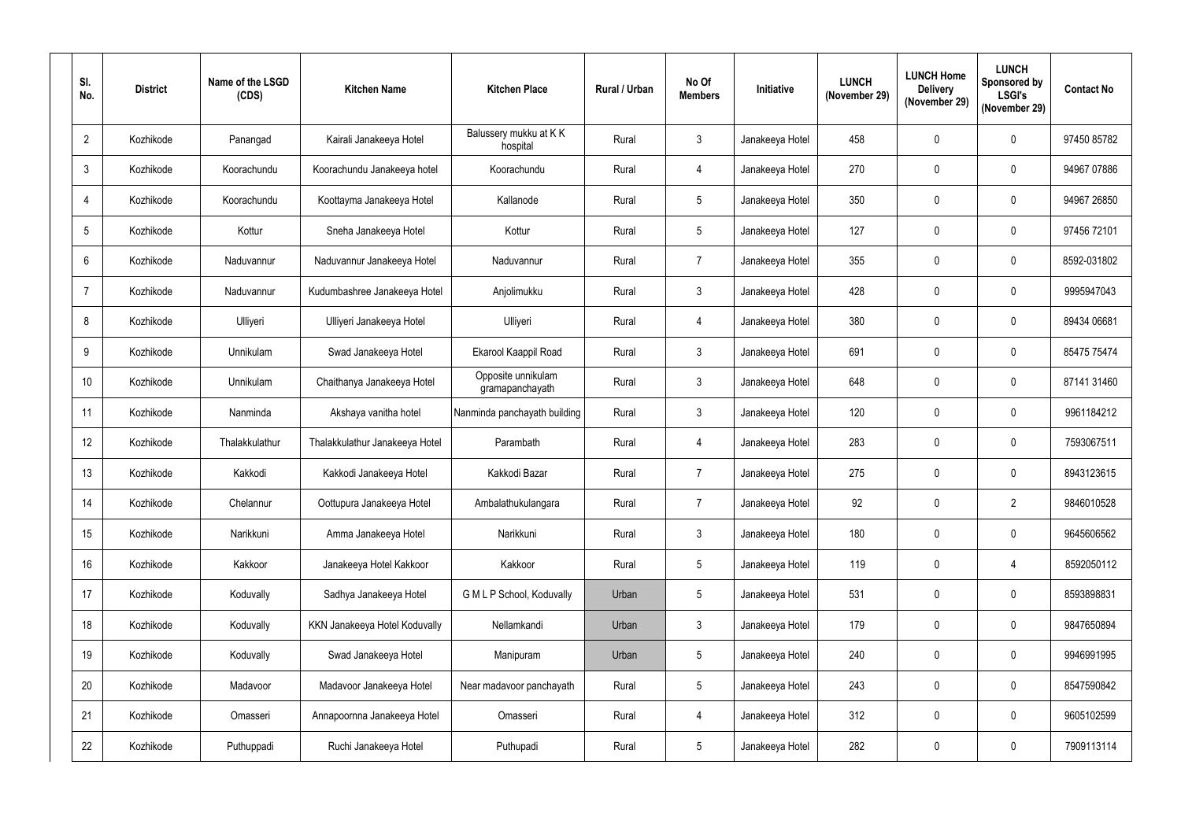| Sl. No. | District | Name of the LSGD (CDS) | Kitchen Name | Kitchen Place | Rural / Urban | No Of Members | Initiative | LUNCH (November 29) | LUNCH Home Delivery (November 29) | LUNCH Sponsored by LSGI's (November 29) | Contact No |
|---|---|---|---|---|---|---|---|---|---|---|---|
| 2 | Kozhikode | Panangad | Kairali Janakeeya Hotel | Balussery mukku at K K hospital | Rural | 3 | Janakeeya Hotel | 458 | 0 | 0 | 97450 85782 |
| 3 | Kozhikode | Koorachundu | Koorachundu Janakeeya hotel | Koorachundu | Rural | 4 | Janakeeya Hotel | 270 | 0 | 0 | 94967 07886 |
| 4 | Kozhikode | Koorachundu | Koottayma Janakeeya Hotel | Kallanode | Rural | 5 | Janakeeya Hotel | 350 | 0 | 0 | 94967 26850 |
| 5 | Kozhikode | Kottur | Sneha Janakeeya Hotel | Kottur | Rural | 5 | Janakeeya Hotel | 127 | 0 | 0 | 97456 72101 |
| 6 | Kozhikode | Naduvannur | Naduvannur Janakeeya Hotel | Naduvannur | Rural | 7 | Janakeeya Hotel | 355 | 0 | 0 | 8592-031802 |
| 7 | Kozhikode | Naduvannur | Kudumbashree Janakeeya Hotel | Anjolimukku | Rural | 3 | Janakeeya Hotel | 428 | 0 | 0 | 9995947043 |
| 8 | Kozhikode | Ulliyeri | Ulliyeri Janakeeya Hotel | Ulliyeri | Rural | 4 | Janakeeya Hotel | 380 | 0 | 0 | 89434 06681 |
| 9 | Kozhikode | Unnikulam | Swad Janakeeya Hotel | Ekarool Kaappil Road | Rural | 3 | Janakeeya Hotel | 691 | 0 | 0 | 85475 75474 |
| 10 | Kozhikode | Unnikulam | Chaithanya Janakeeya Hotel | Opposite unnikulam gramapanchayath | Rural | 3 | Janakeeya Hotel | 648 | 0 | 0 | 87141 31460 |
| 11 | Kozhikode | Nanminda | Akshaya vanitha hotel | Nanminda panchayath building | Rural | 3 | Janakeeya Hotel | 120 | 0 | 0 | 9961184212 |
| 12 | Kozhikode | Thalakkulathur | Thalakkulathur Janakeeya Hotel | Parambath | Rural | 4 | Janakeeya Hotel | 283 | 0 | 0 | 7593067511 |
| 13 | Kozhikode | Kakkodi | Kakkodi Janakeeya Hotel | Kakkodi Bazar | Rural | 7 | Janakeeya Hotel | 275 | 0 | 0 | 8943123615 |
| 14 | Kozhikode | Chelannur | Oottupura Janakeeya Hotel | Ambalathukulangara | Rural | 7 | Janakeeya Hotel | 92 | 0 | 2 | 9846010528 |
| 15 | Kozhikode | Narikkuni | Amma Janakeeya Hotel | Narikkuni | Rural | 3 | Janakeeya Hotel | 180 | 0 | 0 | 9645606562 |
| 16 | Kozhikode | Kakkoor | Janakeeya Hotel Kakkoor | Kakkoor | Rural | 5 | Janakeeya Hotel | 119 | 0 | 4 | 8592050112 |
| 17 | Kozhikode | Koduvally | Sadhya Janakeeya Hotel | G M L P School, Koduvally | Urban | 5 | Janakeeya Hotel | 531 | 0 | 0 | 8593898831 |
| 18 | Kozhikode | Koduvally | KKN Janakeeya Hotel Koduvally | Nellamkandi | Urban | 3 | Janakeeya Hotel | 179 | 0 | 0 | 9847650894 |
| 19 | Kozhikode | Koduvally | Swad Janakeeya Hotel | Manipuram | Urban | 5 | Janakeeya Hotel | 240 | 0 | 0 | 9946991995 |
| 20 | Kozhikode | Madavoor | Madavoor Janakeeya Hotel | Near madavoor panchayath | Rural | 5 | Janakeeya Hotel | 243 | 0 | 0 | 8547590842 |
| 21 | Kozhikode | Omasseri | Annapoornna Janakeeya Hotel | Omasseri | Rural | 4 | Janakeeya Hotel | 312 | 0 | 0 | 9605102599 |
| 22 | Kozhikode | Puthuppadi | Ruchi Janakeeya Hotel | Puthupadi | Rural | 5 | Janakeeya Hotel | 282 | 0 | 0 | 7909113114 |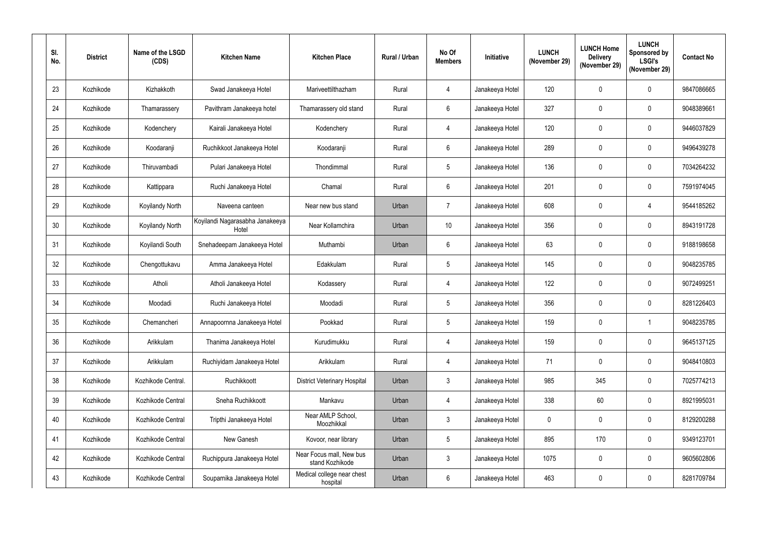| Sl. No. | District | Name of the LSGD (CDS) | Kitchen Name | Kitchen Place | Rural / Urban | No Of Members | Initiative | LUNCH (November 29) | LUNCH Home Delivery (November 29) | LUNCH Sponsored by LSGI's (November 29) | Contact No |
|---|---|---|---|---|---|---|---|---|---|---|---|
| 23 | Kozhikode | Kizhakkoth | Swad Janakeeya Hotel | Mariveettilthazham | Rural | 4 | Janakeeya Hotel | 120 | 0 | 0 | 9847086665 |
| 24 | Kozhikode | Thamarassery | Pavithram Janakeeya hotel | Thamarassery old stand | Rural | 6 | Janakeeya Hotel | 327 | 0 | 0 | 9048389661 |
| 25 | Kozhikode | Kodenchery | Kairali Janakeeya Hotel | Kodenchery | Rural | 4 | Janakeeya Hotel | 120 | 0 | 0 | 9446037829 |
| 26 | Kozhikode | Koodaranji | Ruchikkoot Janakeeya Hotel | Koodaranji | Rural | 6 | Janakeeya Hotel | 289 | 0 | 0 | 9496439278 |
| 27 | Kozhikode | Thiruvambadi | Pulari Janakeeya Hotel | Thondimmal | Rural | 5 | Janakeeya Hotel | 136 | 0 | 0 | 7034264232 |
| 28 | Kozhikode | Kattippara | Ruchi Janakeeya Hotel | Chamal | Rural | 6 | Janakeeya Hotel | 201 | 0 | 0 | 7591974045 |
| 29 | Kozhikode | Koyilandy North | Naveena canteen | Near new bus stand | Urban | 7 | Janakeeya Hotel | 608 | 0 | 4 | 9544185262 |
| 30 | Kozhikode | Koyilandy North | Koyilandi Nagarasabha Janakeeya Hotel | Near Kollamchira | Urban | 10 | Janakeeya Hotel | 356 | 0 | 0 | 8943191728 |
| 31 | Kozhikode | Koyilandi South | Snehadeepam Janakeeya Hotel | Muthambi | Urban | 6 | Janakeeya Hotel | 63 | 0 | 0 | 9188198658 |
| 32 | Kozhikode | Chengottukavu | Amma Janakeeya Hotel | Edakkulam | Rural | 5 | Janakeeya Hotel | 145 | 0 | 0 | 9048235785 |
| 33 | Kozhikode | Atholi | Atholi Janakeeya Hotel | Kodassery | Rural | 4 | Janakeeya Hotel | 122 | 0 | 0 | 9072499251 |
| 34 | Kozhikode | Moodadi | Ruchi Janakeeya Hotel | Moodadi | Rural | 5 | Janakeeya Hotel | 356 | 0 | 0 | 8281226403 |
| 35 | Kozhikode | Chemancheri | Annapoornna Janakeeya Hotel | Pookkad | Rural | 5 | Janakeeya Hotel | 159 | 0 | 1 | 9048235785 |
| 36 | Kozhikode | Arikkulam | Thanima Janakeeya Hotel | Kurudimukku | Rural | 4 | Janakeeya Hotel | 159 | 0 | 0 | 9645137125 |
| 37 | Kozhikode | Arikkulam | Ruchiyidam Janakeeya Hotel | Arikkulam | Rural | 4 | Janakeeya Hotel | 71 | 0 | 0 | 9048410803 |
| 38 | Kozhikode | Kozhikode Central. | Ruchikkoott | District Veterinary Hospital | Urban | 3 | Janakeeya Hotel | 985 | 345 | 0 | 7025774213 |
| 39 | Kozhikode | Kozhikode Central | Sneha Ruchikkoott | Mankavu | Urban | 4 | Janakeeya Hotel | 338 | 60 | 0 | 8921995031 |
| 40 | Kozhikode | Kozhikode Central | Tripthi Janakeeya Hotel | Near AMLP School, Moozhikkal | Urban | 3 | Janakeeya Hotel | 0 | 0 | 0 | 8129200288 |
| 41 | Kozhikode | Kozhikode Central | New Ganesh | Kovoor, near library | Urban | 5 | Janakeeya Hotel | 895 | 170 | 0 | 9349123701 |
| 42 | Kozhikode | Kozhikode Central | Ruchippura Janakeeya Hotel | Near Focus mall, New bus stand Kozhikode | Urban | 3 | Janakeeya Hotel | 1075 | 0 | 0 | 9605602806 |
| 43 | Kozhikode | Kozhikode Central | Souparnika Janakeeya Hotel | Medical college near chest hospital | Urban | 6 | Janakeeya Hotel | 463 | 0 | 0 | 8281709784 |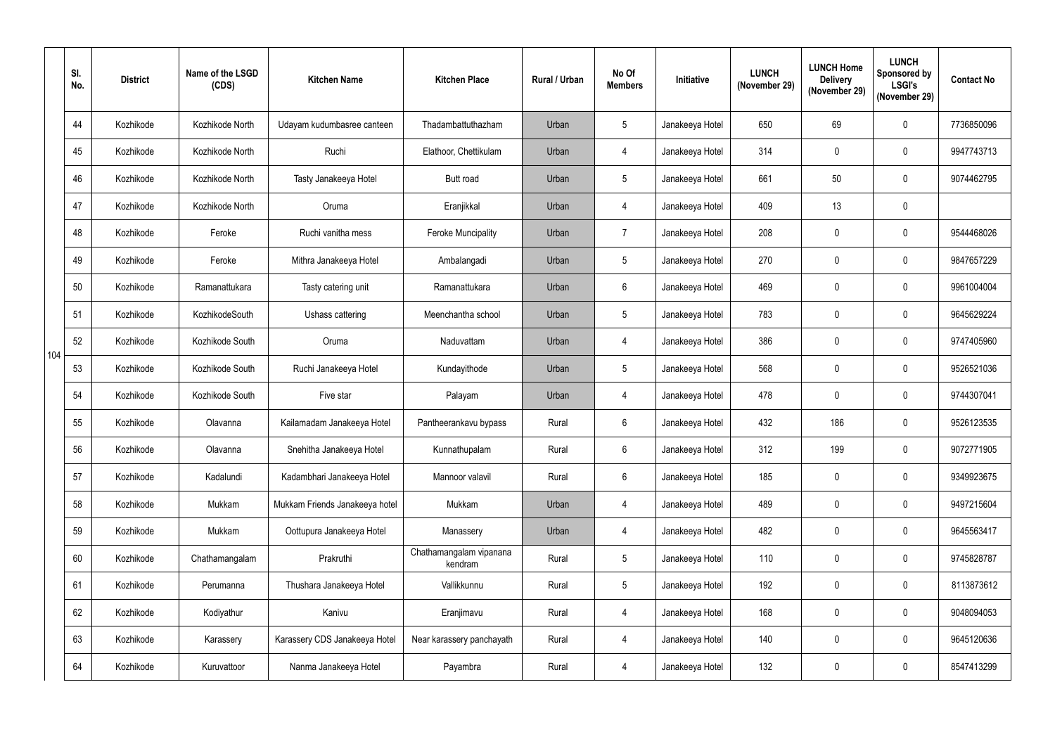| | Sl. No. | District | Name of the LSGD (CDS) | Kitchen Name | Kitchen Place | Rural / Urban | No Of Members | Initiative | LUNCH (November 29) | LUNCH Home Delivery (November 29) | LUNCH Sponsored by LSGI's (November 29) | Contact No |
|---|---|---|---|---|---|---|---|---|---|---|---|---|
| 104 | 44 | Kozhikode | Kozhikode North | Udayam kudumbasree canteen | Thadambattuthazham | Urban | 5 | Janakeeya Hotel | 650 | 69 | 0 | 7736850096 |
| | 45 | Kozhikode | Kozhikode North | Ruchi | Elathoor, Chettikulam | Urban | 4 | Janakeeya Hotel | 314 | 0 | 0 | 9947743713 |
| | 46 | Kozhikode | Kozhikode North | Tasty Janakeeya Hotel | Butt road | Urban | 5 | Janakeeya Hotel | 661 | 50 | 0 | 9074462795 |
| | 47 | Kozhikode | Kozhikode North | Oruma | Eranjikkal | Urban | 4 | Janakeeya Hotel | 409 | 13 | 0 | |
| | 48 | Kozhikode | Feroke | Ruchi vanitha mess | Feroke Muncipality | Urban | 7 | Janakeeya Hotel | 208 | 0 | 0 | 9544468026 |
| | 49 | Kozhikode | Feroke | Mithra Janakeeya Hotel | Ambalangadi | Urban | 5 | Janakeeya Hotel | 270 | 0 | 0 | 9847657229 |
| | 50 | Kozhikode | Ramanattukara | Tasty catering unit | Ramanattukara | Urban | 6 | Janakeeya Hotel | 469 | 0 | 0 | 9961004004 |
| | 51 | Kozhikode | KozhikodeSouth | Ushass cattering | Meenchantha school | Urban | 5 | Janakeeya Hotel | 783 | 0 | 0 | 9645629224 |
| | 52 | Kozhikode | Kozhikode South | Oruma | Naduvattam | Urban | 4 | Janakeeya Hotel | 386 | 0 | 0 | 9747405960 |
| | 53 | Kozhikode | Kozhikode South | Ruchi Janakeeya Hotel | Kundayithode | Urban | 5 | Janakeeya Hotel | 568 | 0 | 0 | 9526521036 |
| | 54 | Kozhikode | Kozhikode South | Five star | Palayam | Urban | 4 | Janakeeya Hotel | 478 | 0 | 0 | 9744307041 |
| | 55 | Kozhikode | Olavanna | Kailamadam Janakeeya Hotel | Pantheerankavu bypass | Rural | 6 | Janakeeya Hotel | 432 | 186 | 0 | 9526123535 |
| | 56 | Kozhikode | Olavanna | Snehitha Janakeeya Hotel | Kunnathupalam | Rural | 6 | Janakeeya Hotel | 312 | 199 | 0 | 9072771905 |
| | 57 | Kozhikode | Kadalundi | Kadambhari Janakeeya Hotel | Mannoor valavil | Rural | 6 | Janakeeya Hotel | 185 | 0 | 0 | 9349923675 |
| | 58 | Kozhikode | Mukkam | Mukkam Friends Janakeeya hotel | Mukkam | Urban | 4 | Janakeeya Hotel | 489 | 0 | 0 | 9497215604 |
| | 59 | Kozhikode | Mukkam | Oottupura Janakeeya Hotel | Manassery | Urban | 4 | Janakeeya Hotel | 482 | 0 | 0 | 9645563417 |
| | 60 | Kozhikode | Chathamangalam | Prakruthi | Chathamangalam vipanana kendram | Rural | 5 | Janakeeya Hotel | 110 | 0 | 0 | 9745828787 |
| | 61 | Kozhikode | Perumanna | Thushara Janakeeya Hotel | Vallikkunnu | Rural | 5 | Janakeeya Hotel | 192 | 0 | 0 | 8113873612 |
| | 62 | Kozhikode | Kodiyathur | Kanivu | Eranjimavu | Rural | 4 | Janakeeya Hotel | 168 | 0 | 0 | 9048094053 |
| | 63 | Kozhikode | Karassery | Karassery CDS Janakeeya Hotel | Near karassery panchayath | Rural | 4 | Janakeeya Hotel | 140 | 0 | 0 | 9645120636 |
| | 64 | Kozhikode | Kuruvattoor | Nanma Janakeeya Hotel | Payambra | Rural | 4 | Janakeeya Hotel | 132 | 0 | 0 | 8547413299 |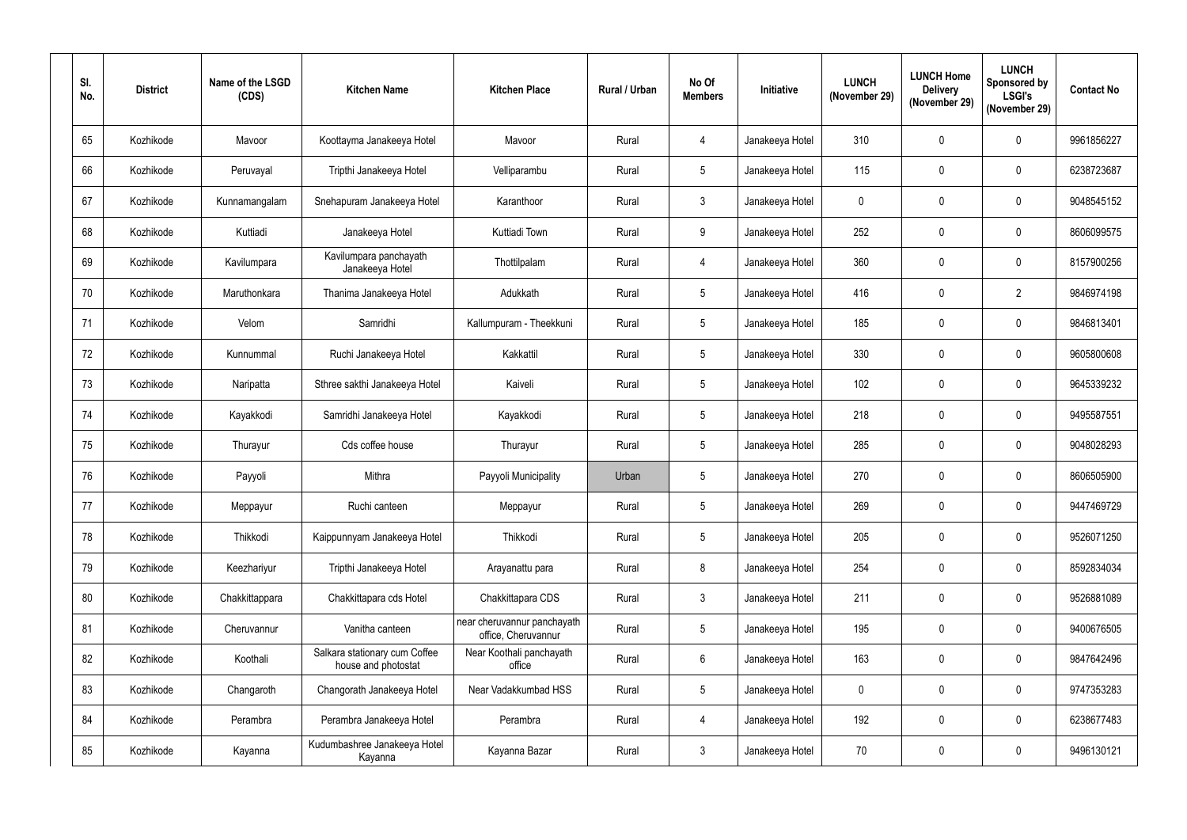| Sl. No. | District | Name of the LSGD (CDS) | Kitchen Name | Kitchen Place | Rural / Urban | No Of Members | Initiative | LUNCH (November 29) | LUNCH Home Delivery (November 29) | LUNCH Sponsored by LSGI's (November 29) | Contact No |
|---|---|---|---|---|---|---|---|---|---|---|---|
| 65 | Kozhikode | Mavoor | Koottayma Janakeeya Hotel | Mavoor | Rural | 4 | Janakeeya Hotel | 310 | 0 | 0 | 9961856227 |
| 66 | Kozhikode | Peruvayal | Tripthi Janakeeya Hotel | Velliparambu | Rural | 5 | Janakeeya Hotel | 115 | 0 | 0 | 6238723687 |
| 67 | Kozhikode | Kunnamangalam | Snehapuram Janakeeya Hotel | Karanthoor | Rural | 3 | Janakeeya Hotel | 0 | 0 | 0 | 9048545152 |
| 68 | Kozhikode | Kuttiadi | Janakeeya Hotel | Kuttiadi Town | Rural | 9 | Janakeeya Hotel | 252 | 0 | 0 | 8606099575 |
| 69 | Kozhikode | Kavilumpara | Kavilumpara panchayath Janakeeya Hotel | Thottilpalam | Rural | 4 | Janakeeya Hotel | 360 | 0 | 0 | 8157900256 |
| 70 | Kozhikode | Maruthonkara | Thanima Janakeeya Hotel | Adukkath | Rural | 5 | Janakeeya Hotel | 416 | 0 | 2 | 9846974198 |
| 71 | Kozhikode | Velom | Samridhi | Kallumpuram - Theekkuni | Rural | 5 | Janakeeya Hotel | 185 | 0 | 0 | 9846813401 |
| 72 | Kozhikode | Kunnummal | Ruchi Janakeeya Hotel | Kakkattil | Rural | 5 | Janakeeya Hotel | 330 | 0 | 0 | 9605800608 |
| 73 | Kozhikode | Naripatta | Sthree sakthi Janakeeya Hotel | Kaiveli | Rural | 5 | Janakeeya Hotel | 102 | 0 | 0 | 9645339232 |
| 74 | Kozhikode | Kayakkodi | Samridhi Janakeeya Hotel | Kayakkodi | Rural | 5 | Janakeeya Hotel | 218 | 0 | 0 | 9495587551 |
| 75 | Kozhikode | Thurayur | Cds coffee house | Thurayur | Rural | 5 | Janakeeya Hotel | 285 | 0 | 0 | 9048028293 |
| 76 | Kozhikode | Payyoli | Mithra | Payyoli Municipality | Urban | 5 | Janakeeya Hotel | 270 | 0 | 0 | 8606505900 |
| 77 | Kozhikode | Meppayur | Ruchi canteen | Meppayur | Rural | 5 | Janakeeya Hotel | 269 | 0 | 0 | 9447469729 |
| 78 | Kozhikode | Thikkodi | Kaippunnyam Janakeeya Hotel | Thikkodi | Rural | 5 | Janakeeya Hotel | 205 | 0 | 0 | 9526071250 |
| 79 | Kozhikode | Keezhariyur | Tripthi Janakeeya Hotel | Arayanattu para | Rural | 8 | Janakeeya Hotel | 254 | 0 | 0 | 8592834034 |
| 80 | Kozhikode | Chakkittappara | Chakkittapara cds Hotel | Chakkittapara CDS | Rural | 3 | Janakeeya Hotel | 211 | 0 | 0 | 9526881089 |
| 81 | Kozhikode | Cheruvannur | Vanitha canteen | near cheruvannur panchayath office, Cheruvannur | Rural | 5 | Janakeeya Hotel | 195 | 0 | 0 | 9400676505 |
| 82 | Kozhikode | Koothali | Salkara stationary cum Coffee house and photostat | Near Koothali panchayath office | Rural | 6 | Janakeeya Hotel | 163 | 0 | 0 | 9847642496 |
| 83 | Kozhikode | Changaroth | Changorath Janakeeya Hotel | Near Vadakkumbad HSS | Rural | 5 | Janakeeya Hotel | 0 | 0 | 0 | 9747353283 |
| 84 | Kozhikode | Perambra | Perambra Janakeeya Hotel | Perambra | Rural | 4 | Janakeeya Hotel | 192 | 0 | 0 | 6238677483 |
| 85 | Kozhikode | Kayanna | Kudumbashree Janakeeya Hotel Kayanna | Kayanna Bazar | Rural | 3 | Janakeeya Hotel | 70 | 0 | 0 | 9496130121 |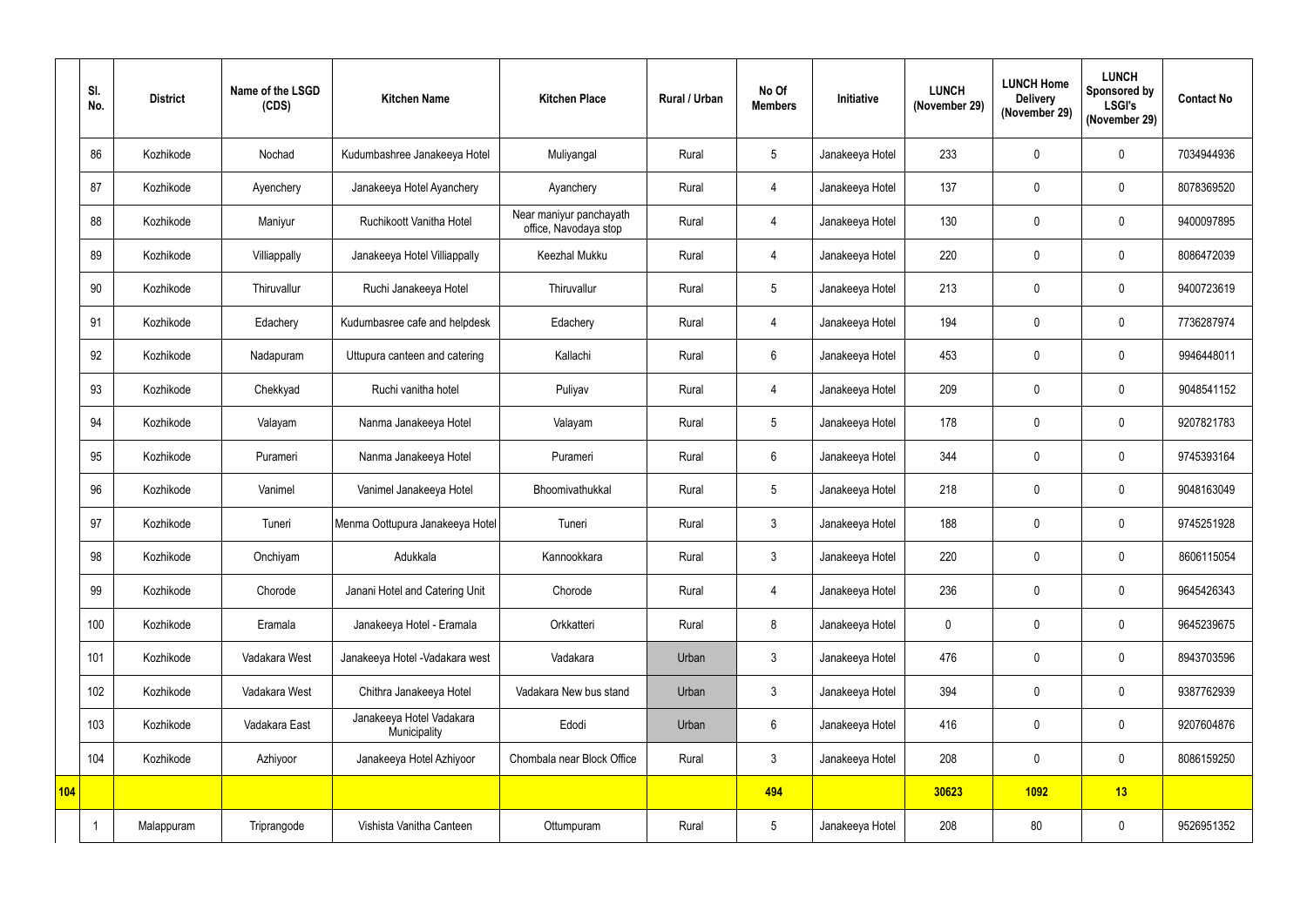| | Sl. No. | District | Name of the LSGD (CDS) | Kitchen Name | Kitchen Place | Rural / Urban | No Of Members | Initiative | LUNCH (November 29) | LUNCH Home Delivery (November 29) | LUNCH Sponsored by LSGI's (November 29) | Contact No |
|---|---|---|---|---|---|---|---|---|---|---|---|---|
| | 86 | Kozhikode | Nochad | Kudumbashree Janakeeya Hotel | Muliyangal | Rural | 5 | Janakeeya Hotel | 233 | 0 | 0 | 7034944936 |
| | 87 | Kozhikode | Ayenchery | Janakeeya Hotel Ayanchery | Ayanchery | Rural | 4 | Janakeeya Hotel | 137 | 0 | 0 | 8078369520 |
| | 88 | Kozhikode | Maniyur | Ruchikoott Vanitha Hotel | Near maniyur panchayath office, Navodaya stop | Rural | 4 | Janakeeya Hotel | 130 | 0 | 0 | 9400097895 |
| | 89 | Kozhikode | Villiappally | Janakeeya Hotel Villiappally | Keezhal Mukku | Rural | 4 | Janakeeya Hotel | 220 | 0 | 0 | 8086472039 |
| | 90 | Kozhikode | Thiruvallur | Ruchi Janakeeya Hotel | Thiruvallur | Rural | 5 | Janakeeya Hotel | 213 | 0 | 0 | 9400723619 |
| | 91 | Kozhikode | Edachery | Kudumbasree cafe and helpdesk | Edachery | Rural | 4 | Janakeeya Hotel | 194 | 0 | 0 | 7736287974 |
| | 92 | Kozhikode | Nadapuram | Uttupura canteen and catering | Kallachi | Rural | 6 | Janakeeya Hotel | 453 | 0 | 0 | 9946448011 |
| | 93 | Kozhikode | Chekkyad | Ruchi vanitha hotel | Puliyav | Rural | 4 | Janakeeya Hotel | 209 | 0 | 0 | 9048541152 |
| | 94 | Kozhikode | Valayam | Nanma Janakeeya Hotel | Valayam | Rural | 5 | Janakeeya Hotel | 178 | 0 | 0 | 9207821783 |
| | 95 | Kozhikode | Purameri | Nanma Janakeeya Hotel | Purameri | Rural | 6 | Janakeeya Hotel | 344 | 0 | 0 | 9745393164 |
| | 96 | Kozhikode | Vanimel | Vanimel Janakeeya Hotel | Bhoomivathukkal | Rural | 5 | Janakeeya Hotel | 218 | 0 | 0 | 9048163049 |
| | 97 | Kozhikode | Tuneri | Menma Oottupura Janakeeya Hotel | Tuneri | Rural | 3 | Janakeeya Hotel | 188 | 0 | 0 | 9745251928 |
| | 98 | Kozhikode | Onchiyam | Adukkala | Kannookkara | Rural | 3 | Janakeeya Hotel | 220 | 0 | 0 | 8606115054 |
| | 99 | Kozhikode | Chorode | Janani Hotel and Catering Unit | Chorode | Rural | 4 | Janakeeya Hotel | 236 | 0 | 0 | 9645426343 |
| | 100 | Kozhikode | Eramala | Janakeeya Hotel - Eramala | Orkkatteri | Rural | 8 | Janakeeya Hotel | 0 | 0 | 0 | 9645239675 |
| | 101 | Kozhikode | Vadakara West | Janakeeya Hotel -Vadakara west | Vadakara | Urban | 3 | Janakeeya Hotel | 476 | 0 | 0 | 8943703596 |
| | 102 | Kozhikode | Vadakara West | Chithra Janakeeya Hotel | Vadakara New bus stand | Urban | 3 | Janakeeya Hotel | 394 | 0 | 0 | 9387762939 |
| | 103 | Kozhikode | Vadakara East | Janakeeya Hotel Vadakara Municipality | Edodi | Urban | 6 | Janakeeya Hotel | 416 | 0 | 0 | 9207604876 |
| | 104 | Kozhikode | Azhiyoor | Janakeeya Hotel Azhiyoor | Chombala near Block Office | Rural | 3 | Janakeeya Hotel | 208 | 0 | 0 | 8086159250 |
| **104** | | | | | | | **494** | | **30623** | **1092** | **13** | |
| | 1 | Malappuram | Triprangode | Vishista Vanitha Canteen | Ottumpuram | Rural | 5 | Janakeeya Hotel | 208 | 80 | 0 | 9526951352 |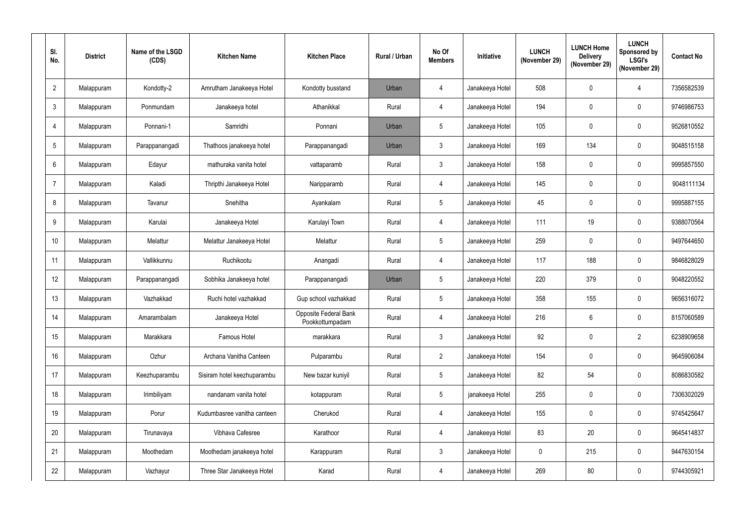| Sl. No. | District | Name of the LSGD (CDS) | Kitchen Name | Kitchen Place | Rural / Urban | No Of Members | Initiative | LUNCH (November 29) | LUNCH Home Delivery (November 29) | LUNCH Sponsored by LSGI's (November 29) | Contact No |
|---|---|---|---|---|---|---|---|---|---|---|---|
| 2 | Malappuram | Kondotty-2 | Amrutham Janakeeya Hotel | Kondotty busstand | Urban | 4 | Janakeeya Hotel | 508 | 0 | 4 | 7356582539 |
| 3 | Malappuram | Ponmundam | Janakeeya hotel | Athanikkal | Rural | 4 | Janakeeya Hotel | 194 | 0 | 0 | 9746986753 |
| 4 | Malappuram | Ponnani-1 | Samridhi | Ponnani | Urban | 5 | Janakeeya Hotel | 105 | 0 | 0 | 9526810552 |
| 5 | Malappuram | Parappanangadi | Thathoos janakeeya hotel | Parappanangadi | Urban | 3 | Janakeeya Hotel | 169 | 134 | 0 | 9048515158 |
| 6 | Malappuram | Edayur | mathuraka vanita hotel | vattaparamb | Rural | 3 | Janakeeya Hotel | 158 | 0 | 0 | 9995857550 |
| 7 | Malappuram | Kaladi | Thripthi Janakeeya Hotel | Naripparamb | Rural | 4 | Janakeeya Hotel | 145 | 0 | 0 | 9048111134 |
| 8 | Malappuram | Tavanur | Snehitha | Ayankalam | Rural | 5 | Janakeeya Hotel | 45 | 0 | 0 | 9995887155 |
| 9 | Malappuram | Karulai | Janakeeya Hotel | Karulayi Town | Rural | 4 | Janakeeya Hotel | 111 | 19 | 0 | 9388070564 |
| 10 | Malappuram | Melattur | Melattur Janakeeya Hotel | Melattur | Rural | 5 | Janakeeya Hotel | 259 | 0 | 0 | 9497644650 |
| 11 | Malappuram | Vallikkunnu | Ruchikootu | Anangadi | Rural | 4 | Janakeeya Hotel | 117 | 188 | 0 | 9846828029 |
| 12 | Malappuram | Parappanangadi | Sobhika Janakeeya hotel | Parappanangadi | Urban | 5 | Janakeeya Hotel | 220 | 379 | 0 | 9048220552 |
| 13 | Malappuram | Vazhakkad | Ruchi hotel vazhakkad | Gup school vazhakkad | Rural | 5 | Janakeeya Hotel | 358 | 155 | 0 | 9656316072 |
| 14 | Malappuram | Amarambalam | Janakeeya Hotel | Opposite Federal Bank Pookkottumpadam | Rural | 4 | Janakeeya Hotel | 216 | 6 | 0 | 8157060589 |
| 15 | Malappuram | Marakkara | Famous Hotel | marakkara | Rural | 3 | Janakeeya Hotel | 92 | 0 | 2 | 6238909658 |
| 16 | Malappuram | Ozhur | Archana Vanitha Canteen | Pulparambu | Rural | 2 | Janakeeya Hotel | 154 | 0 | 0 | 9645906084 |
| 17 | Malappuram | Keezhuparambu | Sisiram hotel keezhuparambu | New bazar kuniyil | Rural | 5 | Janakeeya Hotel | 82 | 54 | 0 | 8086830582 |
| 18 | Malappuram | Irimbiliyam | nandanam vanita hotel | kotappuram | Rural | 5 | janakeeya Hotel | 255 | 0 | 0 | 7306302029 |
| 19 | Malappuram | Porur | Kudumbasree vanitha canteen | Cherukod | Rural | 4 | Janakeeya Hotel | 155 | 0 | 0 | 9745425647 |
| 20 | Malappuram | Tirunavaya | Vibhava Cafesree | Karathoor | Rural | 4 | Janakeeya Hotel | 83 | 20 | 0 | 9645414837 |
| 21 | Malappuram | Moothedam | Moothedam janakeeya hotel | Karappuram | Rural | 3 | Janakeeya Hotel | 0 | 215 | 0 | 9447630154 |
| 22 | Malappuram | Vazhayur | Three Star Janakeeya Hotel | Karad | Rural | 4 | Janakeeya Hotel | 269 | 80 | 0 | 9744305921 |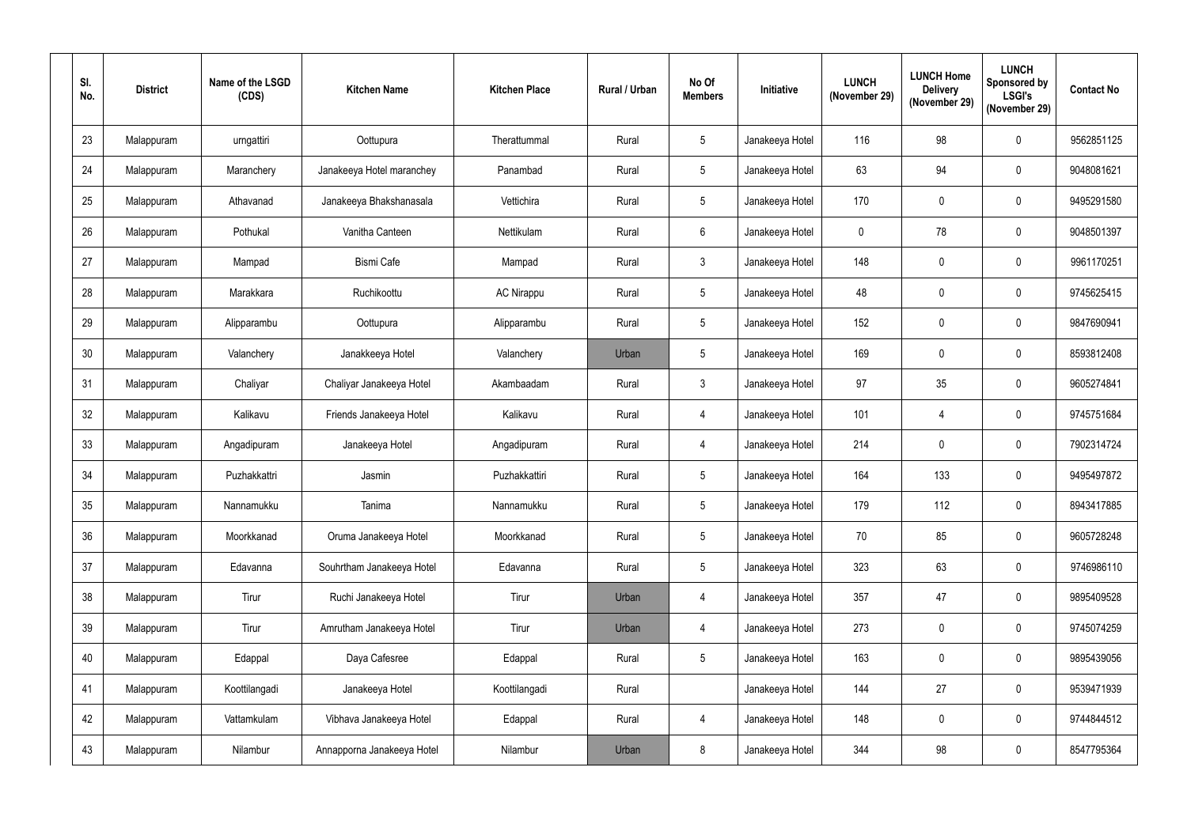| Sl. No. | District | Name of the LSGD (CDS) | Kitchen Name | Kitchen Place | Rural / Urban | No Of Members | Initiative | LUNCH (November 29) | LUNCH Home Delivery (November 29) | LUNCH Sponsored by LSGI's (November 29) | Contact No |
|---|---|---|---|---|---|---|---|---|---|---|---|
| 23 | Malappuram | urngattiri | Oottupura | Therattummal | Rural | 5 | Janakeeya Hotel | 116 | 98 | 0 | 9562851125 |
| 24 | Malappuram | Maranchery | Janakeeya Hotel maranchey | Panambad | Rural | 5 | Janakeeya Hotel | 63 | 94 | 0 | 9048081621 |
| 25 | Malappuram | Athavanad | Janakeeya Bhakshanasala | Vettichira | Rural | 5 | Janakeeya Hotel | 170 | 0 | 0 | 9495291580 |
| 26 | Malappuram | Pothukal | Vanitha Canteen | Nettikulam | Rural | 6 | Janakeeya Hotel | 0 | 78 | 0 | 9048501397 |
| 27 | Malappuram | Mampad | Bismi Cafe | Mampad | Rural | 3 | Janakeeya Hotel | 148 | 0 | 0 | 9961170251 |
| 28 | Malappuram | Marakkara | Ruchikoottu | AC Nirappu | Rural | 5 | Janakeeya Hotel | 48 | 0 | 0 | 9745625415 |
| 29 | Malappuram | Alipparambu | Oottupura | Alipparambu | Rural | 5 | Janakeeya Hotel | 152 | 0 | 0 | 9847690941 |
| 30 | Malappuram | Valanchery | Janakkeeya Hotel | Valanchery | Urban | 5 | Janakeeya Hotel | 169 | 0 | 0 | 8593812408 |
| 31 | Malappuram | Chaliyar | Chaliyar Janakeeya Hotel | Akambaadam | Rural | 3 | Janakeeya Hotel | 97 | 35 | 0 | 9605274841 |
| 32 | Malappuram | Kalikavu | Friends Janakeeya Hotel | Kalikavu | Rural | 4 | Janakeeya Hotel | 101 | 4 | 0 | 9745751684 |
| 33 | Malappuram | Angadipuram | Janakeeya Hotel | Angadipuram | Rural | 4 | Janakeeya Hotel | 214 | 0 | 0 | 7902314724 |
| 34 | Malappuram | Puzhakkattri | Jasmin | Puzhakkattiri | Rural | 5 | Janakeeya Hotel | 164 | 133 | 0 | 9495497872 |
| 35 | Malappuram | Nannamukku | Tanima | Nannamukku | Rural | 5 | Janakeeya Hotel | 179 | 112 | 0 | 8943417885 |
| 36 | Malappuram | Moorkkanad | Oruma Janakeeya Hotel | Moorkkanad | Rural | 5 | Janakeeya Hotel | 70 | 85 | 0 | 9605728248 |
| 37 | Malappuram | Edavanna | Souhrtham Janakeeya Hotel | Edavanna | Rural | 5 | Janakeeya Hotel | 323 | 63 | 0 | 9746986110 |
| 38 | Malappuram | Tirur | Ruchi Janakeeya Hotel | Tirur | Urban | 4 | Janakeeya Hotel | 357 | 47 | 0 | 9895409528 |
| 39 | Malappuram | Tirur | Amrutham Janakeeya Hotel | Tirur | Urban | 4 | Janakeeya Hotel | 273 | 0 | 0 | 9745074259 |
| 40 | Malappuram | Edappal | Daya Cafesree | Edappal | Rural | 5 | Janakeeya Hotel | 163 | 0 | 0 | 9895439056 |
| 41 | Malappuram | Koottilangadi | Janakeeya Hotel | Koottilangadi | Rural | | Janakeeya Hotel | 144 | 27 | 0 | 9539471939 |
| 42 | Malappuram | Vattamkulam | Vibhava Janakeeya Hotel | Edappal | Rural | 4 | Janakeeya Hotel | 148 | 0 | 0 | 9744844512 |
| 43 | Malappuram | Nilambur | Annapporna Janakeeya Hotel | Nilambur | Urban | 8 | Janakeeya Hotel | 344 | 98 | 0 | 8547795364 |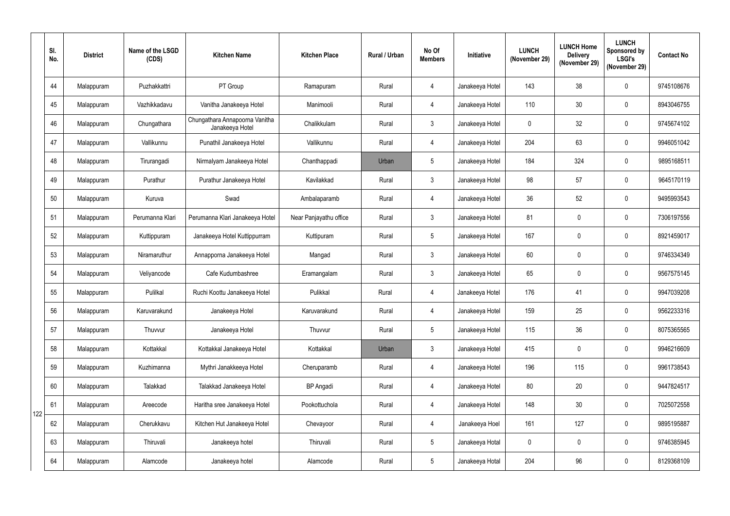|  | Sl. No. | District | Name of the LSGD (CDS) | Kitchen Name | Kitchen Place | Rural / Urban | No Of Members | Initiative | LUNCH (November 29) | LUNCH Home Delivery (November 29) | LUNCH Sponsored by LSGI's (November 29) | Contact No |
|---|---|---|---|---|---|---|---|---|---|---|---|---|
| 122 | 44 | Malappuram | Puzhakkattri | PT Group | Ramapuram | Rural | 4 | Janakeeya Hotel | 143 | 38 | 0 | 9745108676 |
|  | 45 | Malappuram | Vazhikkadavu | Vanitha Janakeeya Hotel | Manimooli | Rural | 4 | Janakeeya Hotel | 110 | 30 | 0 | 8943046755 |
|  | 46 | Malappuram | Chungathara | Chungathara Annapoorna Vanitha Janakeeya Hotel | Chalikkulam | Rural | 3 | Janakeeya Hotel | 0 | 32 | 0 | 9745674102 |
|  | 47 | Malappuram | Vallikunnu | Punathil Janakeeya Hotel | Vallikunnu | Rural | 4 | Janakeeya Hotel | 204 | 63 | 0 | 9946051042 |
|  | 48 | Malappuram | Tirurangadi | Nirmalyam Janakeeya Hotel | Chanthappadi | Urban | 5 | Janakeeya Hotel | 184 | 324 | 0 | 9895168511 |
|  | 49 | Malappuram | Purathur | Purathur Janakeeya Hotel | Kavilakkad | Rural | 3 | Janakeeya Hotel | 98 | 57 | 0 | 9645170119 |
|  | 50 | Malappuram | Kuruva | Swad | Ambalaparamb | Rural | 4 | Janakeeya Hotel | 36 | 52 | 0 | 9495993543 |
|  | 51 | Malappuram | Perumanna Klari | Perumanna Klari Janakeeya Hotel | Near Panjayathu office | Rural | 3 | Janakeeya Hotel | 81 | 0 | 0 | 7306197556 |
|  | 52 | Malappuram | Kuttippuram | Janakeeya Hotel Kuttippurram | Kuttipuram | Rural | 5 | Janakeeya Hotel | 167 | 0 | 0 | 8921459017 |
|  | 53 | Malappuram | Niramaruthur | Annapporna Janakeeya Hotel | Mangad | Rural | 3 | Janakeeya Hotel | 60 | 0 | 0 | 9746334349 |
|  | 54 | Malappuram | Veliyancode | Cafe Kudumbashree | Eramangalam | Rural | 3 | Janakeeya Hotel | 65 | 0 | 0 | 9567575145 |
|  | 55 | Malappuram | Pulilkal | Ruchi Koottu Janakeeya Hotel | Pulikkal | Rural | 4 | Janakeeya Hotel | 176 | 41 | 0 | 9947039208 |
|  | 56 | Malappuram | Karuvarakund | Janakeeya Hotel | Karuvarakund | Rural | 4 | Janakeeya Hotel | 159 | 25 | 0 | 9562233316 |
|  | 57 | Malappuram | Thuvvur | Janakeeya Hotel | Thuvvur | Rural | 5 | Janakeeya Hotel | 115 | 36 | 0 | 8075365565 |
|  | 58 | Malappuram | Kottakkal | Kottakkal Janakeeya Hotel | Kottakkal | Urban | 3 | Janakeeya Hotel | 415 | 0 | 0 | 9946216609 |
|  | 59 | Malappuram | Kuzhimanna | Mythri Janakkeeya Hotel | Cheruparamb | Rural | 4 | Janakeeya Hotel | 196 | 115 | 0 | 9961738543 |
|  | 60 | Malappuram | Talakkad | Talakkad Janakeeya Hotel | BP Angadi | Rural | 4 | Janakeeya Hotel | 80 | 20 | 0 | 9447824517 |
|  | 61 | Malappuram | Areecode | Haritha sree Janakeeya Hotel | Pookottuchola | Rural | 4 | Janakeeya Hotel | 148 | 30 | 0 | 7025072558 |
|  | 62 | Malappuram | Cherukkavu | Kitchen Hut Janakeeya Hotel | Chevayoor | Rural | 4 | Janakeeya Hoel | 161 | 127 | 0 | 9895195887 |
|  | 63 | Malappuram | Thiruvali | Janakeeya hotel | Thiruvali | Rural | 5 | Janakeeya Hotal | 0 | 0 | 0 | 9746385945 |
|  | 64 | Malappuram | Alamcode | Janakeeya hotel | Alamcode | Rural | 5 | Janakeeya Hotal | 204 | 96 | 0 | 8129368109 |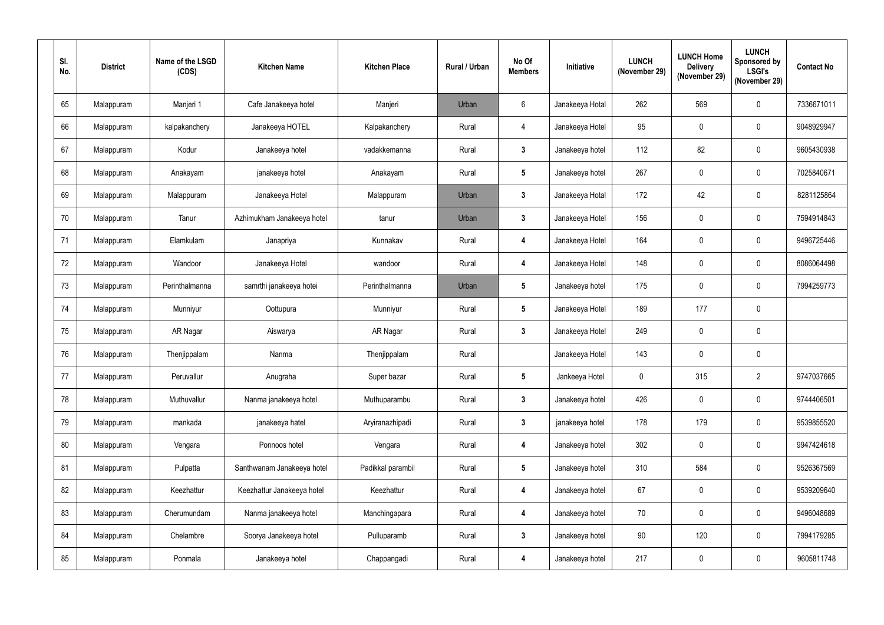| Sl. No. | District | Name of the LSGD (CDS) | Kitchen Name | Kitchen Place | Rural / Urban | No Of Members | Initiative | LUNCH (November 29) | LUNCH Home Delivery (November 29) | LUNCH Sponsored by LSGI's (November 29) | Contact No |
|---|---|---|---|---|---|---|---|---|---|---|---|
| 65 | Malappuram | Manjeri 1 | Cafe Janakeeya hotel | Manjeri | Urban | 6 | Janakeeya Hotal | 262 | 569 | 0 | 7336671011 |
| 66 | Malappuram | kalpakanchery | Janakeeya HOTEL | Kalpakanchery | Rural | 4 | Janakeeya Hotel | 95 | 0 | 0 | 9048929947 |
| 67 | Malappuram | Kodur | Janakeeya hotel | vadakkemanna | Rural | 3 | Janakeeya hotel | 112 | 82 | 0 | 9605430938 |
| 68 | Malappuram | Anakayam | janakeeya hotel | Anakayam | Rural | 5 | Janakeeya hotel | 267 | 0 | 0 | 7025840671 |
| 69 | Malappuram | Malappuram | Janakeeya Hotel | Malappuram | Urban | 3 | Janakeeya Hotal | 172 | 42 | 0 | 8281125864 |
| 70 | Malappuram | Tanur | Azhimukham Janakeeya hotel | tanur | Urban | 3 | Janakeeya Hotel | 156 | 0 | 0 | 7594914843 |
| 71 | Malappuram | Elamkulam | Janapriya | Kunnakav | Rural | 4 | Janakeeya Hotel | 164 | 0 | 0 | 9496725446 |
| 72 | Malappuram | Wandoor | Janakeeya Hotel | wandoor | Rural | 4 | Janakeeya Hotel | 148 | 0 | 0 | 8086064498 |
| 73 | Malappuram | Perinthalmanna | samrthi janakeeya hotei | Perinthalmanna | Urban | 5 | Janakeeya hotel | 175 | 0 | 0 | 7994259773 |
| 74 | Malappuram | Munniyur | Oottupura | Munniyur | Rural | 5 | Janakeeya Hotel | 189 | 177 | 0 | |
| 75 | Malappuram | AR Nagar | Aiswarya | AR Nagar | Rural | 3 | Janakeeya Hotel | 249 | 0 | 0 | |
| 76 | Malappuram | Thenjippalam | Nanma | Thenjippalam | Rural | | Janakeeya Hotel | 143 | 0 | 0 | |
| 77 | Malappuram | Peruvallur | Anugraha | Super bazar | Rural | 5 | Jankeeya Hotel | 0 | 315 | 2 | 9747037665 |
| 78 | Malappuram | Muthuvallur | Nanma janakeeya hotel | Muthuparambu | Rural | 3 | Janakeeya hotel | 426 | 0 | 0 | 9744406501 |
| 79 | Malappuram | mankada | janakeeya hatel | Aryiranazhipadi | Rural | 3 | janakeeya hotel | 178 | 179 | 0 | 9539855520 |
| 80 | Malappuram | Vengara | Ponnoos hotel | Vengara | Rural | 4 | Janakeeya hotel | 302 | 0 | 0 | 9947424618 |
| 81 | Malappuram | Pulpatta | Santhwanam Janakeeya hotel | Padikkal parambil | Rural | 5 | Janakeeya hotel | 310 | 584 | 0 | 9526367569 |
| 82 | Malappuram | Keezhattur | Keezhattur Janakeeya hotel | Keezhattur | Rural | 4 | Janakeeya hotel | 67 | 0 | 0 | 9539209640 |
| 83 | Malappuram | Cherumundam | Nanma janakeeya hotel | Manchingapara | Rural | 4 | Janakeeya hotel | 70 | 0 | 0 | 9496048689 |
| 84 | Malappuram | Chelambre | Soorya Janakeeya hotel | Pulluparamb | Rural | 3 | Janakeeya hotel | 90 | 120 | 0 | 7994179285 |
| 85 | Malappuram | Ponmala | Janakeeya hotel | Chappangadi | Rural | 4 | Janakeeya hotel | 217 | 0 | 0 | 9605811748 |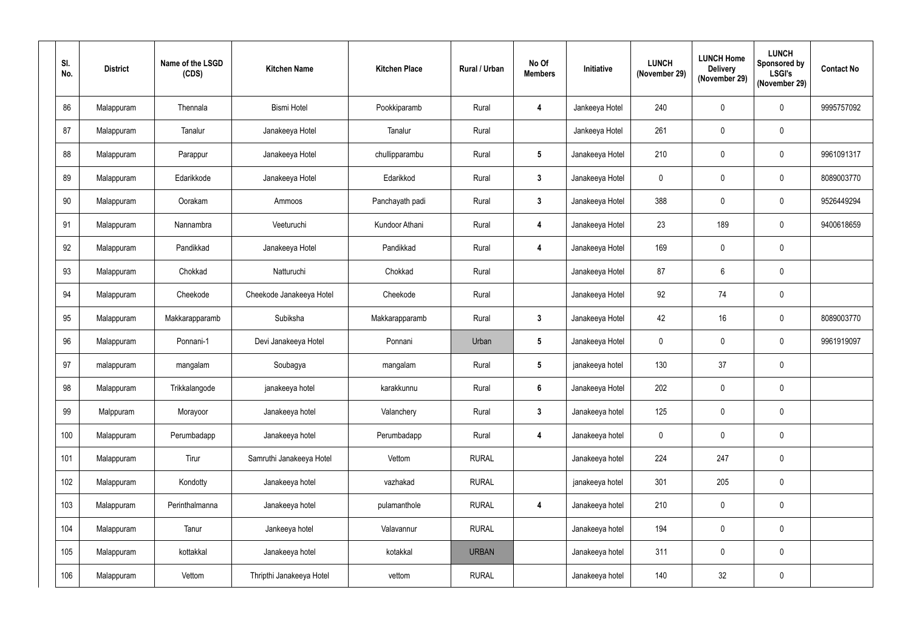| Sl. No. | District | Name of the LSGD (CDS) | Kitchen Name | Kitchen Place | Rural / Urban | No Of Members | Initiative | LUNCH (November 29) | LUNCH Home Delivery (November 29) | LUNCH Sponsored by LSGI's (November 29) | Contact No |
|---|---|---|---|---|---|---|---|---|---|---|---|
| 86 | Malappuram | Thennala | Bismi Hotel | Pookkiparamb | Rural | 4 | Jankeeya Hotel | 240 | 0 | 0 | 9995757092 |
| 87 | Malappuram | Tanalur | Janakeeya Hotel | Tanalur | Rural | | Jankeeya Hotel | 261 | 0 | 0 | |
| 88 | Malappuram | Parappur | Janakeeya Hotel | chullipparambu | Rural | 5 | Janakeeya Hotel | 210 | 0 | 0 | 9961091317 |
| 89 | Malappuram | Edarikkode | Janakeeya Hotel | Edarikkod | Rural | 3 | Janakeeya Hotel | 0 | 0 | 0 | 8089003770 |
| 90 | Malappuram | Oorakam | Ammoos | Panchayath padi | Rural | 3 | Janakeeya Hotel | 388 | 0 | 0 | 9526449294 |
| 91 | Malappuram | Nannambra | Veeturuchi | Kundoor Athani | Rural | 4 | Janakeeya Hotel | 23 | 189 | 0 | 9400618659 |
| 92 | Malappuram | Pandikkad | Janakeeya Hotel | Pandikkad | Rural | 4 | Janakeeya Hotel | 169 | 0 | 0 | |
| 93 | Malappuram | Chokkad | Natturuchi | Chokkad | Rural | | Janakeeya Hotel | 87 | 6 | 0 | |
| 94 | Malappuram | Cheekode | Cheekode Janakeeya Hotel | Cheekode | Rural | | Janakeeya Hotel | 92 | 74 | 0 | |
| 95 | Malappuram | Makkarapparamb | Subiksha | Makkarapparamb | Rural | 3 | Janakeeya Hotel | 42 | 16 | 0 | 8089003770 |
| 96 | Malappuram | Ponnani-1 | Devi Janakeeya Hotel | Ponnani | Urban | 5 | Janakeeya Hotel | 0 | 0 | 0 | 9961919097 |
| 97 | malappuram | mangalam | Soubagya | mangalam | Rural | 5 | janakeeya hotel | 130 | 37 | 0 | |
| 98 | Malappuram | Trikkalangode | janakeeya hotel | karakkunnu | Rural | 6 | Janakeeya Hotel | 202 | 0 | 0 | |
| 99 | Malppuram | Morayoor | Janakeeya hotel | Valanchery | Rural | 3 | Janakeeya hotel | 125 | 0 | 0 | |
| 100 | Malappuram | Perumbadapp | Janakeeya hotel | Perumbadapp | Rural | 4 | Janakeeya hotel | 0 | 0 | 0 | |
| 101 | Malappuram | Tirur | Samruthi Janakeeya Hotel | Vettom | RURAL | | Janakeeya hotel | 224 | 247 | 0 | |
| 102 | Malappuram | Kondotty | Janakeeya hotel | vazhakad | RURAL | | janakeeya hotel | 301 | 205 | 0 | |
| 103 | Malappuram | Perinthalmanna | Janakeeya hotel | pulamanthole | RURAL | 4 | Janakeeya hotel | 210 | 0 | 0 | |
| 104 | Malappuram | Tanur | Jankeeya hotel | Valavannur | RURAL | | Janakeeya hotel | 194 | 0 | 0 | |
| 105 | Malappuram | kottakkal | Janakeeya hotel | kotakkal | URBAN | | Janakeeya hotel | 311 | 0 | 0 | |
| 106 | Malappuram | Vettom | Thripthi Janakeeya Hotel | vettom | RURAL | | Janakeeya hotel | 140 | 32 | 0 | |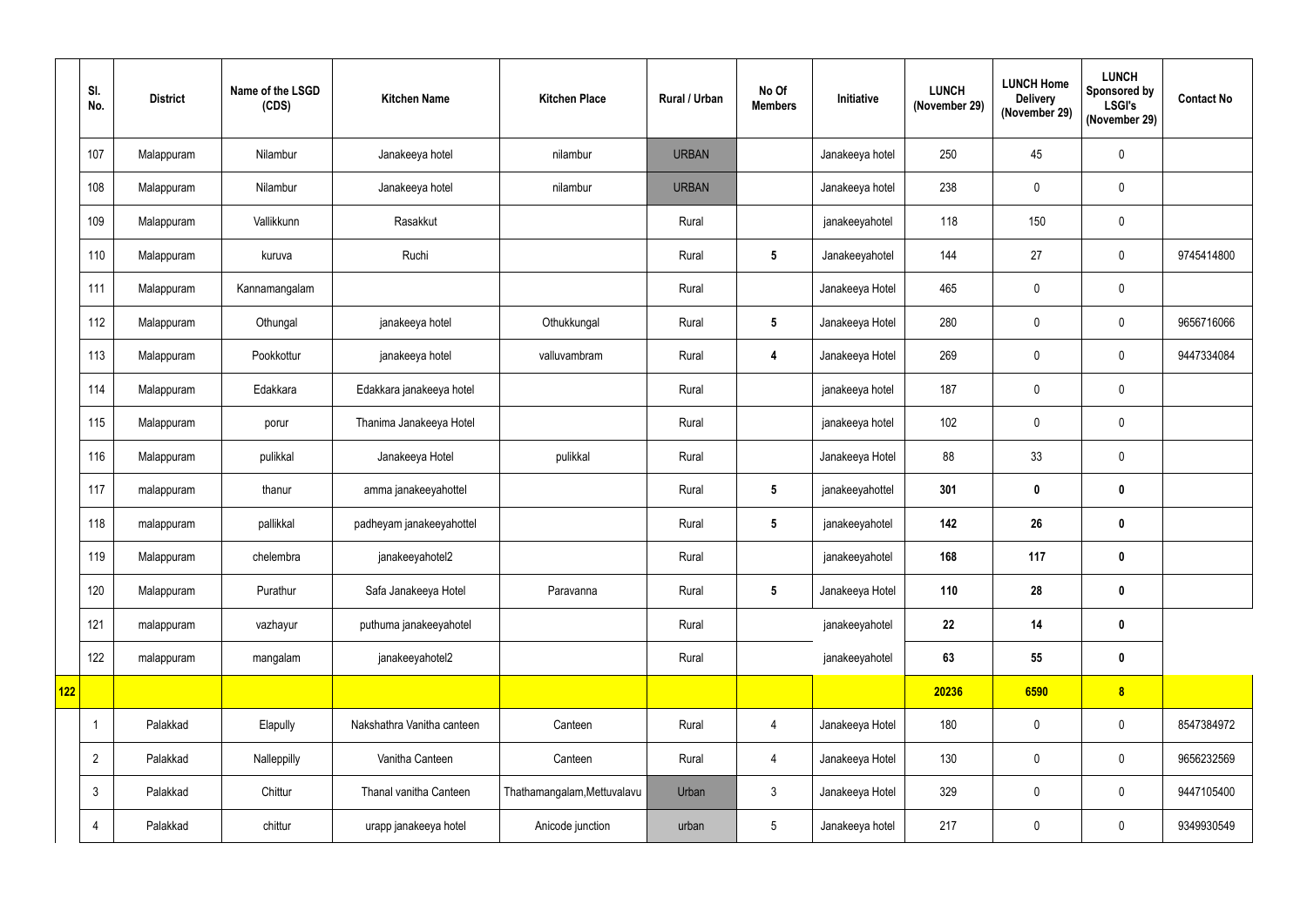|  | Sl. No. | District | Name of the LSGD (CDS) | Kitchen Name | Kitchen Place | Rural / Urban | No Of Members | Initiative | LUNCH (November 29) | LUNCH Home Delivery (November 29) | LUNCH Sponsored by LSGI's (November 29) | Contact No |
|---|---|---|---|---|---|---|---|---|---|---|---|---|
|  | 107 | Malappuram | Nilambur | Janakeeya hotel | nilambur | URBAN |  | Janakeeya hotel | 250 | 45 | 0 |  |
|  | 108 | Malappuram | Nilambur | Janakeeya hotel | nilambur | URBAN |  | Janakeeya hotel | 238 | 0 | 0 |  |
|  | 109 | Malappuram | Vallikkunn | Rasakkut |  | Rural |  | janakeeyahotel | 118 | 150 | 0 |  |
|  | 110 | Malappuram | kuruva | Ruchi |  | Rural | 5 | Janakeeyahotel | 144 | 27 | 0 | 9745414800 |
|  | 111 | Malappuram | Kannamangalam |  |  | Rural |  | Janakeeya Hotel | 465 | 0 | 0 |  |
|  | 112 | Malappuram | Othungal | janakeeya hotel | Othukkungal | Rural | 5 | Janakeeya Hotel | 280 | 0 | 0 | 9656716066 |
|  | 113 | Malappuram | Pookkottur | janakeeya hotel | valluvambram | Rural | 4 | Janakeeya Hotel | 269 | 0 | 0 | 9447334084 |
|  | 114 | Malappuram | Edakkara | Edakkara janakeeya hotel |  | Rural |  | janakeeya hotel | 187 | 0 | 0 |  |
|  | 115 | Malappuram | porur | Thanima Janakeeya Hotel |  | Rural |  | janakeeya hotel | 102 | 0 | 0 |  |
|  | 116 | Malappuram | pulikkal | Janakeeya Hotel | pulikkal | Rural |  | Janakeeya Hotel | 88 | 33 | 0 |  |
|  | 117 | malappuram | thanur | amma janakeeyahottel |  | Rural | 5 | janakeeyahottel | 301 | 0 | 0 |  |
|  | 118 | malappuram | pallikkal | padheyam janakeeyahottel |  | Rural | 5 | janakeeyahotel | 142 | 26 | 0 |  |
|  | 119 | Malappuram | chelembra | janakeeyahotel2 |  | Rural |  | janakeeyahotel | 168 | 117 | 0 |  |
|  | 120 | Malappuram | Purathur | Safa Janakeeya Hotel | Paravanna | Rural | 5 | Janakeeya Hotel | 110 | 28 | 0 |  |
|  | 121 | malappuram | vazhayur | puthuma janakeeyahotel |  | Rural |  | janakeeyahotel | 22 | 14 | 0 |  |
|  | 122 | malappuram | mangalam | janakeeyahotel2 |  | Rural |  | janakeeyahotel | 63 | 55 | 0 |  |
| 122 |  |  |  |  |  |  |  |  | 20236 | 6590 | 8 |  |
|  | 1 | Palakkad | Elapully | Nakshathra Vanitha canteen | Canteen | Rural | 4 | Janakeeya Hotel | 180 | 0 | 0 | 8547384972 |
|  | 2 | Palakkad | Nalleppilly | Vanitha Canteen | Canteen | Rural | 4 | Janakeeya Hotel | 130 | 0 | 0 | 9656232569 |
|  | 3 | Palakkad | Chittur | Thanal vanitha Canteen | Thathamangalam,Mettuvalavu | Urban | 3 | Janakeeya Hotel | 329 | 0 | 0 | 9447105400 |
|  | 4 | Palakkad | chittur | urapp janakeeya hotel | Anicode junction | urban | 5 | Janakeeya hotel | 217 | 0 | 0 | 9349930549 |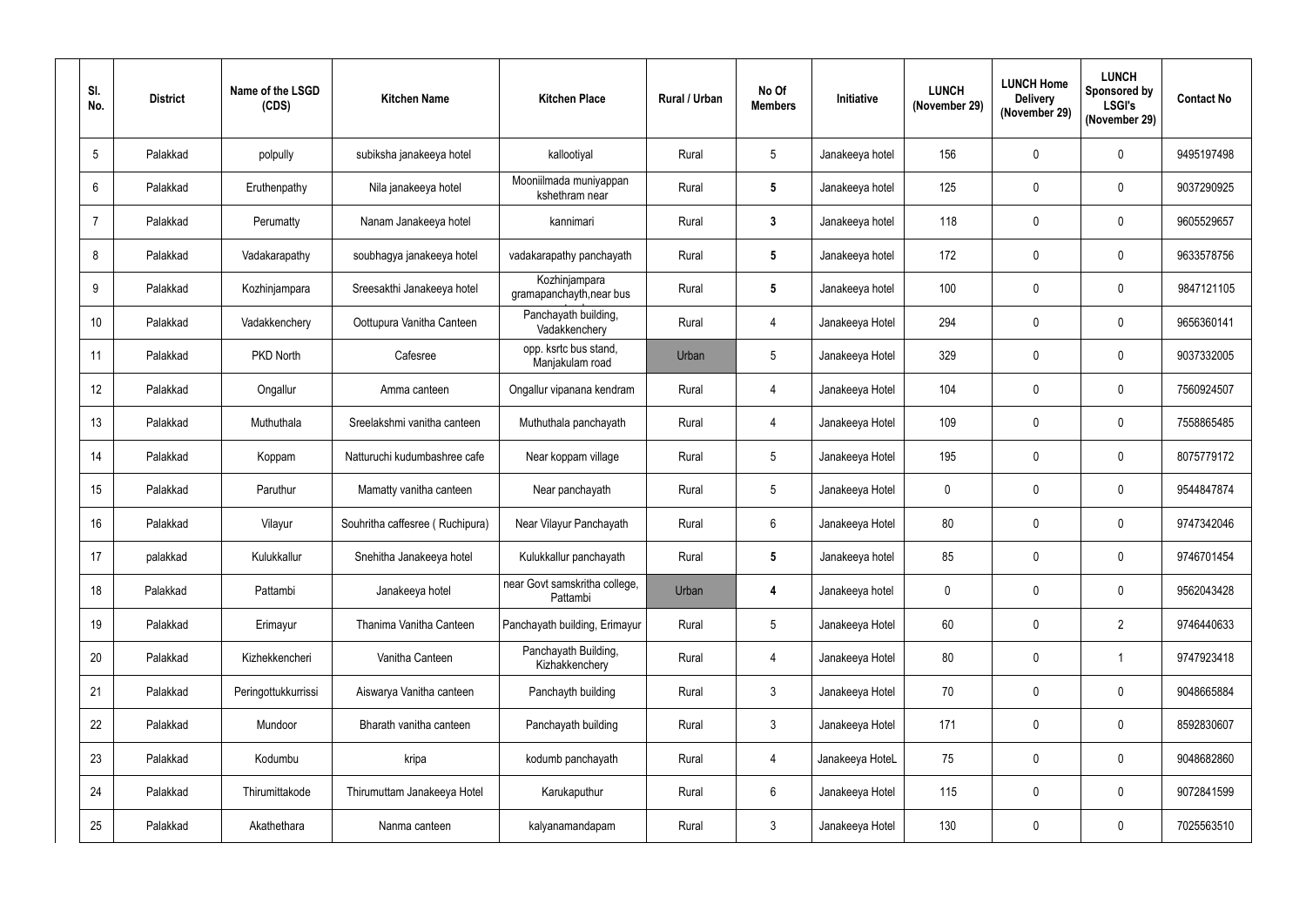| Sl. No. | District | Name of the LSGD (CDS) | Kitchen Name | Kitchen Place | Rural / Urban | No Of Members | Initiative | LUNCH (November 29) | LUNCH Home Delivery (November 29) | LUNCH Sponsored by LSGI's (November 29) | Contact No |
|---|---|---|---|---|---|---|---|---|---|---|---|
| 5 | Palakkad | polpully | subiksha janakeeya hotel | kallootiyal | Rural | 5 | Janakeeya hotel | 156 | 0 | 0 | 9495197498 |
| 6 | Palakkad | Eruthenpathy | Nila janakeeya hotel | Mooniilmada muniyappan kshethram near | Rural | 5 | Janakeeya hotel | 125 | 0 | 0 | 9037290925 |
| 7 | Palakkad | Perumatty | Nanam Janakeeya hotel | kannimari | Rural | 3 | Janakeeya hotel | 118 | 0 | 0 | 9605529657 |
| 8 | Palakkad | Vadakarapathy | soubhagya janakeeya hotel | vadakarapathy panchayath | Rural | 5 | Janakeeya hotel | 172 | 0 | 0 | 9633578756 |
| 9 | Palakkad | Kozhinjampara | Sreesakthi Janakeeya hotel | Kozhinjampara gramapanchayth,near bus | Rural | 5 | Janakeeya hotel | 100 | 0 | 0 | 9847121105 |
| 10 | Palakkad | Vadakkenchery | Oottupura Vanitha Canteen | Panchayath building, Vadakkenchery | Rural | 4 | Janakeeya Hotel | 294 | 0 | 0 | 9656360141 |
| 11 | Palakkad | PKD North | Cafesree | opp. ksrtc bus stand, Manjakulam road | Urban | 5 | Janakeeya Hotel | 329 | 0 | 0 | 9037332005 |
| 12 | Palakkad | Ongallur | Amma canteen | Ongallur vipanana kendram | Rural | 4 | Janakeeya Hotel | 104 | 0 | 0 | 7560924507 |
| 13 | Palakkad | Muthuthala | Sreelakshmi vanitha canteen | Muthuthala panchayath | Rural | 4 | Janakeeya Hotel | 109 | 0 | 0 | 7558865485 |
| 14 | Palakkad | Koppam | Natturuchi kudumbashree cafe | Near koppam village | Rural | 5 | Janakeeya Hotel | 195 | 0 | 0 | 8075779172 |
| 15 | Palakkad | Paruthur | Mamatty vanitha canteen | Near panchayath | Rural | 5 | Janakeeya Hotel | 0 | 0 | 0 | 9544847874 |
| 16 | Palakkad | Vilayur | Souhritha caffesree ( Ruchipura) | Near Vilayur Panchayath | Rural | 6 | Janakeeya Hotel | 80 | 0 | 0 | 9747342046 |
| 17 | palakkad | Kulukkallur | Snehitha Janakeeya hotel | Kulukkallur panchayath | Rural | 5 | Janakeeya hotel | 85 | 0 | 0 | 9746701454 |
| 18 | Palakkad | Pattambi | Janakeeya hotel | near Govt samskritha college, Pattambi | Urban | 4 | Janakeeya hotel | 0 | 0 | 0 | 9562043428 |
| 19 | Palakkad | Erimayur | Thanima Vanitha Canteen | Panchayath building, Erimayur | Rural | 5 | Janakeeya Hotel | 60 | 0 | 2 | 9746440633 |
| 20 | Palakkad | Kizhekkencheri | Vanitha Canteen | Panchayath Building, Kizhakkenchery | Rural | 4 | Janakeeya Hotel | 80 | 0 | 1 | 9747923418 |
| 21 | Palakkad | Peringottukkurrissi | Aiswarya Vanitha canteen | Panchayth building | Rural | 3 | Janakeeya Hotel | 70 | 0 | 0 | 9048665884 |
| 22 | Palakkad | Mundoor | Bharath vanitha canteen | Panchayath building | Rural | 3 | Janakeeya Hotel | 171 | 0 | 0 | 8592830607 |
| 23 | Palakkad | Kodumbu | kripa | kodumb panchayath | Rural | 4 | Janakeeya HoteL | 75 | 0 | 0 | 9048682860 |
| 24 | Palakkad | Thirumittakode | Thirumuttam Janakeeya Hotel | Karukaputhur | Rural | 6 | Janakeeya Hotel | 115 | 0 | 0 | 9072841599 |
| 25 | Palakkad | Akathethara | Nanma canteen | kalyanamandapam | Rural | 3 | Janakeeya Hotel | 130 | 0 | 0 | 7025563510 |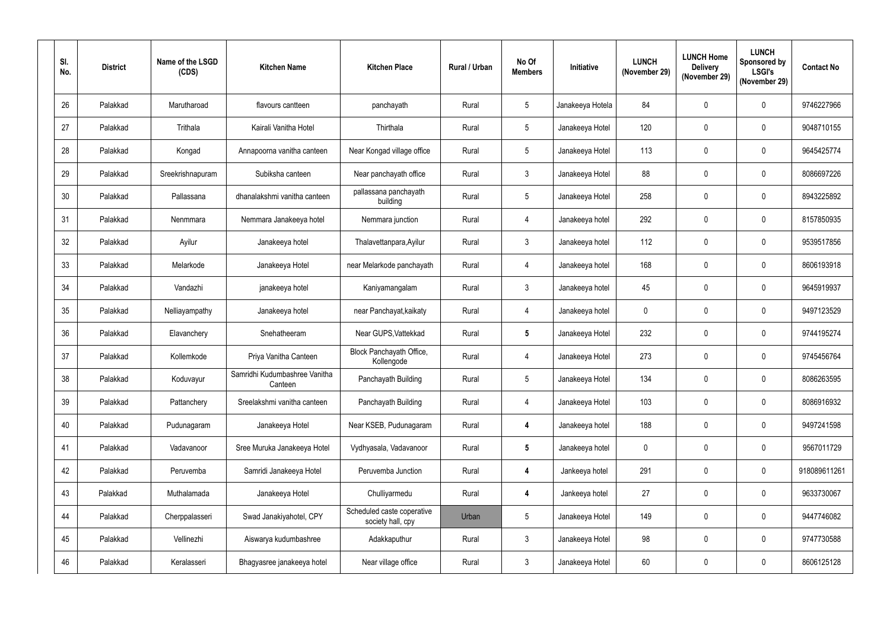| Sl. No. | District | Name of the LSGD (CDS) | Kitchen Name | Kitchen Place | Rural / Urban | No Of Members | Initiative | LUNCH (November 29) | LUNCH Home Delivery (November 29) | LUNCH Sponsored by LSGI's (November 29) | Contact No |
|---|---|---|---|---|---|---|---|---|---|---|---|
| 26 | Palakkad | Marutharoad | flavours cantteen | panchayath | Rural | 5 | Janakeeya Hotela | 84 | 0 | 0 | 9746227966 |
| 27 | Palakkad | Trithala | Kairali Vanitha Hotel | Thirthala | Rural | 5 | Janakeeya Hotel | 120 | 0 | 0 | 9048710155 |
| 28 | Palakkad | Kongad | Annapoorna vanitha canteen | Near Kongad village office | Rural | 5 | Janakeeya Hotel | 113 | 0 | 0 | 9645425774 |
| 29 | Palakkad | Sreekrishnapuram | Subiksha canteen | Near panchayath office | Rural | 3 | Janakeeya Hotel | 88 | 0 | 0 | 8086697226 |
| 30 | Palakkad | Pallassana | dhanalakshmi vanitha canteen | pallassana panchayath building | Rural | 5 | Janakeeya Hotel | 258 | 0 | 0 | 8943225892 |
| 31 | Palakkad | Nenmmara | Nemmara Janakeeya hotel | Nemmara junction | Rural | 4 | Janakeeya hotel | 292 | 0 | 0 | 8157850935 |
| 32 | Palakkad | Ayilur | Janakeeya hotel | Thalavettanpara,Ayilur | Rural | 3 | Janakeeya hotel | 112 | 0 | 0 | 9539517856 |
| 33 | Palakkad | Melarkode | Janakeeya Hotel | near Melarkode panchayath | Rural | 4 | Janakeeya hotel | 168 | 0 | 0 | 8606193918 |
| 34 | Palakkad | Vandazhi | janakeeya hotel | Kaniyamangalam | Rural | 3 | Janakeeya hotel | 45 | 0 | 0 | 9645919937 |
| 35 | Palakkad | Nelliayampathy | Janakeeya hotel | near Panchayat,kaikaty | Rural | 4 | Janakeeya hotel | 0 | 0 | 0 | 9497123529 |
| 36 | Palakkad | Elavanchery | Snehatheeram | Near GUPS,Vattekkad | Rural | **5** | Janakeeya Hotel | 232 | 0 | 0 | 9744195274 |
| 37 | Palakkad | Kollemkode | Priya Vanitha Canteen | Block Panchayath Office, Kollengode | Rural | 4 | Janakeeya Hotel | 273 | 0 | 0 | 9745456764 |
| 38 | Palakkad | Koduvayur | Samridhi Kudumbashree Vanitha Canteen | Panchayath Building | Rural | 5 | Janakeeya Hotel | 134 | 0 | 0 | 8086263595 |
| 39 | Palakkad | Pattanchery | Sreelakshmi vanitha canteen | Panchayath Building | Rural | 4 | Janakeeya Hotel | 103 | 0 | 0 | 8086916932 |
| 40 | Palakkad | Pudunagaram | Janakeeya Hotel | Near KSEB, Pudunagaram | Rural | **4** | Janakeeya hotel | 188 | 0 | 0 | 9497241598 |
| 41 | Palakkad | Vadavanoor | Sree Muruka Janakeeya Hotel | Vydhyasala, Vadavanoor | Rural | **5** | Janakeeya hotel | 0 | 0 | 0 | 9567011729 |
| 42 | Palakkad | Peruvemba | Samridi Janakeeya Hotel | Peruvemba Junction | Rural | **4** | Jankeeya hotel | 291 | 0 | 0 | 918089611261 |
| 43 | Palakkad | Muthalamada | Janakeeya Hotel | Chulliyarmedu | Rural | **4** | Jankeeya hotel | 27 | 0 | 0 | 9633730067 |
| 44 | Palakkad | Cherppalasseri | Swad Janakiyahotel, CPY | Scheduled caste coperative society hall, cpy | Urban | 5 | Janakeeya Hotel | 149 | 0 | 0 | 9447746082 |
| 45 | Palakkad | Vellinezhi | Aiswarya kudumbashree | Adakkaputhur | Rural | 3 | Janakeeya Hotel | 98 | 0 | 0 | 9747730588 |
| 46 | Palakkad | Keralasseri | Bhagyasree janakeeya hotel | Near village office | Rural | 3 | Janakeeya Hotel | 60 | 0 | 0 | 8606125128 |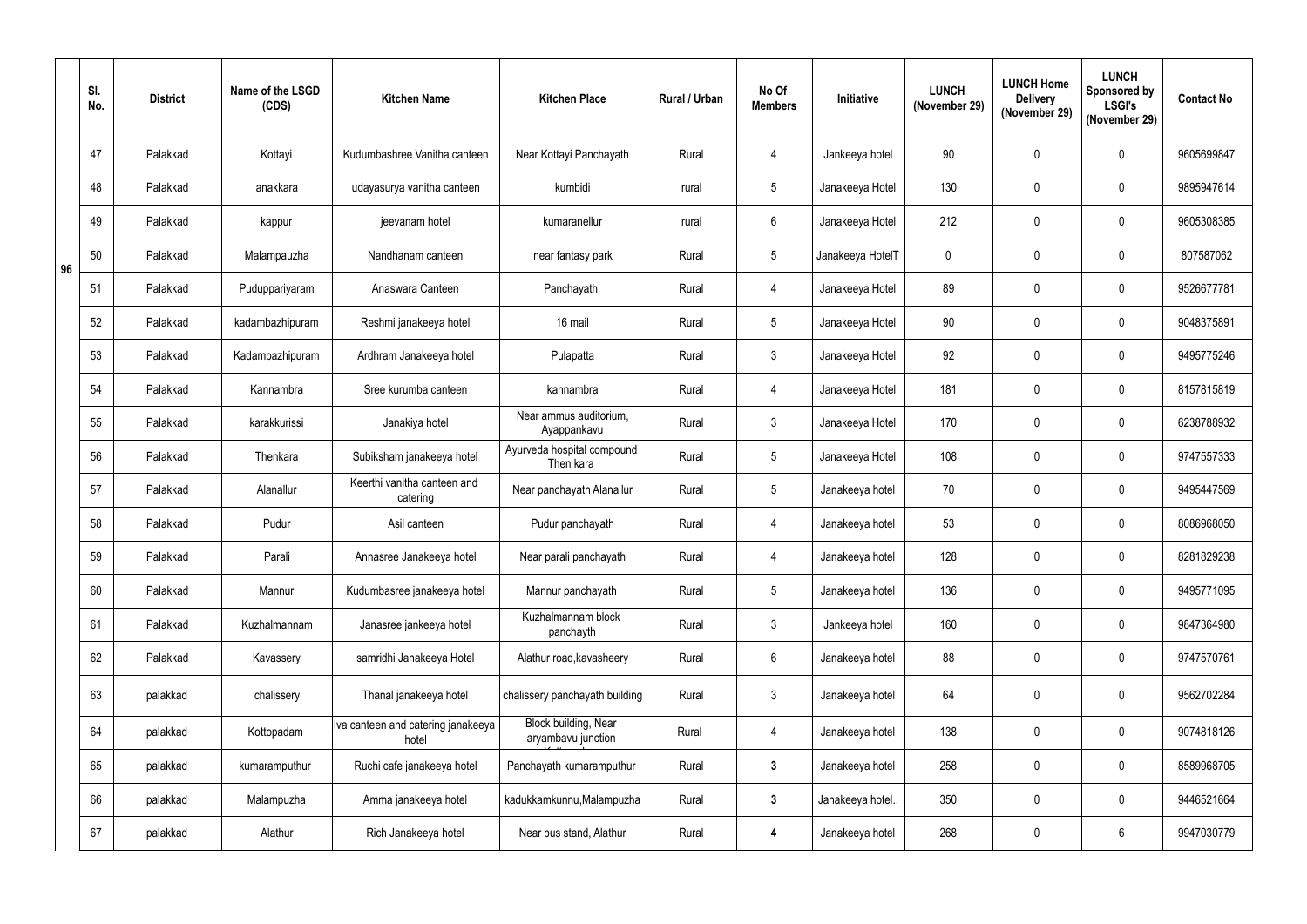|  | Sl. No. | District | Name of the LSGD (CDS) | Kitchen Name | Kitchen Place | Rural / Urban | No Of Members | Initiative | LUNCH (November 29) | LUNCH Home Delivery (November 29) | LUNCH Sponsored by LSGI's (November 29) | Contact No |
|---|---|---|---|---|---|---|---|---|---|---|---|---|
| 96 | 47 | Palakkad | Kottayi | Kudumbashree Vanitha canteen | Near Kottayi Panchayath | Rural | 4 | Jankeeya hotel | 90 | 0 | 0 | 9605699847 |
|  | 48 | Palakkad | anakkara | udayasurya vanitha canteen | kumbidi | rural | 5 | Janakeeya Hotel | 130 | 0 | 0 | 9895947614 |
|  | 49 | Palakkad | kappur | jeevanam hotel | kumaranellur | rural | 6 | Janakeeya Hotel | 212 | 0 | 0 | 9605308385 |
|  | 50 | Palakkad | Malampauzha | Nandhanam canteen | near fantasy park | Rural | 5 | Janakeeya HotelT | 0 | 0 | 0 | 807587062 |
|  | 51 | Palakkad | Puduppariyaram | Anaswara Canteen | Panchayath | Rural | 4 | Janakeeya Hotel | 89 | 0 | 0 | 9526677781 |
|  | 52 | Palakkad | kadambazhipuram | Reshmi janakeeya hotel | 16 mail | Rural | 5 | Janakeeya Hotel | 90 | 0 | 0 | 9048375891 |
|  | 53 | Palakkad | Kadambazhipuram | Ardhram Janakeeya hotel | Pulapatta | Rural | 3 | Janakeeya Hotel | 92 | 0 | 0 | 9495775246 |
|  | 54 | Palakkad | Kannambra | Sree kurumba canteen | kannambra | Rural | 4 | Janakeeya Hotel | 181 | 0 | 0 | 8157815819 |
|  | 55 | Palakkad | karakkurissi | Janakiya hotel | Near ammus auditorium, Ayappankavu | Rural | 3 | Janakeeya Hotel | 170 | 0 | 0 | 6238788932 |
|  | 56 | Palakkad | Thenkara | Subiksham janakeeya hotel | Ayurveda hospital compound Then kara | Rural | 5 | Janakeeya Hotel | 108 | 0 | 0 | 9747557333 |
|  | 57 | Palakkad | Alanallur | Keerthi vanitha canteen and catering | Near panchayath Alanallur | Rural | 5 | Janakeeya hotel | 70 | 0 | 0 | 9495447569 |
|  | 58 | Palakkad | Pudur | Asil canteen | Pudur panchayath | Rural | 4 | Janakeeya hotel | 53 | 0 | 0 | 8086968050 |
|  | 59 | Palakkad | Parali | Annasree Janakeeya hotel | Near parali panchayath | Rural | 4 | Janakeeya hotel | 128 | 0 | 0 | 8281829238 |
|  | 60 | Palakkad | Mannur | Kudumbasree janakeeya hotel | Mannur panchayath | Rural | 5 | Janakeeya hotel | 136 | 0 | 0 | 9495771095 |
|  | 61 | Palakkad | Kuzhalmannam | Janasree jankeeya hotel | Kuzhalmannam block panchayth | Rural | 3 | Jankeeya hotel | 160 | 0 | 0 | 9847364980 |
|  | 62 | Palakkad | Kavassery | samridhi Janakeeya Hotel | Alathur road,kavasheery | Rural | 6 | Janakeeya hotel | 88 | 0 | 0 | 9747570761 |
|  | 63 | palakkad | chalissery | Thanal janakeeya hotel | chalissery panchayath building | Rural | 3 | Janakeeya hotel | 64 | 0 | 0 | 9562702284 |
|  | 64 | palakkad | Kottopadam | Iva canteen and catering janakeeya hotel | Block building, Near aryambavu junction | Rural | 4 | Janakeeya hotel | 138 | 0 | 0 | 9074818126 |
|  | 65 | palakkad | kumaramputhur | Ruchi cafe janakeeya hotel | Panchayath kumaramputhur | Rural | **3** | Janakeeya hotel | 258 | 0 | 0 | 8589968705 |
|  | 66 | palakkad | Malampuzha | Amma janakeeya hotel | kadukkamkunnu,Malampuzha | Rural | **3** | Janakeeya hotel.. | 350 | 0 | 0 | 9446521664 |
|  | 67 | palakkad | Alathur | Rich Janakeeya hotel | Near bus stand, Alathur | Rural | **4** | Janakeeya hotel | 268 | 0 | 6 | 9947030779 |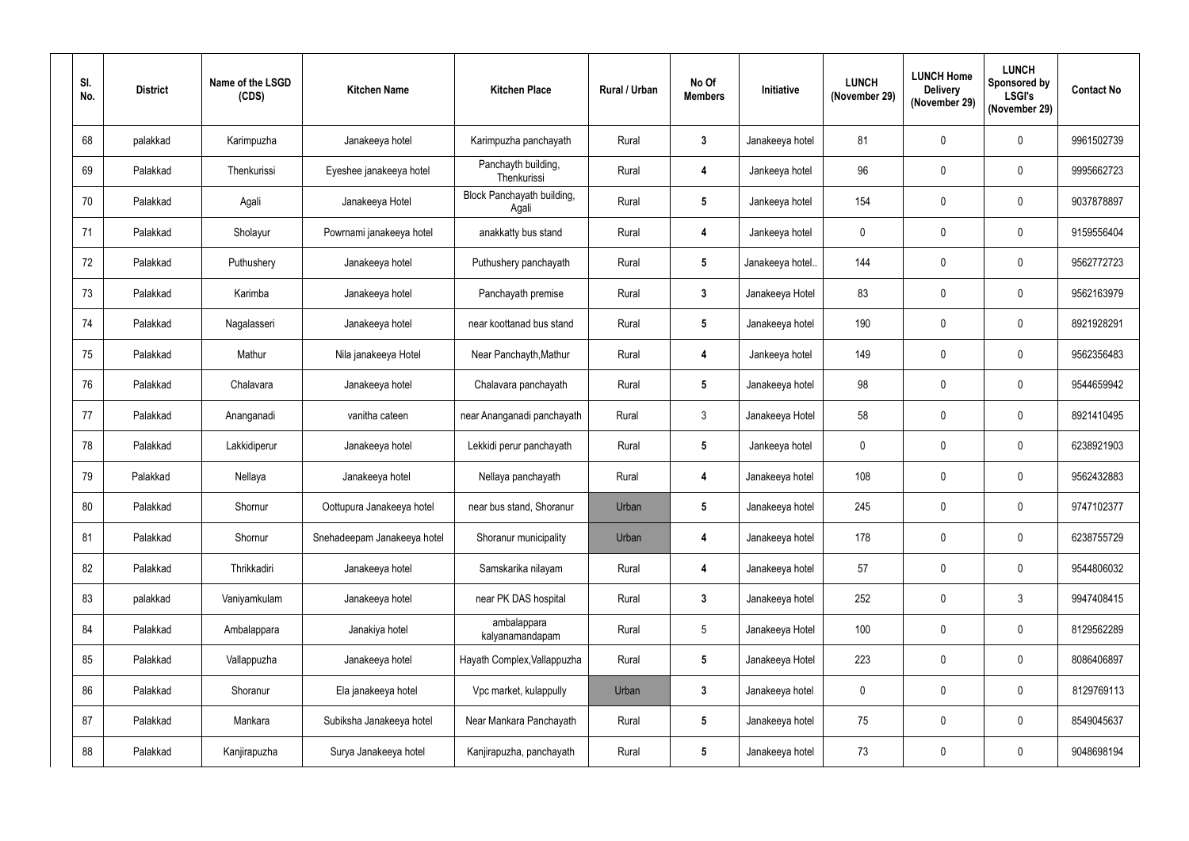| Sl. No. | District | Name of the LSGD (CDS) | Kitchen Name | Kitchen Place | Rural / Urban | No Of Members | Initiative | LUNCH (November 29) | LUNCH Home Delivery (November 29) | LUNCH Sponsored by LSGI's (November 29) | Contact No |
|---|---|---|---|---|---|---|---|---|---|---|---|
| 68 | palakkad | Karimpuzha | Janakeeya hotel | Karimpuzha panchayath | Rural | 3 | Janakeeya hotel | 81 | 0 | 0 | 9961502739 |
| 69 | Palakkad | Thenkurissi | Eyeshee janakeeya hotel | Panchayth building, Thenkurissi | Rural | 4 | Jankeeya hotel | 96 | 0 | 0 | 9995662723 |
| 70 | Palakkad | Agali | Janakeeya Hotel | Block Panchayath building, Agali | Rural | 5 | Jankeeya hotel | 154 | 0 | 0 | 9037878897 |
| 71 | Palakkad | Sholayur | Powrnami janakeeya hotel | anakkatty bus stand | Rural | 4 | Jankeeya hotel | 0 | 0 | 0 | 9159556404 |
| 72 | Palakkad | Puthushery | Janakeeya hotel | Puthushery panchayath | Rural | 5 | Janakeeya hotel.. | 144 | 0 | 0 | 9562772723 |
| 73 | Palakkad | Karimba | Janakeeya hotel | Panchayath premise | Rural | 3 | Janakeeya Hotel | 83 | 0 | 0 | 9562163979 |
| 74 | Palakkad | Nagalasseri | Janakeeya hotel | near koottanad bus stand | Rural | 5 | Janakeeya hotel | 190 | 0 | 0 | 8921928291 |
| 75 | Palakkad | Mathur | Nila janakeeya Hotel | Near Panchayth,Mathur | Rural | 4 | Jankeeya hotel | 149 | 0 | 0 | 9562356483 |
| 76 | Palakkad | Chalavara | Janakeeya hotel | Chalavara panchayath | Rural | 5 | Janakeeya hotel | 98 | 0 | 0 | 9544659942 |
| 77 | Palakkad | Ananganadi | vanitha cateen | near Ananganadi panchayath | Rural | 3 | Janakeeya Hotel | 58 | 0 | 0 | 8921410495 |
| 78 | Palakkad | Lakkidiperur | Janakeeya hotel | Lekkidi perur panchayath | Rural | 5 | Jankeeya hotel | 0 | 0 | 0 | 6238921903 |
| 79 | Palakkad | Nellaya | Janakeeya hotel | Nellaya panchayath | Rural | 4 | Janakeeya hotel | 108 | 0 | 0 | 9562432883 |
| 80 | Palakkad | Shornur | Oottupura Janakeeya hotel | near bus stand, Shoranur | Urban | 5 | Janakeeya hotel | 245 | 0 | 0 | 9747102377 |
| 81 | Palakkad | Shornur | Snehadeepam Janakeeya hotel | Shoranur municipality | Urban | 4 | Janakeeya hotel | 178 | 0 | 0 | 6238755729 |
| 82 | Palakkad | Thrikkadiri | Janakeeya hotel | Samskarika nilayam | Rural | 4 | Janakeeya hotel | 57 | 0 | 0 | 9544806032 |
| 83 | palakkad | Vaniyamkulam | Janakeeya hotel | near PK DAS hospital | Rural | 3 | Janakeeya hotel | 252 | 0 | 3 | 9947408415 |
| 84 | Palakkad | Ambalappara | Janakiya hotel | ambalappara kalyanamandapam | Rural | 5 | Janakeeya Hotel | 100 | 0 | 0 | 8129562289 |
| 85 | Palakkad | Vallappuzha | Janakeeya hotel | Hayath Complex,Vallappuzha | Rural | 5 | Janakeeya Hotel | 223 | 0 | 0 | 8086406897 |
| 86 | Palakkad | Shoranur | Ela janakeeya hotel | Vpc market, kulappully | Urban | 3 | Janakeeya hotel | 0 | 0 | 0 | 8129769113 |
| 87 | Palakkad | Mankara | Subiksha Janakeeya hotel | Near Mankara Panchayath | Rural | 5 | Janakeeya hotel | 75 | 0 | 0 | 8549045637 |
| 88 | Palakkad | Kanjirapuzha | Surya Janakeeya hotel | Kanjirapuzha, panchayath | Rural | 5 | Janakeeya hotel | 73 | 0 | 0 | 9048698194 |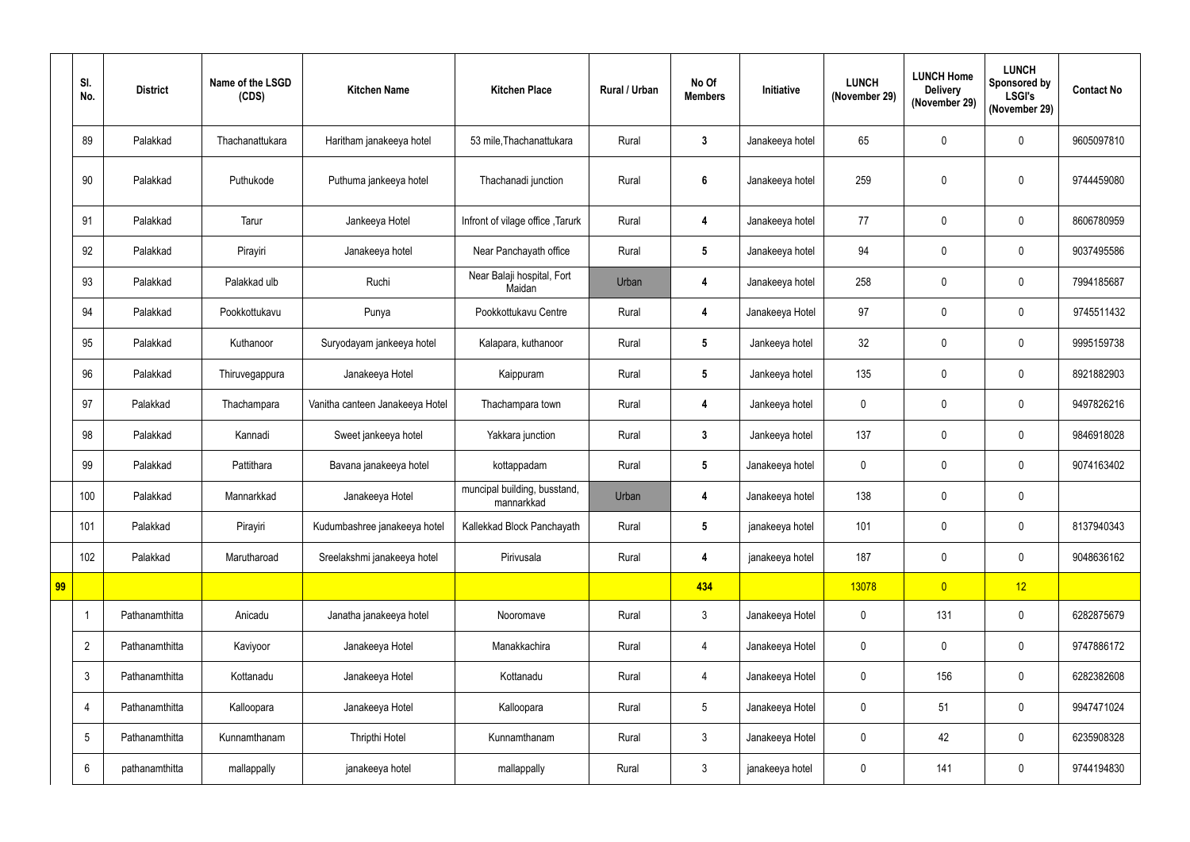|  | Sl. No. | District | Name of the LSGD (CDS) | Kitchen Name | Kitchen Place | Rural / Urban | No Of Members | Initiative | LUNCH (November 29) | LUNCH Home Delivery (November 29) | LUNCH Sponsored by LSGI's (November 29) | Contact No |
|---|---|---|---|---|---|---|---|---|---|---|---|---|
|  | 89 | Palakkad | Thachanattukara | Haritham janakeeya hotel | 53 mile,Thachanattukara | Rural | 3 | Janakeeya hotel | 65 | 0 | 0 | 9605097810 |
|  | 90 | Palakkad | Puthukode | Puthuma jankeeya hotel | Thachanadi junction | Rural | 6 | Janakeeya hotel | 259 | 0 | 0 | 9744459080 |
|  | 91 | Palakkad | Tarur | Jankeeya Hotel | Infront of vilage office ,Tarurk | Rural | 4 | Janakeeya hotel | 77 | 0 | 0 | 8606780959 |
|  | 92 | Palakkad | Pirayiri | Janakeeya hotel | Near Panchayath office | Rural | 5 | Janakeeya hotel | 94 | 0 | 0 | 9037495586 |
|  | 93 | Palakkad | Palakkad ulb | Ruchi | Near Balaji hospital, Fort Maidan | Urban | 4 | Janakeeya hotel | 258 | 0 | 0 | 7994185687 |
|  | 94 | Palakkad | Pookkottukavu | Punya | Pookkottukavu Centre | Rural | 4 | Janakeeya Hotel | 97 | 0 | 0 | 9745511432 |
|  | 95 | Palakkad | Kuthanoor | Suryodayam jankeeya hotel | Kalapara, kuthanoor | Rural | 5 | Jankeeya hotel | 32 | 0 | 0 | 9995159738 |
|  | 96 | Palakkad | Thiruvegappura | Janakeeya Hotel | Kaippuram | Rural | 5 | Jankeeya hotel | 135 | 0 | 0 | 8921882903 |
|  | 97 | Palakkad | Thachampara | Vanitha canteen Janakeeya Hotel | Thachampara town | Rural | 4 | Jankeeya hotel | 0 | 0 | 0 | 9497826216 |
|  | 98 | Palakkad | Kannadi | Sweet jankeeya hotel | Yakkara junction | Rural | 3 | Jankeeya hotel | 137 | 0 | 0 | 9846918028 |
|  | 99 | Palakkad | Pattithara | Bavana janakeeya hotel | kottappadam | Rural | 5 | Janakeeya hotel | 0 | 0 | 0 | 9074163402 |
|  | 100 | Palakkad | Mannarkkad | Janakeeya Hotel | muncipal building, busstand, mannarkkad | Urban | 4 | Janakeeya hotel | 138 | 0 | 0 |  |
|  | 101 | Palakkad | Pirayiri | Kudumbashree janakeeya hotel | Kallekkad Block Panchayath | Rural | 5 | janakeeya hotel | 101 | 0 | 0 | 8137940343 |
|  | 102 | Palakkad | Marutharoad | Sreelakshmi janakeeya hotel | Pirivusala | Rural | 4 | janakeeya hotel | 187 | 0 | 0 | 9048636162 |
| 99 |  |  |  |  |  |  | 434 |  | 13078 | 0 | 12 |  |
|  | 1 | Pathanamthitta | Anicadu | Janatha janakeeya hotel | Nooromave | Rural | 3 | Janakeeya Hotel | 0 | 131 | 0 | 6282875679 |
|  | 2 | Pathanamthitta | Kaviyoor | Janakeeya Hotel | Manakkachira | Rural | 4 | Janakeeya Hotel | 0 | 0 | 0 | 9747886172 |
|  | 3 | Pathanamthitta | Kottanadu | Janakeeya Hotel | Kottanadu | Rural | 4 | Janakeeya Hotel | 0 | 156 | 0 | 6282382608 |
|  | 4 | Pathanamthitta | Kalloopara | Janakeeya Hotel | Kalloopara | Rural | 5 | Janakeeya Hotel | 0 | 51 | 0 | 9947471024 |
|  | 5 | Pathanamthitta | Kunnamthanam | Thripthi Hotel | Kunnamthanam | Rural | 3 | Janakeeya Hotel | 0 | 42 | 0 | 6235908328 |
|  | 6 | pathanamthitta | mallappally | janakeeya hotel | mallappally | Rural | 3 | janakeeya hotel | 0 | 141 | 0 | 9744194830 |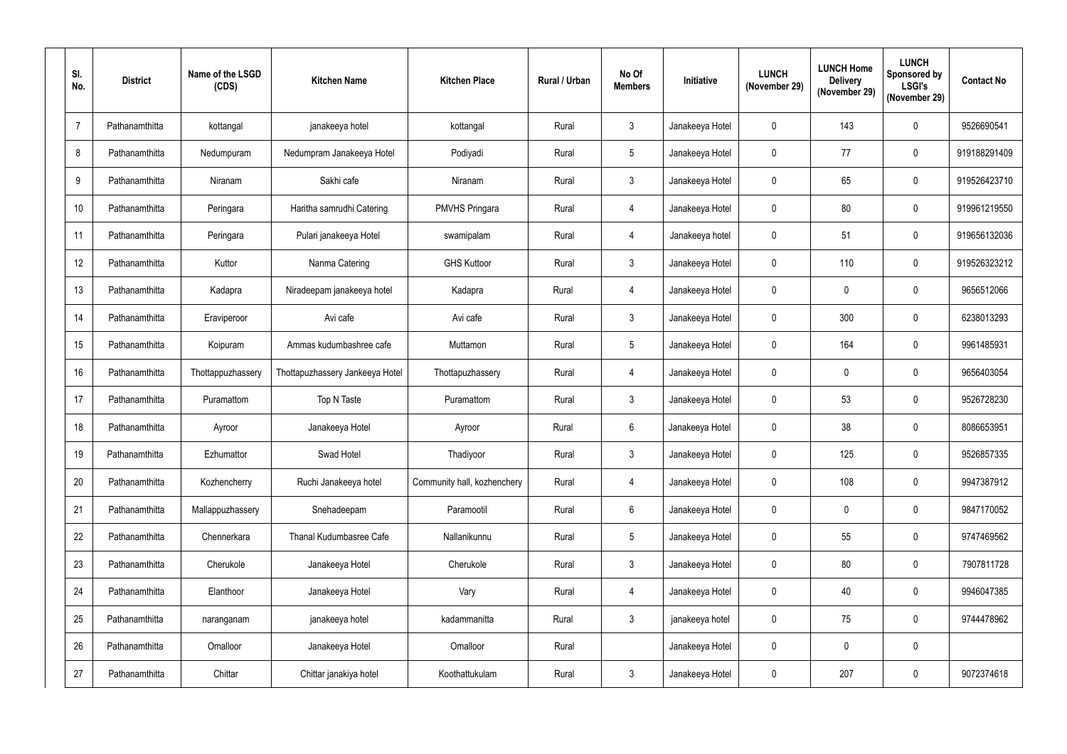| Sl. No. | District | Name of the LSGD (CDS) | Kitchen Name | Kitchen Place | Rural / Urban | No Of Members | Initiative | LUNCH (November 29) | LUNCH Home Delivery (November 29) | LUNCH Sponsored by LSGI's (November 29) | Contact No |
|---|---|---|---|---|---|---|---|---|---|---|---|
| 7 | Pathanamthitta | kottangal | janakeeya hotel | kottangal | Rural | 3 | Janakeeya Hotel | 0 | 143 | 0 | 9526690541 |
| 8 | Pathanamthitta | Nedumpuram | Nedumpram Janakeeya Hotel | Podiyadi | Rural | 5 | Janakeeya Hotel | 0 | 77 | 0 | 919188291409 |
| 9 | Pathanamthitta | Niranam | Sakhi cafe | Niranam | Rural | 3 | Janakeeya Hotel | 0 | 65 | 0 | 919526423710 |
| 10 | Pathanamthitta | Peringara | Haritha samrudhi Catering | PMVHS Pringara | Rural | 4 | Janakeeya Hotel | 0 | 80 | 0 | 919961219550 |
| 11 | Pathanamthitta | Peringara | Pulari janakeeya Hotel | swamipalam | Rural | 4 | Janakeeya hotel | 0 | 51 | 0 | 919656132036 |
| 12 | Pathanamthitta | Kuttor | Nanma Catering | GHS Kuttoor | Rural | 3 | Janakeeya Hotel | 0 | 110 | 0 | 919526323212 |
| 13 | Pathanamthitta | Kadapra | Niradeepam janakeeya hotel | Kadapra | Rural | 4 | Janakeeya Hotel | 0 | 0 | 0 | 9656512066 |
| 14 | Pathanamthitta | Eraviperoor | Avi cafe | Avi cafe | Rural | 3 | Janakeeya Hotel | 0 | 300 | 0 | 6238013293 |
| 15 | Pathanamthitta | Koipuram | Ammas kudumbashree cafe | Muttamon | Rural | 5 | Janakeeya Hotel | 0 | 164 | 0 | 9961485931 |
| 16 | Pathanamthitta | Thottappuzhassery | Thottapuzhassery Jankeeya Hotel | Thottapuzhassery | Rural | 4 | Janakeeya Hotel | 0 | 0 | 0 | 9656403054 |
| 17 | Pathanamthitta | Puramattom | Top N Taste | Puramattom | Rural | 3 | Janakeeya Hotel | 0 | 53 | 0 | 9526728230 |
| 18 | Pathanamthitta | Ayroor | Janakeeya Hotel | Ayroor | Rural | 6 | Janakeeya Hotel | 0 | 38 | 0 | 8086653951 |
| 19 | Pathanamthitta | Ezhumattor | Swad Hotel | Thadiyoor | Rural | 3 | Janakeeya Hotel | 0 | 125 | 0 | 9526857335 |
| 20 | Pathanamthitta | Kozhencherry | Ruchi Janakeeya hotel | Community hall, kozhenchery | Rural | 4 | Janakeeya Hotel | 0 | 108 | 0 | 9947387912 |
| 21 | Pathanamthitta | Mallappuzhassery | Snehadeepam | Paramootil | Rural | 6 | Janakeeya Hotel | 0 | 0 | 0 | 9847170052 |
| 22 | Pathanamthitta | Chennerkara | Thanal Kudumbasree Cafe | Nallanikunnu | Rural | 5 | Janakeeya Hotel | 0 | 55 | 0 | 9747469562 |
| 23 | Pathanamthitta | Cherukole | Janakeeya Hotel | Cherukole | Rural | 3 | Janakeeya Hotel | 0 | 80 | 0 | 7907811728 |
| 24 | Pathanamthitta | Elanthoor | Janakeeya Hotel | Vary | Rural | 4 | Janakeeya Hotel | 0 | 40 | 0 | 9946047385 |
| 25 | Pathanamthitta | naranganam | janakeeya hotel | kadammanitta | Rural | 3 | janakeeya hotel | 0 | 75 | 0 | 9744478962 |
| 26 | Pathanamthitta | Omalloor | Janakeeya Hotel | Omalloor | Rural | | Janakeeya Hotel | 0 | 0 | 0 | |
| 27 | Pathanamthitta | Chittar | Chittar janakiya hotel | Koothattukulam | Rural | 3 | Janakeeya Hotel | 0 | 207 | 0 | 9072374618 |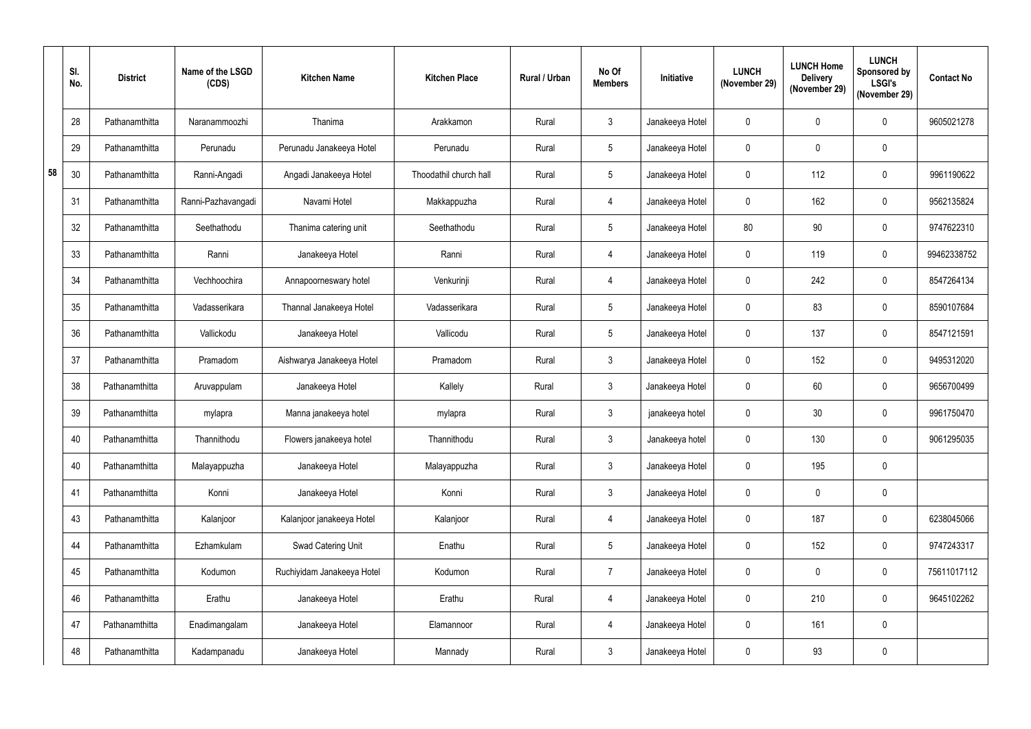| | Sl. No. | District | Name of the LSGD (CDS) | Kitchen Name | Kitchen Place | Rural / Urban | No Of Members | Initiative | LUNCH (November 29) | LUNCH Home Delivery (November 29) | LUNCH Sponsored by LSGI's (November 29) | Contact No |
|---|---|---|---|---|---|---|---|---|---|---|---|---|
| 58 | 28 | Pathanamthitta | Naranammoozhi | Thanima | Arakkamon | Rural | 3 | Janakeeya Hotel | 0 | 0 | 0 | 9605021278 |
| | 29 | Pathanamthitta | Perunadu | Perunadu Janakeeya Hotel | Perunadu | Rural | 5 | Janakeeya Hotel | 0 | 0 | 0 | |
| | 30 | Pathanamthitta | Ranni-Angadi | Angadi Janakeeya Hotel | Thoodathil church hall | Rural | 5 | Janakeeya Hotel | 0 | 112 | 0 | 9961190622 |
| | 31 | Pathanamthitta | Ranni-Pazhavangadi | Navami Hotel | Makkappuzha | Rural | 4 | Janakeeya Hotel | 0 | 162 | 0 | 9562135824 |
| | 32 | Pathanamthitta | Seethathodu | Thanima catering unit | Seethathodu | Rural | 5 | Janakeeya Hotel | 80 | 90 | 0 | 9747622310 |
| | 33 | Pathanamthitta | Ranni | Janakeeya Hotel | Ranni | Rural | 4 | Janakeeya Hotel | 0 | 119 | 0 | 99462338752 |
| | 34 | Pathanamthitta | Vechhoochira | Annapoorneswary hotel | Venkurinji | Rural | 4 | Janakeeya Hotel | 0 | 242 | 0 | 8547264134 |
| | 35 | Pathanamthitta | Vadasserikara | Thannal Janakeeya Hotel | Vadasserikara | Rural | 5 | Janakeeya Hotel | 0 | 83 | 0 | 8590107684 |
| | 36 | Pathanamthitta | Vallickodu | Janakeeya Hotel | Vallicodu | Rural | 5 | Janakeeya Hotel | 0 | 137 | 0 | 8547121591 |
| | 37 | Pathanamthitta | Pramadom | Aishwarya Janakeeya Hotel | Pramadom | Rural | 3 | Janakeeya Hotel | 0 | 152 | 0 | 9495312020 |
| | 38 | Pathanamthitta | Aruvappulam | Janakeeya Hotel | Kallely | Rural | 3 | Janakeeya Hotel | 0 | 60 | 0 | 9656700499 |
| | 39 | Pathanamthitta | mylapra | Manna janakeeya hotel | mylapra | Rural | 3 | janakeeya hotel | 0 | 30 | 0 | 9961750470 |
| | 40 | Pathanamthitta | Thannithodu | Flowers janakeeya hotel | Thannithodu | Rural | 3 | Janakeeya hotel | 0 | 130 | 0 | 9061295035 |
| | 40 | Pathanamthitta | Malayappuzha | Janakeeya Hotel | Malayappuzha | Rural | 3 | Janakeeya Hotel | 0 | 195 | 0 | |
| | 41 | Pathanamthitta | Konni | Janakeeya Hotel | Konni | Rural | 3 | Janakeeya Hotel | 0 | 0 | 0 | |
| | 43 | Pathanamthitta | Kalanjoor | Kalanjoor janakeeya Hotel | Kalanjoor | Rural | 4 | Janakeeya Hotel | 0 | 187 | 0 | 6238045066 |
| | 44 | Pathanamthitta | Ezhamkulam | Swad Catering Unit | Enathu | Rural | 5 | Janakeeya Hotel | 0 | 152 | 0 | 9747243317 |
| | 45 | Pathanamthitta | Kodumon | Ruchiyidam Janakeeya Hotel | Kodumon | Rural | 7 | Janakeeya Hotel | 0 | 0 | 0 | 75611017112 |
| | 46 | Pathanamthitta | Erathu | Janakeeya Hotel | Erathu | Rural | 4 | Janakeeya Hotel | 0 | 210 | 0 | 9645102262 |
| | 47 | Pathanamthitta | Enadimangalam | Janakeeya Hotel | Elamannoor | Rural | 4 | Janakeeya Hotel | 0 | 161 | 0 | |
| | 48 | Pathanamthitta | Kadampanadu | Janakeeya Hotel | Mannady | Rural | 3 | Janakeeya Hotel | 0 | 93 | 0 | |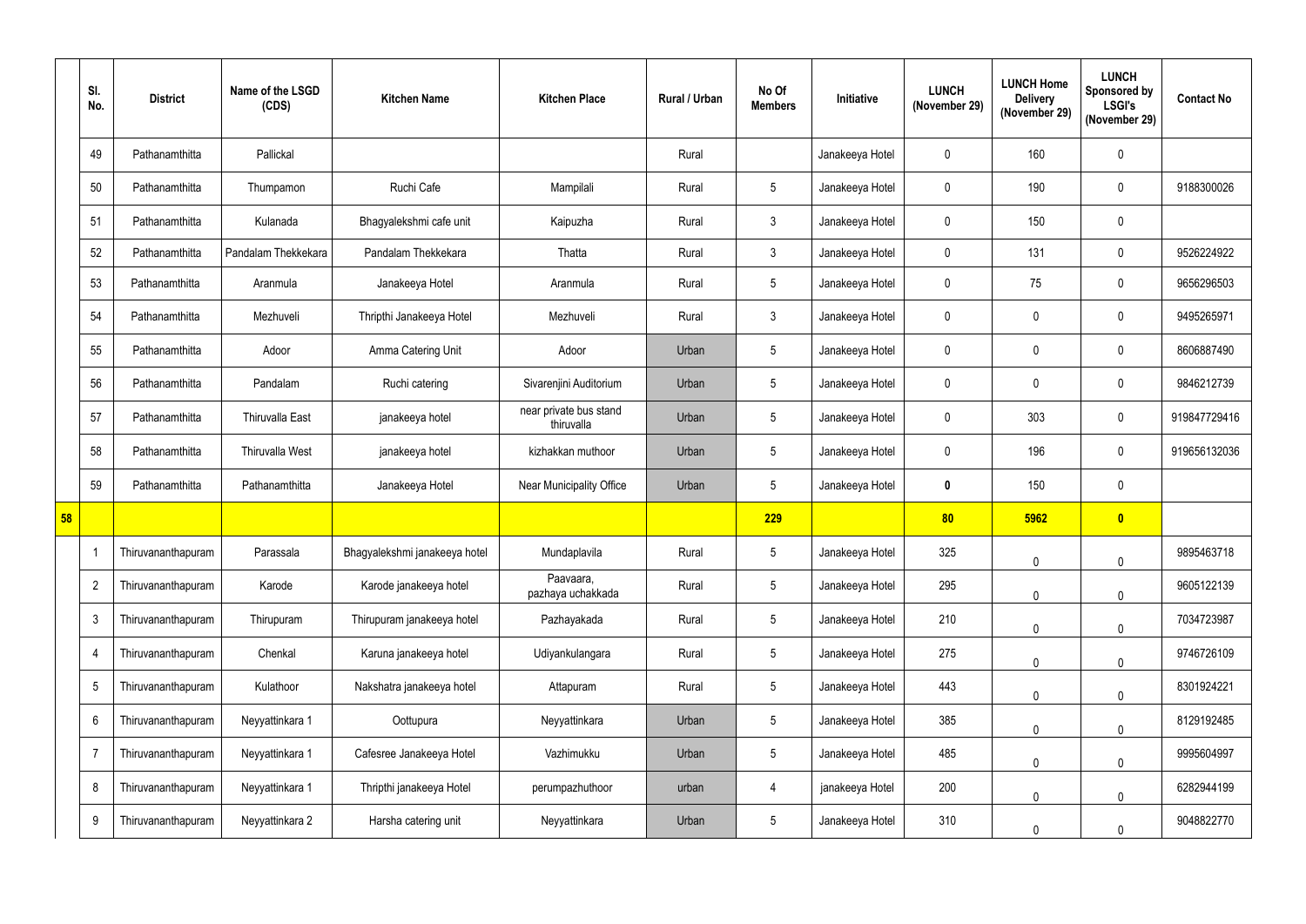| | Sl. No. | District | Name of the LSGD (CDS) | Kitchen Name | Kitchen Place | Rural / Urban | No Of Members | Initiative | LUNCH (November 29) | LUNCH Home Delivery (November 29) | LUNCH Sponsored by LSGI's (November 29) | Contact No |
|---|---|---|---|---|---|---|---|---|---|---|---|---|
| | 49 | Pathanamthitta | Pallickal | | | Rural | | Janakeeya Hotel | 0 | 160 | 0 | |
| | 50 | Pathanamthitta | Thumpamon | Ruchi Cafe | Mampilali | Rural | 5 | Janakeeya Hotel | 0 | 190 | 0 | 9188300026 |
| | 51 | Pathanamthitta | Kulanada | Bhagyalekshmi cafe unit | Kaipuzha | Rural | 3 | Janakeeya Hotel | 0 | 150 | 0 | |
| | 52 | Pathanamthitta | Pandalam Thekkekara | Pandalam Thekkekara | Thatta | Rural | 3 | Janakeeya Hotel | 0 | 131 | 0 | 9526224922 |
| | 53 | Pathanamthitta | Aranmula | Janakeeya Hotel | Aranmula | Rural | 5 | Janakeeya Hotel | 0 | 75 | 0 | 9656296503 |
| | 54 | Pathanamthitta | Mezhuveli | Thripthi Janakeeya Hotel | Mezhuveli | Rural | 3 | Janakeeya Hotel | 0 | 0 | 0 | 9495265971 |
| | 55 | Pathanamthitta | Adoor | Amma Catering Unit | Adoor | Urban | 5 | Janakeeya Hotel | 0 | 0 | 0 | 8606887490 |
| | 56 | Pathanamthitta | Pandalam | Ruchi catering | Sivarenjini Auditorium | Urban | 5 | Janakeeya Hotel | 0 | 0 | 0 | 9846212739 |
| | 57 | Pathanamthitta | Thiruvalla East | janakeeya hotel | near private bus stand thiruvalla | Urban | 5 | Janakeeya Hotel | 0 | 303 | 0 | 919847729416 |
| | 58 | Pathanamthitta | Thiruvalla West | janakeeya hotel | kizhakkan muthoor | Urban | 5 | Janakeeya Hotel | 0 | 196 | 0 | 919656132036 |
| | 59 | Pathanamthitta | Pathanamthitta | Janakeeya Hotel | Near Municipality Office | Urban | 5 | Janakeeya Hotel | **0** | 150 | 0 | |
| **58** | | | | | | | **229** | | **80** | **5962** | **0** | |
| | 1 | Thiruvananthapuram | Parassala | Bhagyalekshmi janakeeya hotel | Mundaplavila | Rural | 5 | Janakeeya Hotel | 325 | 0 | 0 | 9895463718 |
| | 2 | Thiruvananthapuram | Karode | Karode janakeeya hotel | Paavaara, pazhaya uchakkada | Rural | 5 | Janakeeya Hotel | 295 | 0 | 0 | 9605122139 |
| | 3 | Thiruvananthapuram | Thirupuram | Thirupuram janakeeya hotel | Pazhayakada | Rural | 5 | Janakeeya Hotel | 210 | 0 | 0 | 7034723987 |
| | 4 | Thiruvananthapuram | Chenkal | Karuna janakeeya hotel | Udiyankulangara | Rural | 5 | Janakeeya Hotel | 275 | 0 | 0 | 9746726109 |
| | 5 | Thiruvananthapuram | Kulathoor | Nakshatra janakeeya hotel | Attapuram | Rural | 5 | Janakeeya Hotel | 443 | 0 | 0 | 8301924221 |
| | 6 | Thiruvananthapuram | Neyyattinkara 1 | Oottupura | Neyyattinkara | Urban | 5 | Janakeeya Hotel | 385 | 0 | 0 | 8129192485 |
| | 7 | Thiruvananthapuram | Neyyattinkara 1 | Cafesree Janakeeya Hotel | Vazhimukku | Urban | 5 | Janakeeya Hotel | 485 | 0 | 0 | 9995604997 |
| | 8 | Thiruvananthapuram | Neyyattinkara 1 | Thripthi janakeeya Hotel | perumpazhuthoor | urban | 4 | janakeeya Hotel | 200 | 0 | 0 | 6282944199 |
| | 9 | Thiruvananthapuram | Neyyattinkara 2 | Harsha catering unit | Neyyattinkara | Urban | 5 | Janakeeya Hotel | 310 | 0 | 0 | 9048822770 |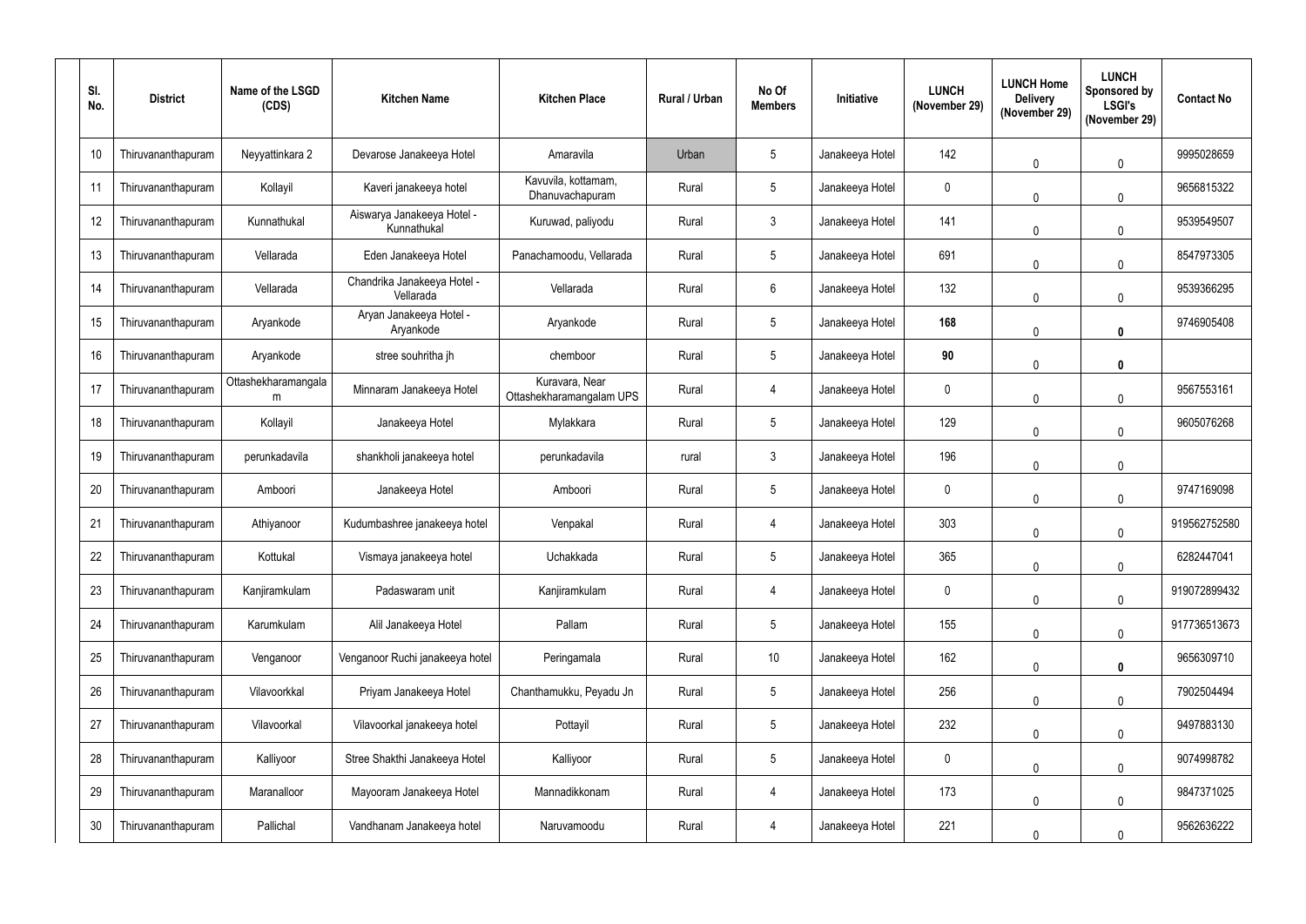| Sl. No. | District | Name of the LSGD (CDS) | Kitchen Name | Kitchen Place | Rural / Urban | No Of Members | Initiative | LUNCH (November 29) | LUNCH Home Delivery (November 29) | LUNCH Sponsored by LSGI's (November 29) | Contact No |
|---|---|---|---|---|---|---|---|---|---|---|---|
| 10 | Thiruvananthapuram | Neyyattinkara 2 | Devarose Janakeeya Hotel | Amaravila | Urban | 5 | Janakeeya Hotel | 142 | 0 | 0 | 9995028659 |
| 11 | Thiruvananthapuram | Kollayil | Kaveri janakeeya hotel | Kavuvila, kottamam, Dhanuvachapuram | Rural | 5 | Janakeeya Hotel | 0 | 0 | 0 | 9656815322 |
| 12 | Thiruvananthapuram | Kunnathukal | Aiswarya Janakeeya Hotel - Kunnathukal | Kuruwad, paliyodu | Rural | 3 | Janakeeya Hotel | 141 | 0 | 0 | 9539549507 |
| 13 | Thiruvananthapuram | Vellarada | Eden Janakeeya Hotel | Panachamoodu, Vellarada | Rural | 5 | Janakeeya Hotel | 691 | 0 | 0 | 8547973305 |
| 14 | Thiruvananthapuram | Vellarada | Chandrika Janakeeya Hotel - Vellarada | Vellarada | Rural | 6 | Janakeeya Hotel | 132 | 0 | 0 | 9539366295 |
| 15 | Thiruvananthapuram | Aryankode | Aryan Janakeeya Hotel - Aryankode | Aryankode | Rural | 5 | Janakeeya Hotel | **168** | 0 | **0** | 9746905408 |
| 16 | Thiruvananthapuram | Aryankode | stree souhritha jh | chemboor | Rural | 5 | Janakeeya Hotel | **90** | 0 | **0** | |
| 17 | Thiruvananthapuram | Ottashekharamangalam | Minnaram Janakeeya Hotel | Kuravara, Near Ottashekharamangalam UPS | Rural | 4 | Janakeeya Hotel | 0 | 0 | 0 | 9567553161 |
| 18 | Thiruvananthapuram | Kollayil | Janakeeya Hotel | Mylakkara | Rural | 5 | Janakeeya Hotel | 129 | 0 | 0 | 9605076268 |
| 19 | Thiruvananthapuram | perunkadavila | shankholi janakeeya hotel | perunkadavila | rural | 3 | Janakeeya Hotel | 196 | 0 | 0 | |
| 20 | Thiruvananthapuram | Amboori | Janakeeya Hotel | Amboori | Rural | 5 | Janakeeya Hotel | 0 | 0 | 0 | 9747169098 |
| 21 | Thiruvananthapuram | Athiyanoor | Kudumbashree janakeeya hotel | Venpakal | Rural | 4 | Janakeeya Hotel | 303 | 0 | 0 | 919562752580 |
| 22 | Thiruvananthapuram | Kottukal | Vismaya janakeeya hotel | Uchakkada | Rural | 5 | Janakeeya Hotel | 365 | 0 | 0 | 6282447041 |
| 23 | Thiruvananthapuram | Kanjiramkulam | Padaswaram unit | Kanjiramkulam | Rural | 4 | Janakeeya Hotel | 0 | 0 | 0 | 919072899432 |
| 24 | Thiruvananthapuram | Karumkulam | Alil Janakeeya Hotel | Pallam | Rural | 5 | Janakeeya Hotel | 155 | 0 | 0 | 917736513673 |
| 25 | Thiruvananthapuram | Venganoor | Venganoor Ruchi janakeeya hotel | Peringamala | Rural | 10 | Janakeeya Hotel | 162 | 0 | **0** | 9656309710 |
| 26 | Thiruvananthapuram | Vilavoorkkal | Priyam Janakeeya Hotel | Chanthamukku, Peyadu Jn | Rural | 5 | Janakeeya Hotel | 256 | 0 | 0 | 7902504494 |
| 27 | Thiruvananthapuram | Vilavoorkal | Vilavoorkal janakeeya hotel | Pottayil | Rural | 5 | Janakeeya Hotel | 232 | 0 | 0 | 9497883130 |
| 28 | Thiruvananthapuram | Kalliyoor | Stree Shakthi Janakeeya Hotel | Kalliyoor | Rural | 5 | Janakeeya Hotel | 0 | 0 | 0 | 9074998782 |
| 29 | Thiruvananthapuram | Maranalloor | Mayooram Janakeeya Hotel | Mannadikkonam | Rural | 4 | Janakeeya Hotel | 173 | 0 | 0 | 9847371025 |
| 30 | Thiruvananthapuram | Pallichal | Vandhanam Janakeeya hotel | Naruvamoodu | Rural | 4 | Janakeeya Hotel | 221 | 0 | 0 | 9562636222 |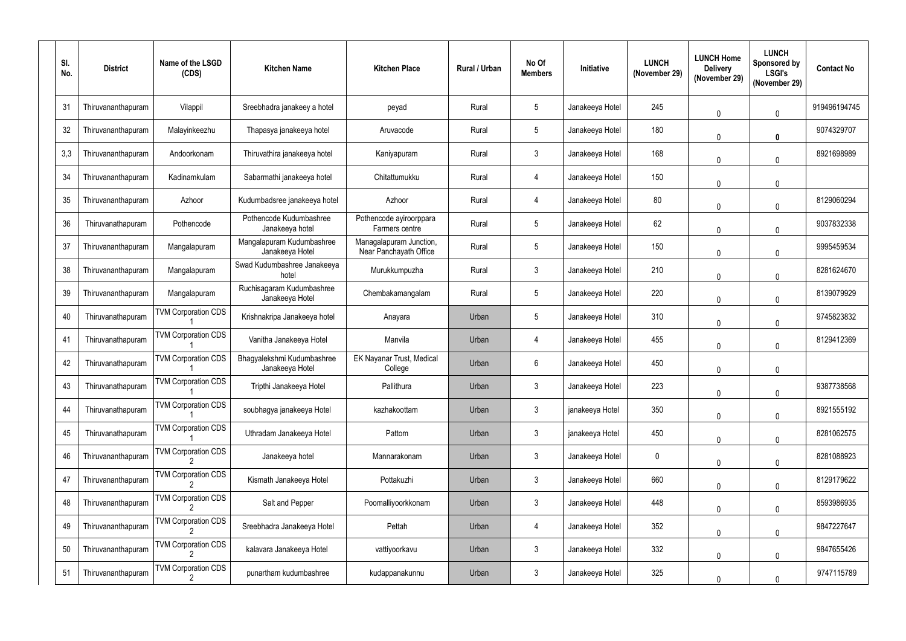| Sl. No. | District | Name of the LSGD (CDS) | Kitchen Name | Kitchen Place | Rural / Urban | No Of Members | Initiative | LUNCH (November 29) | LUNCH Home Delivery (November 29) | LUNCH Sponsored by LSGI's (November 29) | Contact No |
|---|---|---|---|---|---|---|---|---|---|---|---|
| 31 | Thiruvananthapuram | Vilappil | Sreebhadra janakeey a hotel | peyad | Rural | 5 | Janakeeya Hotel | 245 | 0 | 0 | 919496194745 |
| 32 | Thiruvananthapuram | Malayinkeezhu | Thapasya janakeeya hotel | Aruvacode | Rural | 5 | Janakeeya Hotel | 180 | 0 | 0 | 9074329707 |
| 3,3 | Thiruvananthapuram | Andoorkonam | Thiruvathira janakeeya hotel | Kaniyapuram | Rural | 3 | Janakeeya Hotel | 168 | 0 | 0 | 8921698989 |
| 34 | Thiruvananthapuram | Kadinamkulam | Sabarmathi janakeeya hotel | Chitattumukku | Rural | 4 | Janakeeya Hotel | 150 | 0 | 0 | |
| 35 | Thiruvananthapuram | Azhoor | Kudumbadsree janakeeya hotel | Azhoor | Rural | 4 | Janakeeya Hotel | 80 | 0 | 0 | 8129060294 |
| 36 | Thiruvanathapuram | Pothencode | Pothencode Kudumbashree Janakeeya hotel | Pothencode ayiroorppara Farmers centre | Rural | 5 | Janakeeya Hotel | 62 | 0 | 0 | 9037832338 |
| 37 | Thiruvananthapuram | Mangalapuram | Mangalapuram Kudumbashree Janakeeya Hotel | Managalapuram Junction, Near Panchayath Office | Rural | 5 | Janakeeya Hotel | 150 | 0 | 0 | 9995459534 |
| 38 | Thiruvananthapuram | Mangalapuram | Swad Kudumbashree Janakeeya hotel | Murukkumpuzha | Rural | 3 | Janakeeya Hotel | 210 | 0 | 0 | 8281624670 |
| 39 | Thiruvananthapuram | Mangalapuram | Ruchisagaram Kudumbashree Janakeeya Hotel | Chembakamangalam | Rural | 5 | Janakeeya Hotel | 220 | 0 | 0 | 8139079929 |
| 40 | Thiruvanathapuram | TVM Corporation CDS 1 | Krishnakripa Janakeeya hotel | Anayara | Urban | 5 | Janakeeya Hotel | 310 | 0 | 0 | 9745823832 |
| 41 | Thiruvanathapuram | TVM Corporation CDS 1 | Vanitha Janakeeya Hotel | Manvila | Urban | 4 | Janakeeya Hotel | 455 | 0 | 0 | 8129412369 |
| 42 | Thiruvanathapuram | TVM Corporation CDS 1 | Bhagyalekshmi Kudumbashree Janakeeya Hotel | EK Nayanar Trust, Medical College | Urban | 6 | Janakeeya Hotel | 450 | 0 | 0 | |
| 43 | Thiruvanathapuram | TVM Corporation CDS 1 | Tripthi Janakeeya Hotel | Pallithura | Urban | 3 | Janakeeya Hotel | 223 | 0 | 0 | 9387738568 |
| 44 | Thiruvanathapuram | TVM Corporation CDS 1 | soubhagya janakeeya Hotel | kazhakoottam | Urban | 3 | janakeeya Hotel | 350 | 0 | 0 | 8921555192 |
| 45 | Thiruvanathapuram | TVM Corporation CDS 1 | Uthradam Janakeeya Hotel | Pattom | Urban | 3 | janakeeya Hotel | 450 | 0 | 0 | 8281062575 |
| 46 | Thiruvananthapuram | TVM Corporation CDS 2 | Janakeeya hotel | Mannarakonam | Urban | 3 | Janakeeya Hotel | 0 | 0 | 0 | 8281088923 |
| 47 | Thiruvananthapuram | TVM Corporation CDS 2 | Kismath Janakeeya Hotel | Pottakuzhi | Urban | 3 | Janakeeya Hotel | 660 | 0 | 0 | 8129179622 |
| 48 | Thiruvananthapuram | TVM Corporation CDS 2 | Salt and Pepper | Poomalliyoorkkonam | Urban | 3 | Janakeeya Hotel | 448 | 0 | 0 | 8593986935 |
| 49 | Thiruvananthapuram | TVM Corporation CDS 2 | Sreebhadra Janakeeya Hotel | Pettah | Urban | 4 | Janakeeya Hotel | 352 | 0 | 0 | 9847227647 |
| 50 | Thiruvananthapuram | TVM Corporation CDS 2 | kalavara Janakeeya Hotel | vattiyoorkavu | Urban | 3 | Janakeeya Hotel | 332 | 0 | 0 | 9847655426 |
| 51 | Thiruvananthapuram | TVM Corporation CDS 2 | punartham kudumbashree | kudappanakunnu | Urban | 3 | Janakeeya Hotel | 325 | 0 | 0 | 9747115789 |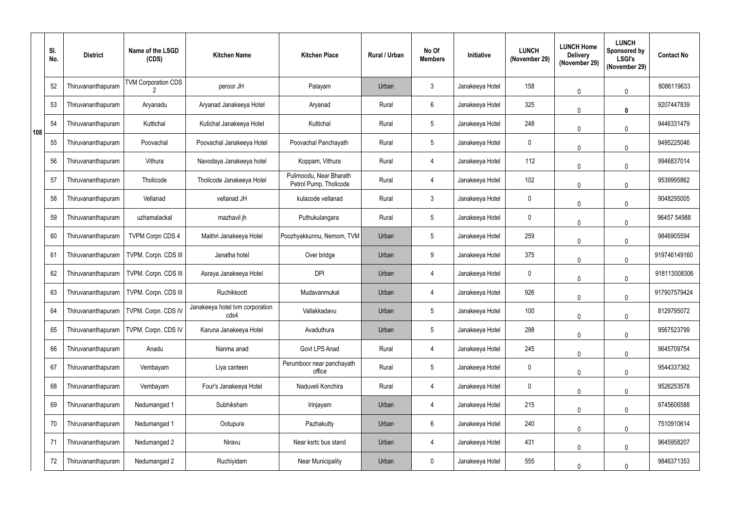| | Sl. No. | District | Name of the LSGD (CDS) | Kitchen Name | Kitchen Place | Rural / Urban | No Of Members | Initiative | LUNCH (November 29) | LUNCH Home Delivery (November 29) | LUNCH Sponsored by LSGI's (November 29) | Contact No |
|---|---|---|---|---|---|---|---|---|---|---|---|---|
| 108 | 52 | Thiruvananthapuram | TVM Corporation CDS 2 | peroor JH | Palayam | Urban | 3 | Janakeeya Hotel | 158 | 0 | 0 | 8086119633 |
| | 53 | Thiruvananthapuram | Aryanadu | Aryanad Janakeeya Hotel | Aryanad | Rural | 6 | Janakeeya Hotel | 325 | 0 | 0 | 9207447839 |
| | 54 | Thiruvananthapuram | Kuttichal | Kutichal Janakeeya Hotel | Kuttichal | Rural | 5 | Janakeeya Hotel | 248 | 0 | 0 | 9446331479 |
| | 55 | Thiruvananthapuram | Poovachal | Poovachal Janakeeya Hotel | Poovachal Panchayath | Rural | 5 | Janakeeya Hotel | 0 | 0 | 0 | 9495225046 |
| | 56 | Thiruvananthapuram | Vithura | Navodaya Janakeeya hotel | Koppam, Vithura | Rural | 4 | Janakeeya Hotel | 112 | 0 | 0 | 9946837014 |
| | 57 | Thiruvananthapuram | Tholicode | Tholicode Janakeeya Hotel | Pulimoodu, Near Bharath Petrol Pump, Tholicode | Rural | 4 | Janakeeya Hotel | 102 | 0 | 0 | 9539995862 |
| | 58 | Thiruvananthapuram | Vellanad | vellanad JH | kulacode vellanad | Rural | 3 | Janakeeya Hotel | 0 | 0 | 0 | 9048295005 |
| | 59 | Thiruvananthapuram | uzhamalackal | mazhavil jh | Puthukulangara | Rural | 5 | Janakeeya Hotel | 0 | 0 | 0 | 96457 54988 |
| | 60 | Thiruvananthapuram | TVPM Corpn CDS 4 | Maithri Janakeeya Hotel | Poozhyakkunnu, Nemom, TVM | Urban | 5 | Janakeeya Hotel | 259 | 0 | 0 | 9846905594 |
| | 61 | Thiruvananthapuram | TVPM. Corpn. CDS III | Janatha hotel | Over bridge | Urban | 9 | Janakeeya Hotel | 375 | 0 | 0 | 919746149160 |
| | 62 | Thiruvananthapuram | TVPM. Corpn. CDS III | Asraya Janakeeya Hotel | DPI | Urban | 4 | Janakeeya Hotel | 0 | 0 | 0 | 918113008306 |
| | 63 | Thiruvananthapuram | TVPM. Corpn. CDS III | Ruchikkoott | Mudavanmukal | Urban | 4 | Janakeeya Hotel | 926 | 0 | 0 | 917907579424 |
| | 64 | Thiruvananthapuram | TVPM. Corpn. CDS IV | Janakeeya hotel tvm corporation cds4 | Vallakkadavu | Urban | 5 | Janakeeya Hotel | 100 | 0 | 0 | 8129795072 |
| | 65 | Thiruvananthapuram | TVPM. Corpn. CDS IV | Karuna Janakeeya Hotel | Avaduthura | Urban | 5 | Janakeeya Hotel | 298 | 0 | 0 | 9567523799 |
| | 66 | Thiruvananthapuram | Anadu | Nanma anad | Govt LPS Anad | Rural | 4 | Janakeeya Hotel | 245 | 0 | 0 | 9645709754 |
| | 67 | Thiruvananthapuram | Vembayam | Liya canteen | Perumboor near panchayath office | Rural | 5 | Janakeeya Hotel | 0 | 0 | 0 | 9544337362 |
| | 68 | Thiruvananthapuram | Vembayam | Four's Janakeeya Hotel | Naduveli Konchira | Rural | 4 | Janakeeya Hotel | 0 | 0 | 0 | 9526253578 |
| | 69 | Thiruvananthapuram | Nedumangad 1 | Subhiksham | Irinjayam | Urban | 4 | Janakeeya Hotel | 215 | 0 | 0 | 9745606588 |
| | 70 | Thiruvananthapuram | Nedumangad 1 | Ootupura | Pazhakutty | Urban | 6 | Janakeeya Hotel | 240 | 0 | 0 | 7510910614 |
| | 71 | Thiruvananthapuram | Nedumangad 2 | Niravu | Near ksrtc bus stand | Urban | 4 | Janakeeya Hotel | 431 | 0 | 0 | 9645958207 |
| | 72 | Thiruvananthapuram | Nedumangad 2 | Ruchiyidam | Near Municipality | Urban | 0 | Janakeeya Hotel | 555 | 0 | 0 | 9846371353 |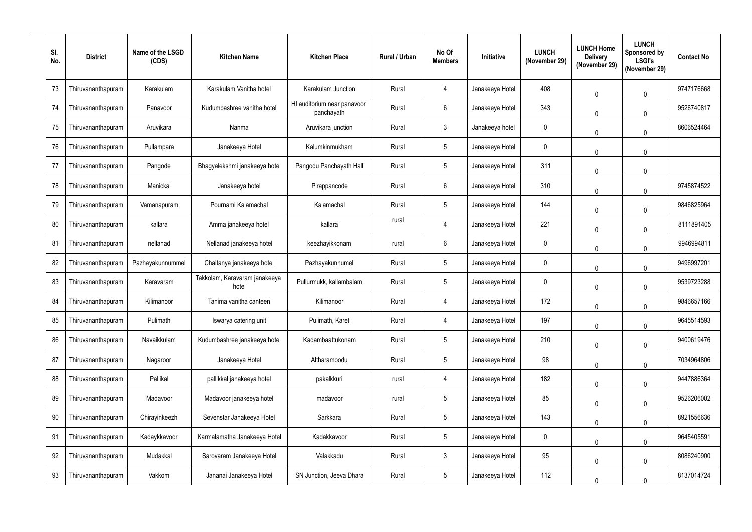| Sl. No. | District | Name of the LSGD (CDS) | Kitchen Name | Kitchen Place | Rural / Urban | No Of Members | Initiative | LUNCH (November 29) | LUNCH Home Delivery (November 29) | LUNCH Sponsored by LSGI's (November 29) | Contact No |
|---|---|---|---|---|---|---|---|---|---|---|---|
| 73 | Thiruvananthapuram | Karakulam | Karakulam Vanitha hotel | Karakulam Junction | Rural | 4 | Janakeeya Hotel | 408 | 0 | 0 | 9747176668 |
| 74 | Thiruvananthapuram | Panavoor | Kudumbashree vanitha hotel | HI auditorium near panavoor panchayath | Rural | 6 | Janakeeya Hotel | 343 | 0 | 0 | 9526740817 |
| 75 | Thiruvananthapuram | Aruvikara | Nanma | Aruvikara junction | Rural | 3 | Janakeeya hotel | 0 | 0 | 0 | 8606524464 |
| 76 | Thiruvananthapuram | Pullampara | Janakeeya Hotel | Kalumkinmukham | Rural | 5 | Janakeeya Hotel | 0 | 0 | 0 | |
| 77 | Thiruvananthapuram | Pangode | Bhagyalekshmi janakeeya hotel | Pangodu Panchayath Hall | Rural | 5 | Janakeeya Hotel | 311 | 0 | 0 | |
| 78 | Thiruvananthapuram | Manickal | Janakeeya hotel | Pirappancode | Rural | 6 | Janakeeya Hotel | 310 | 0 | 0 | 9745874522 |
| 79 | Thiruvananthapuram | Vamanapuram | Pournami Kalamachal | Kalamachal | Rural | 5 | Janakeeya Hotel | 144 | 0 | 0 | 9846825964 |
| 80 | Thiruvananthapuram | kallara | Amma janakeeya hotel | kallara | rural | 4 | Janakeeya Hotel | 221 | 0 | 0 | 8111891405 |
| 81 | Thiruvananthapuram | nellanad | Nellanad janakeeya hotel | keezhayikkonam | rural | 6 | Janakeeya Hotel | 0 | 0 | 0 | 9946994811 |
| 82 | Thiruvananthapuram | Pazhayakunnummel | Chaitanya janakeeya hotel | Pazhayakunnumel | Rural | 5 | Janakeeya Hotel | 0 | 0 | 0 | 9496997201 |
| 83 | Thiruvananthapuram | Karavaram | Takkolam, Karavaram janakeeya hotel | Pullurmukk, kallambalam | Rural | 5 | Janakeeya Hotel | 0 | 0 | 0 | 9539723288 |
| 84 | Thiruvananthapuram | Kilimanoor | Tanima vanitha canteen | Kilimanoor | Rural | 4 | Janakeeya Hotel | 172 | 0 | 0 | 9846657166 |
| 85 | Thiruvananthapuram | Pulimath | Iswarya catering unit | Pulimath, Karet | Rural | 4 | Janakeeya Hotel | 197 | 0 | 0 | 9645514593 |
| 86 | Thiruvananthapuram | Navaikkulam | Kudumbashree janakeeya hotel | Kadambaattukonam | Rural | 5 | Janakeeya Hotel | 210 | 0 | 0 | 9400619476 |
| 87 | Thiruvananthapuram | Nagaroor | Janakeeya Hotel | Altharamoodu | Rural | 5 | Janakeeya Hotel | 98 | 0 | 0 | 7034964806 |
| 88 | Thiruvananthapuram | Pallikal | pallikkal janakeeya hotel | pakalkkuri | rural | 4 | Janakeeya Hotel | 182 | 0 | 0 | 9447886364 |
| 89 | Thiruvananthapuram | Madavoor | Madavoor janakeeya hotel | madavoor | rural | 5 | Janakeeya Hotel | 85 | 0 | 0 | 9526206002 |
| 90 | Thiruvananthapuram | Chirayinkeezh | Sevenstar Janakeeya Hotel | Sarkkara | Rural | 5 | Janakeeya Hotel | 143 | 0 | 0 | 8921556636 |
| 91 | Thiruvananthapuram | Kadaykkavoor | Karmalamatha Janakeeya Hotel | Kadakkavoor | Rural | 5 | Janakeeya Hotel | 0 | 0 | 0 | 9645405591 |
| 92 | Thiruvananthapuram | Mudakkal | Sarovaram Janakeeya Hotel | Valakkadu | Rural | 3 | Janakeeya Hotel | 95 | 0 | 0 | 8086240900 |
| 93 | Thiruvananthapuram | Vakkom | Jananai Janakeeya Hotel | SN Junction, Jeeva Dhara | Rural | 5 | Janakeeya Hotel | 112 | 0 | 0 | 8137014724 |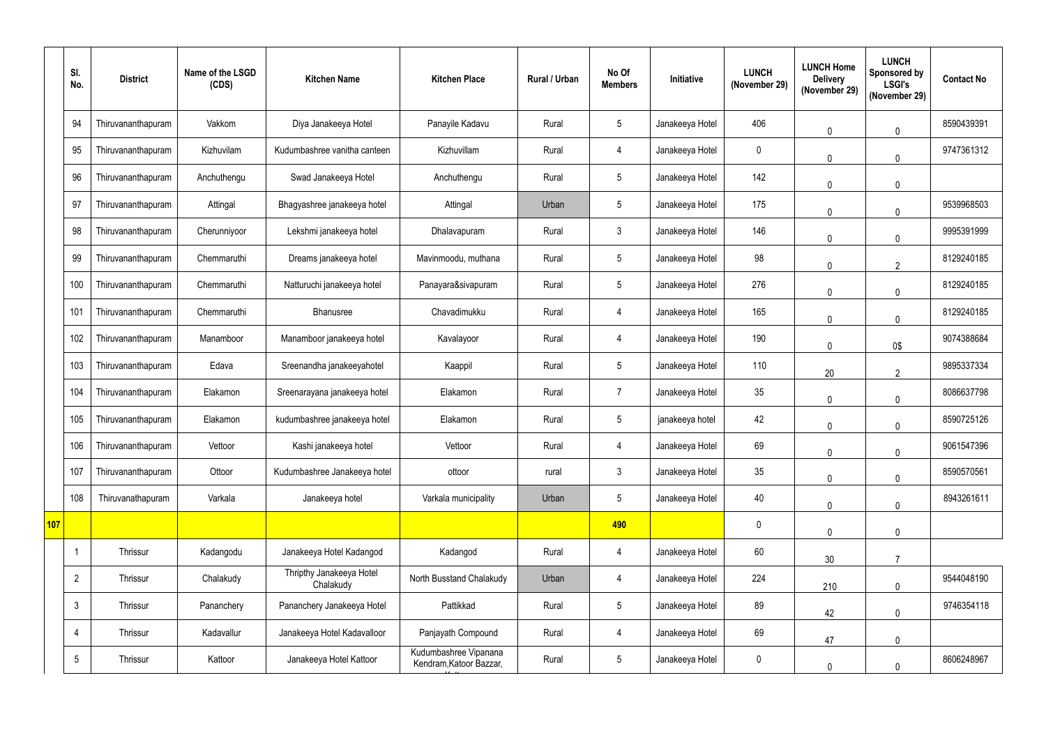| | Sl. No. | District | Name of the LSGD (CDS) | Kitchen Name | Kitchen Place | Rural / Urban | No Of Members | Initiative | LUNCH (November 29) | LUNCH Home Delivery (November 29) | LUNCH Sponsored by LSGI's (November 29) | Contact No |
|---|---|---|---|---|---|---|---|---|---|---|---|---|
| | 94 | Thiruvananthapuram | Vakkom | Diya Janakeeya Hotel | Panayile Kadavu | Rural | 5 | Janakeeya Hotel | 406 | 0 | 0 | 8590439391 |
| | 95 | Thiruvananthapuram | Kizhuvilam | Kudumbashree vanitha canteen | Kizhuvillam | Rural | 4 | Janakeeya Hotel | 0 | 0 | 0 | 9747361312 |
| | 96 | Thiruvananthapuram | Anchuthengu | Swad Janakeeya Hotel | Anchuthengu | Rural | 5 | Janakeeya Hotel | 142 | 0 | 0 | |
| | 97 | Thiruvananthapuram | Attingal | Bhagyashree janakeeya hotel | Attingal | Urban | 5 | Janakeeya Hotel | 175 | 0 | 0 | 9539968503 |
| | 98 | Thiruvananthapuram | Cherunniyoor | Lekshmi janakeeya hotel | Dhalavapuram | Rural | 3 | Janakeeya Hotel | 146 | 0 | 0 | 9995391999 |
| | 99 | Thiruvananthapuram | Chemmaruthi | Dreams janakeeya hotel | Mavinmoodu, muthana | Rural | 5 | Janakeeya Hotel | 98 | 0 | 2 | 8129240185 |
| | 100 | Thiruvananthapuram | Chemmaruthi | Natturuchi janakeeya hotel | Panayara&sivapuram | Rural | 5 | Janakeeya Hotel | 276 | 0 | 0 | 8129240185 |
| | 101 | Thiruvananthapuram | Chemmaruthi | Bhanusree | Chavadimukku | Rural | 4 | Janakeeya Hotel | 165 | 0 | 0 | 8129240185 |
| | 102 | Thiruvananthapuram | Manamboor | Manamboor janakeeya hotel | Kavalayoor | Rural | 4 | Janakeeya Hotel | 190 | 0 | 0$ | 9074388684 |
| | 103 | Thiruvananthapuram | Edava | Sreenandha janakeeyahotel | Kaappil | Rural | 5 | Janakeeya Hotel | 110 | 20 | 2 | 9895337334 |
| | 104 | Thiruvananthapuram | Elakamon | Sreenarayana janakeeya hotel | Elakamon | Rural | 7 | Janakeeya Hotel | 35 | 0 | 0 | 8086637798 |
| | 105 | Thiruvananthapuram | Elakamon | kudumbashree janakeeya hotel | Elakamon | Rural | 5 | janakeeya hotel | 42 | 0 | 0 | 8590725126 |
| | 106 | Thiruvananthapuram | Vettoor | Kashi janakeeya hotel | Vettoor | Rural | 4 | Janakeeya Hotel | 69 | 0 | 0 | 9061547396 |
| | 107 | Thiruvananthapuram | Ottoor | Kudumbashree Janakeeya hotel | ottoor | rural | 3 | Janakeeya Hotel | 35 | 0 | 0 | 8590570561 |
| | 108 | Thiruvanathapuram | Varkala | Janakeeya hotel | Varkala municipality | Urban | 5 | Janakeeya Hotel | 40 | 0 | 0 | 8943261611 |
| **107** | | | | | | | **490** | | 0 | 0 | 0 | |
| | 1 | Thrissur | Kadangodu | Janakeeya Hotel Kadangod | Kadangod | Rural | 4 | Janakeeya Hotel | 60 | 30 | 7 | |
| | 2 | Thrissur | Chalakudy | Thripthy Janakeeya Hotel Chalakudy | North Busstand Chalakudy | Urban | 4 | Janakeeya Hotel | 224 | 210 | 0 | 9544048190 |
| | 3 | Thrissur | Pananchery | Pananchery Janakeeya Hotel | Pattikkad | Rural | 5 | Janakeeya Hotel | 89 | 42 | 0 | 9746354118 |
| | 4 | Thrissur | Kadavallur | Janakeeya Hotel Kadavalloor | Panjayath Compound | Rural | 4 | Janakeeya Hotel | 69 | 47 | 0 | |
| | 5 | Thrissur | Kattoor | Janakeeya Hotel Kattoor | Kudumbashree Vipanana Kendram,Katoor Bazzar, | Rural | 5 | Janakeeya Hotel | 0 | 0 | 0 | 8606248967 |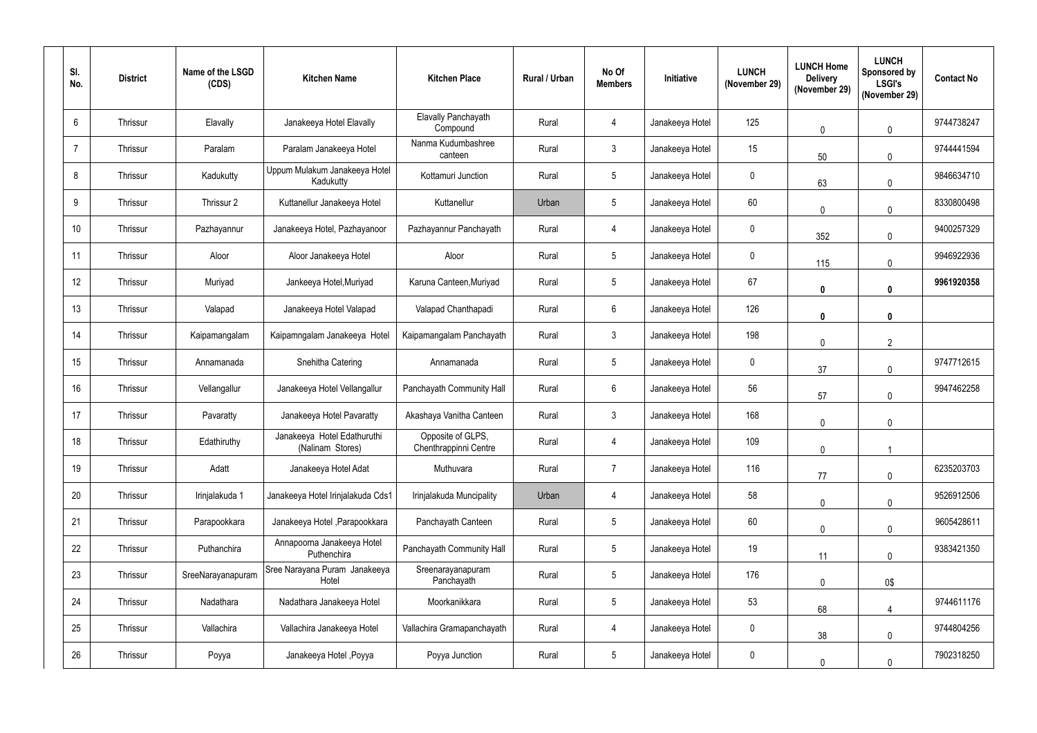| Sl. No. | District | Name of the LSGD (CDS) | Kitchen Name | Kitchen Place | Rural / Urban | No Of Members | Initiative | LUNCH (November 29) | LUNCH Home Delivery (November 29) | LUNCH Sponsored by LSGI's (November 29) | Contact No |
|---|---|---|---|---|---|---|---|---|---|---|---|
| 6 | Thrissur | Elavally | Janakeeya Hotel Elavally | Elavally Panchayath Compound | Rural | 4 | Janakeeya Hotel | 125 | 0 | 0 | 9744738247 |
| 7 | Thrissur | Paralam | Paralam Janakeeya Hotel | Nanma Kudumbashree canteen | Rural | 3 | Janakeeya Hotel | 15 | 50 | 0 | 9744441594 |
| 8 | Thrissur | Kadukutty | Uppum Mulakum Janakeeya Hotel Kadukutty | Kottamuri Junction | Rural | 5 | Janakeeya Hotel | 0 | 63 | 0 | 9846634710 |
| 9 | Thrissur | Thrissur 2 | Kuttanellur Janakeeya Hotel | Kuttanellur | Urban | 5 | Janakeeya Hotel | 60 | 0 | 0 | 8330800498 |
| 10 | Thrissur | Pazhayannur | Janakeeya Hotel, Pazhayanoor | Pazhayannur Panchayath | Rural | 4 | Janakeeya Hotel | 0 | 352 | 0 | 9400257329 |
| 11 | Thrissur | Aloor | Aloor Janakeeya Hotel | Aloor | Rural | 5 | Janakeeya Hotel | 0 | 115 | 0 | 9946922936 |
| 12 | Thrissur | Muriyad | Jankeeya Hotel,Muriyad | Karuna Canteen,Muriyad | Rural | 5 | Janakeeya Hotel | 67 | **0** | **0** | **9961920358** |
| 13 | Thrissur | Valapad | Janakeeya Hotel Valapad | Valapad Chanthapadi | Rural | 6 | Janakeeya Hotel | 126 | **0** | **0** | |
| 14 | Thrissur | Kaipamangalam | Kaipamngalam Janakeeya Hotel | Kaipamangalam Panchayath | Rural | 3 | Janakeeya Hotel | 198 | 0 | 2 | |
| 15 | Thrissur | Annamanada | Snehitha Catering | Annamanada | Rural | 5 | Janakeeya Hotel | 0 | 37 | 0 | 9747712615 |
| 16 | Thrissur | Vellangallur | Janakeeya Hotel Vellangallur | Panchayath Community Hall | Rural | 6 | Janakeeya Hotel | 56 | 57 | 0 | 9947462258 |
| 17 | Thrissur | Pavaratty | Janakeeya Hotel Pavaratty | Akashaya Vanitha Canteen | Rural | 3 | Janakeeya Hotel | 168 | 0 | 0 | |
| 18 | Thrissur | Edathiruthy | Janakeeya Hotel Edathuruthi (Nalinam Stores) | Opposite of GLPS, Chenthrappinni Centre | Rural | 4 | Janakeeya Hotel | 109 | 0 | 1 | |
| 19 | Thrissur | Adatt | Janakeeya Hotel Adat | Muthuvara | Rural | 7 | Janakeeya Hotel | 116 | 77 | 0 | 6235203703 |
| 20 | Thrissur | Irinjalakuda 1 | Janakeeya Hotel Irinjalakuda Cds1 | Irinjalakuda Muncipality | Urban | 4 | Janakeeya Hotel | 58 | 0 | 0 | 9526912506 |
| 21 | Thrissur | Parapookkara | Janakeeya Hotel ,Parapookkara | Panchayath Canteen | Rural | 5 | Janakeeya Hotel | 60 | 0 | 0 | 9605428611 |
| 22 | Thrissur | Puthanchira | Annapoorna Janakeeya Hotel Puthenchira | Panchayath Community Hall | Rural | 5 | Janakeeya Hotel | 19 | 11 | 0 | 9383421350 |
| 23 | Thrissur | SreeNarayanapuram | Sree Narayana Puram Janakeeya Hotel | Sreenarayanapuram Panchayath | Rural | 5 | Janakeeya Hotel | 176 | 0 | 0$ | |
| 24 | Thrissur | Nadathara | Nadathara Janakeeya Hotel | Moorkanikkara | Rural | 5 | Janakeeya Hotel | 53 | 68 | 4 | 9744611176 |
| 25 | Thrissur | Vallachira | Vallachira Janakeeya Hotel | Vallachira Gramapanchayath | Rural | 4 | Janakeeya Hotel | 0 | 38 | 0 | 9744804256 |
| 26 | Thrissur | Poyya | Janakeeya Hotel ,Poyya | Poyya Junction | Rural | 5 | Janakeeya Hotel | 0 | 0 | 0 | 7902318250 |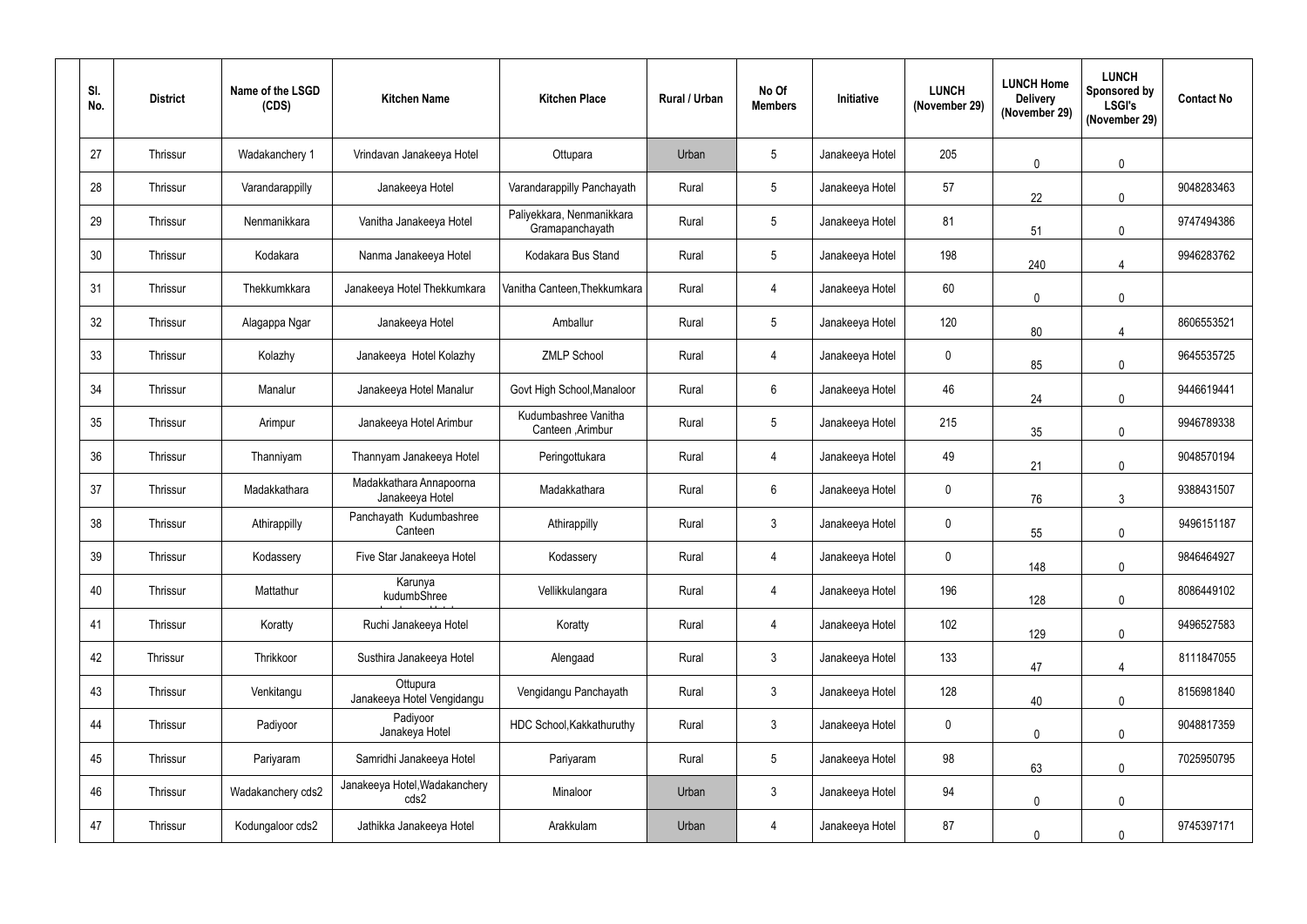| Sl. No. | District | Name of the LSGD (CDS) | Kitchen Name | Kitchen Place | Rural / Urban | No Of Members | Initiative | LUNCH (November 29) | LUNCH Home Delivery (November 29) | LUNCH Sponsored by LSGI's (November 29) | Contact No |
|---|---|---|---|---|---|---|---|---|---|---|---|
| 27 | Thrissur | Wadakanchery 1 | Vrindavan Janakeeya Hotel | Ottupara | Urban | 5 | Janakeeya Hotel | 205 | 0 | 0 | |
| 28 | Thrissur | Varandarappilly | Janakeeya Hotel | Varandarappilly Panchayath | Rural | 5 | Janakeeya Hotel | 57 | 22 | 0 | 9048283463 |
| 29 | Thrissur | Nenmanikkara | Vanitha Janakeeya Hotel | Paliyekkara, Nenmanikkara Gramapanchayath | Rural | 5 | Janakeeya Hotel | 81 | 51 | 0 | 9747494386 |
| 30 | Thrissur | Kodakara | Nanma Janakeeya Hotel | Kodakara Bus Stand | Rural | 5 | Janakeeya Hotel | 198 | 240 | 4 | 9946283762 |
| 31 | Thrissur | Thekkumkkara | Janakeeya Hotel Thekkumkara | Vanitha Canteen,Thekkumkara | Rural | 4 | Janakeeya Hotel | 60 | 0 | 0 | |
| 32 | Thrissur | Alagappa Ngar | Janakeeya Hotel | Amballur | Rural | 5 | Janakeeya Hotel | 120 | 80 | 4 | 8606553521 |
| 33 | Thrissur | Kolazhy | Janakeeya Hotel Kolazhy | ZMLP School | Rural | 4 | Janakeeya Hotel | 0 | 85 | 0 | 9645535725 |
| 34 | Thrissur | Manalur | Janakeeya Hotel Manalur | Govt High School,Manaloor | Rural | 6 | Janakeeya Hotel | 46 | 24 | 0 | 9446619441 |
| 35 | Thrissur | Arimpur | Janakeeya Hotel Arimbur | Kudumbashree Vanitha Canteen ,Arimbur | Rural | 5 | Janakeeya Hotel | 215 | 35 | 0 | 9946789338 |
| 36 | Thrissur | Thanniyam | Thannyam Janakeeya Hotel | Peringottukara | Rural | 4 | Janakeeya Hotel | 49 | 21 | 0 | 9048570194 |
| 37 | Thrissur | Madakkathara | Madakkathara Annapoorna Janakeeya Hotel | Madakkathara | Rural | 6 | Janakeeya Hotel | 0 | 76 | 3 | 9388431507 |
| 38 | Thrissur | Athirappilly | Panchayath Kudumbashree Canteen | Athirappilly | Rural | 3 | Janakeeya Hotel | 0 | 55 | 0 | 9496151187 |
| 39 | Thrissur | Kodassery | Five Star Janakeeya Hotel | Kodassery | Rural | 4 | Janakeeya Hotel | 0 | 148 | 0 | 9846464927 |
| 40 | Thrissur | Mattathur | Karunya kudumbShree | Vellikkulangara | Rural | 4 | Janakeeya Hotel | 196 | 128 | 0 | 8086449102 |
| 41 | Thrissur | Koratty | Ruchi Janakeeya Hotel | Koratty | Rural | 4 | Janakeeya Hotel | 102 | 129 | 0 | 9496527583 |
| 42 | Thrissur | Thrikkoor | Susthira Janakeeya Hotel | Alengaad | Rural | 3 | Janakeeya Hotel | 133 | 47 | 4 | 8111847055 |
| 43 | Thrissur | Venkitangu | Ottupura Janakeeya Hotel Vengidangu | Vengidangu Panchayath | Rural | 3 | Janakeeya Hotel | 128 | 40 | 0 | 8156981840 |
| 44 | Thrissur | Padiyoor | Padiyoor Janakeya Hotel | HDC School,Kakkathuruthy | Rural | 3 | Janakeeya Hotel | 0 | 0 | 0 | 9048817359 |
| 45 | Thrissur | Pariyaram | Samridhi Janakeeya Hotel | Pariyaram | Rural | 5 | Janakeeya Hotel | 98 | 63 | 0 | 7025950795 |
| 46 | Thrissur | Wadakanchery cds2 | Janakeeya Hotel,Wadakanchery cds2 | Minaloor | Urban | 3 | Janakeeya Hotel | 94 | 0 | 0 | |
| 47 | Thrissur | Kodungaloor cds2 | Jathikka Janakeeya Hotel | Arakkulam | Urban | 4 | Janakeeya Hotel | 87 | 0 | 0 | 9745397171 |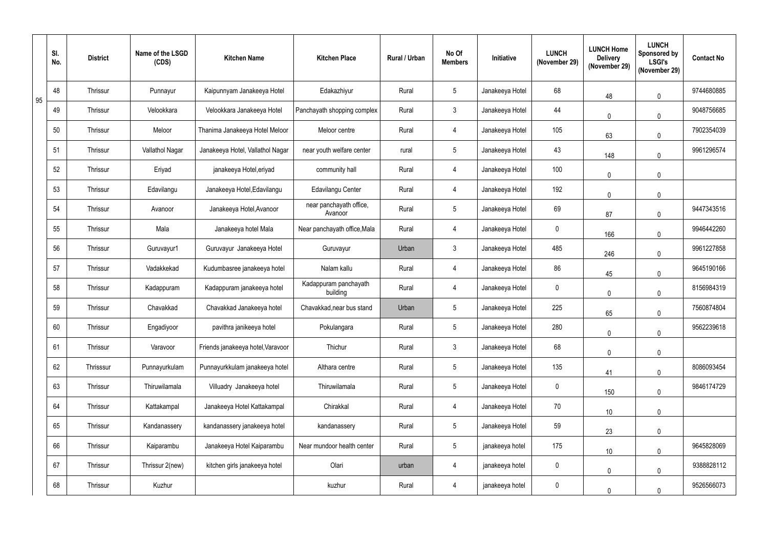| | Sl. No. | District | Name of the LSGD (CDS) | Kitchen Name | Kitchen Place | Rural / Urban | No Of Members | Initiative | LUNCH (November 29) | LUNCH Home Delivery (November 29) | LUNCH Sponsored by LSGI's (November 29) | Contact No |
|---|---|---|---|---|---|---|---|---|---|---|---|---|
| 95 | 48 | Thrissur | Punnayur | Kaipunnyam Janakeeya Hotel | Edakazhiyur | Rural | 5 | Janakeeya Hotel | 68 | 48 | 0 | 9744680885 |
| | 49 | Thrissur | Velookkara | Velookkara Janakeeya Hotel | Panchayath shopping complex | Rural | 3 | Janakeeya Hotel | 44 | 0 | 0 | 9048756685 |
| | 50 | Thrissur | Meloor | Thanima Janakeeya Hotel Meloor | Meloor centre | Rural | 4 | Janakeeya Hotel | 105 | 63 | 0 | 7902354039 |
| | 51 | Thrissur | Vallathol Nagar | Janakeeya Hotel, Vallathol Nagar | near youth welfare center | rural | 5 | Janakeeya Hotel | 43 | 148 | 0 | 9961296574 |
| | 52 | Thrissur | Eriyad | janakeeya Hotel,eriyad | community hall | Rural | 4 | Janakeeya Hotel | 100 | 0 | 0 | |
| | 53 | Thrissur | Edavilangu | Janakeeya Hotel,Edavilangu | Edavilangu Center | Rural | 4 | Janakeeya Hotel | 192 | 0 | 0 | |
| | 54 | Thrissur | Avanoor | Janakeeya Hotel,Avanoor | near panchayath office, Avanoor | Rural | 5 | Janakeeya Hotel | 69 | 87 | 0 | 9447343516 |
| | 55 | Thrissur | Mala | Janakeeya hotel Mala | Near panchayath office,Mala | Rural | 4 | Janakeeya Hotel | 0 | 166 | 0 | 9946442260 |
| | 56 | Thrissur | Guruvayur1 | Guruvayur Janakeeya Hotel | Guruvayur | Urban | 3 | Janakeeya Hotel | 485 | 246 | 0 | 9961227858 |
| | 57 | Thrissur | Vadakkekad | Kudumbasree janakeeya hotel | Nalam kallu | Rural | 4 | Janakeeya Hotel | 86 | 45 | 0 | 9645190166 |
| | 58 | Thrissur | Kadappuram | Kadappuram janakeeya hotel | Kadappuram panchayath building | Rural | 4 | Janakeeya Hotel | 0 | 0 | 0 | 8156984319 |
| | 59 | Thrissur | Chavakkad | Chavakkad Janakeeya hotel | Chavakkad,near bus stand | Urban | 5 | Janakeeya Hotel | 225 | 65 | 0 | 7560874804 |
| | 60 | Thrissur | Engadiyoor | pavithra janikeeya hotel | Pokulangara | Rural | 5 | Janakeeya Hotel | 280 | 0 | 0 | 9562239618 |
| | 61 | Thrissur | Varavoor | Friends janakeeya hotel,Varavoor | Thichur | Rural | 3 | Janakeeya Hotel | 68 | 0 | 0 | |
| | 62 | Thrisssur | Punnayurkulam | Punnayurkkulam janakeeya hotel | Althara centre | Rural | 5 | Janakeeya Hotel | 135 | 41 | 0 | 8086093454 |
| | 63 | Thrissur | Thiruwilamala | Villuadry Janakeeya hotel | Thiruwilamala | Rural | 5 | Janakeeya Hotel | 0 | 150 | 0 | 9846174729 |
| | 64 | Thrissur | Kattakampal | Janakeeya Hotel Kattakampal | Chirakkal | Rural | 4 | Janakeeya Hotel | 70 | 10 | 0 | |
| | 65 | Thrissur | Kandanassery | kandanassery janakeeya hotel | kandanassery | Rural | 5 | Janakeeya Hotel | 59 | 23 | 0 | |
| | 66 | Thrissur | Kaiparambu | Janakeeya Hotel Kaiparambu | Near mundoor health center | Rural | 5 | janakeeya hotel | 175 | 10 | 0 | 9645828069 |
| | 67 | Thrissur | Thrissur 2(new) | kitchen girls janakeeya hotel | Olari | urban | 4 | janakeeya hotel | 0 | 0 | 0 | 9388828112 |
| | 68 | Thrissur | Kuzhur | | kuzhur | Rural | 4 | janakeeya hotel | 0 | 0 | 0 | 9526566073 |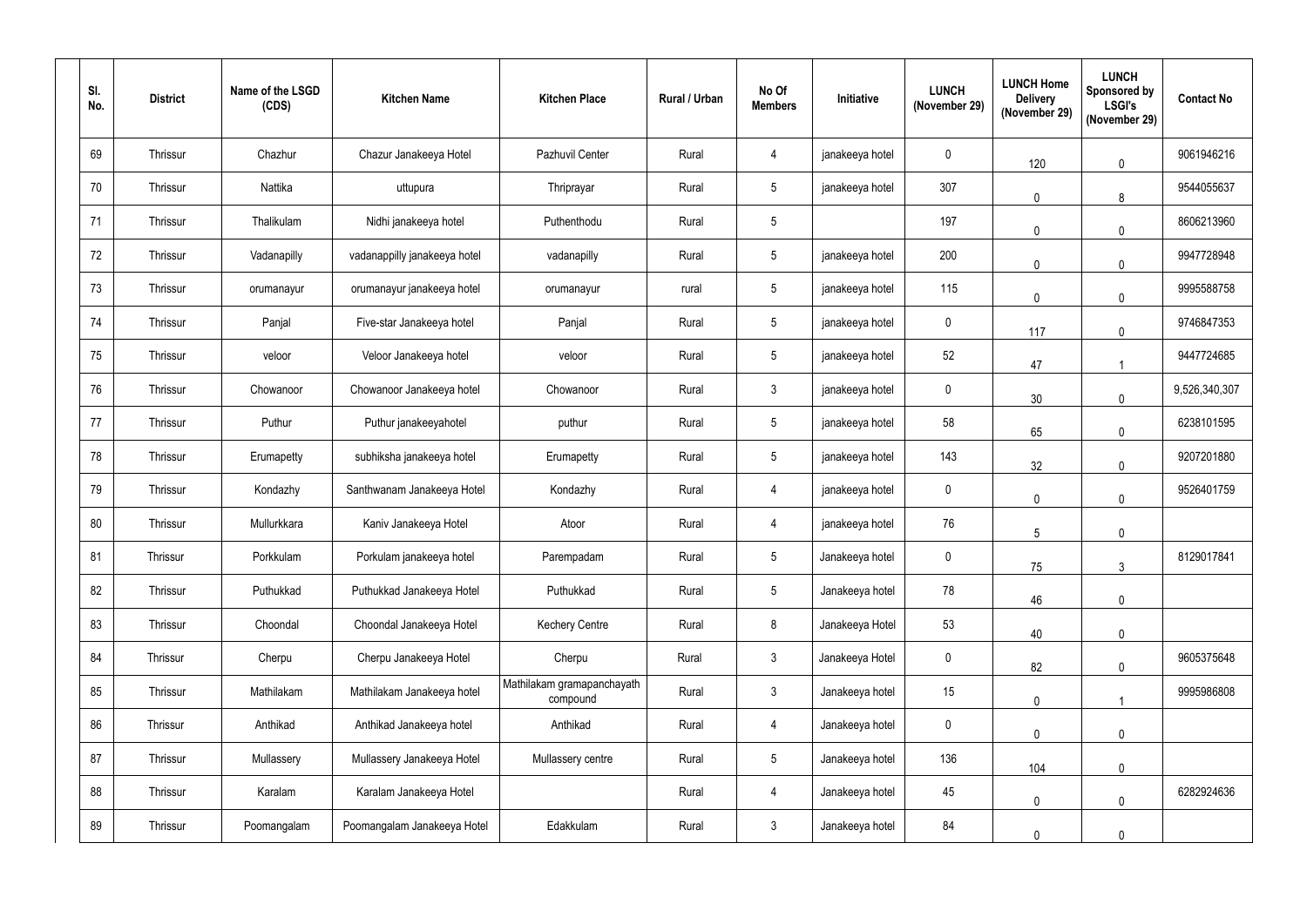| Sl. No. | District | Name of the LSGD (CDS) | Kitchen Name | Kitchen Place | Rural / Urban | No Of Members | Initiative | LUNCH (November 29) | LUNCH Home Delivery (November 29) | LUNCH Sponsored by LSGI's (November 29) | Contact No |
|---|---|---|---|---|---|---|---|---|---|---|---|
| 69 | Thrissur | Chazhur | Chazur Janakeeya Hotel | Pazhuvil Center | Rural | 4 | janakeeya hotel | 0 | 120 | 0 | 9061946216 |
| 70 | Thrissur | Nattika | uttupura | Thriprayar | Rural | 5 | janakeeya hotel | 307 | 0 | 8 | 9544055637 |
| 71 | Thrissur | Thalikulam | Nidhi janakeeya hotel | Puthenthodu | Rural | 5 | | 197 | 0 | 0 | 8606213960 |
| 72 | Thrissur | Vadanapilly | vadanappilly janakeeya hotel | vadanapilly | Rural | 5 | janakeeya hotel | 200 | 0 | 0 | 9947728948 |
| 73 | Thrissur | orumanayur | orumanayur janakeeya hotel | orumanayur | rural | 5 | janakeeya hotel | 115 | 0 | 0 | 9995588758 |
| 74 | Thrissur | Panjal | Five-star Janakeeya hotel | Panjal | Rural | 5 | janakeeya hotel | 0 | 117 | 0 | 9746847353 |
| 75 | Thrissur | veloor | Veloor Janakeeya hotel | veloor | Rural | 5 | janakeeya hotel | 52 | 47 | 1 | 9447724685 |
| 76 | Thrissur | Chowanoor | Chowanoor Janakeeya hotel | Chowanoor | Rural | 3 | janakeeya hotel | 0 | 30 | 0 | 9,526,340,307 |
| 77 | Thrissur | Puthur | Puthur janakeeyahotel | puthur | Rural | 5 | janakeeya hotel | 58 | 65 | 0 | 6238101595 |
| 78 | Thrissur | Erumapetty | subhiksha janakeeya hotel | Erumapetty | Rural | 5 | janakeeya hotel | 143 | 32 | 0 | 9207201880 |
| 79 | Thrissur | Kondazhy | Santhwanam Janakeeya Hotel | Kondazhy | Rural | 4 | janakeeya hotel | 0 | 0 | 0 | 9526401759 |
| 80 | Thrissur | Mullurkkara | Kaniv Janakeeya Hotel | Atoor | Rural | 4 | janakeeya hotel | 76 | 5 | 0 | |
| 81 | Thrissur | Porkkulam | Porkulam janakeeya hotel | Parempadam | Rural | 5 | Janakeeya hotel | 0 | 75 | 3 | 8129017841 |
| 82 | Thrissur | Puthukkad | Puthukkad Janakeeya Hotel | Puthukkad | Rural | 5 | Janakeeya hotel | 78 | 46 | 0 | |
| 83 | Thrissur | Choondal | Choondal Janakeeya Hotel | Kechery Centre | Rural | 8 | Janakeeya Hotel | 53 | 40 | 0 | |
| 84 | Thrissur | Cherpu | Cherpu Janakeeya Hotel | Cherpu | Rural | 3 | Janakeeya Hotel | 0 | 82 | 0 | 9605375648 |
| 85 | Thrissur | Mathilakam | Mathilakam Janakeeya hotel | Mathilakam gramapanchayath compound | Rural | 3 | Janakeeya hotel | 15 | 0 | 1 | 9995986808 |
| 86 | Thrissur | Anthikad | Anthikad Janakeeya hotel | Anthikad | Rural | 4 | Janakeeya hotel | 0 | 0 | 0 | |
| 87 | Thrissur | Mullassery | Mullassery Janakeeya Hotel | Mullassery centre | Rural | 5 | Janakeeya hotel | 136 | 104 | 0 | |
| 88 | Thrissur | Karalam | Karalam Janakeeya Hotel | | Rural | 4 | Janakeeya hotel | 45 | 0 | 0 | 6282924636 |
| 89 | Thrissur | Poomangalam | Poomangalam Janakeeya Hotel | Edakkulam | Rural | 3 | Janakeeya hotel | 84 | 0 | 0 | |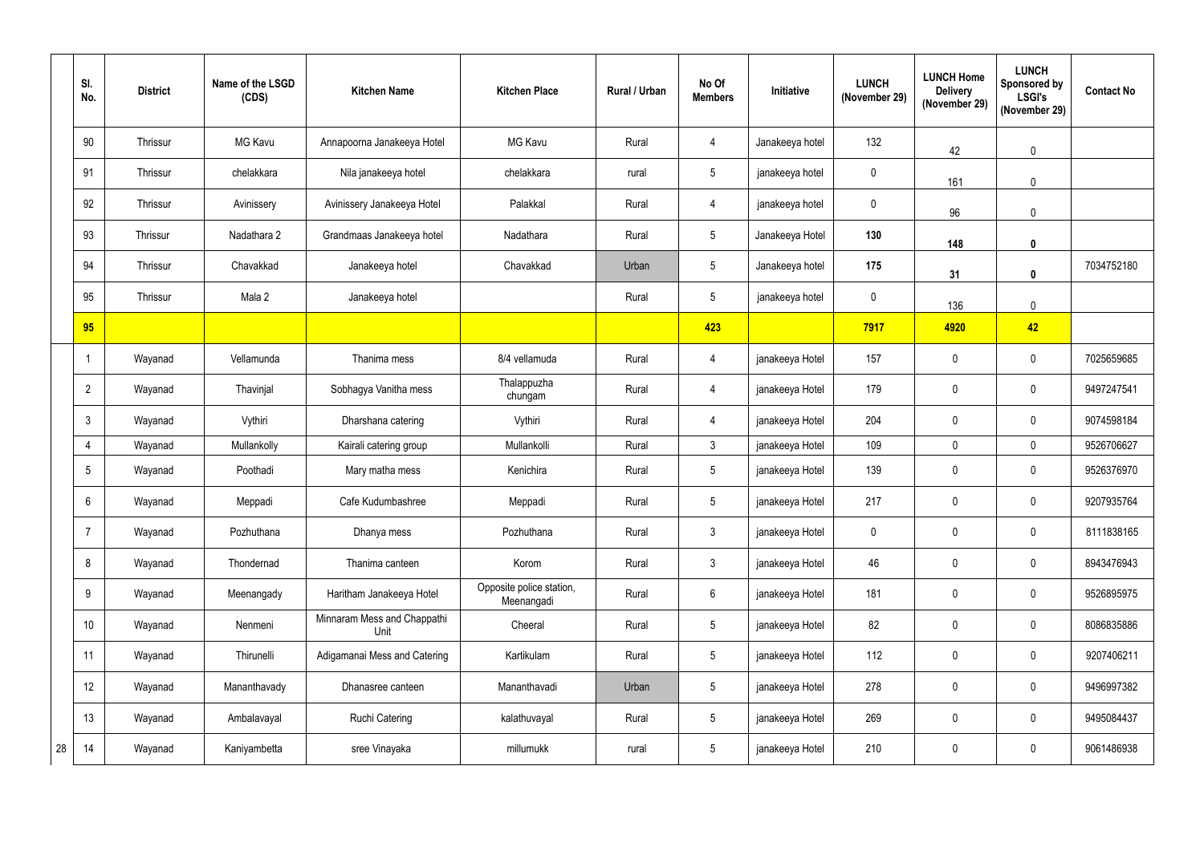| | Sl. No. | District | Name of the LSGD (CDS) | Kitchen Name | Kitchen Place | Rural / Urban | No Of Members | Initiative | LUNCH (November 29) | LUNCH Home Delivery (November 29) | LUNCH Sponsored by LSGI's (November 29) | Contact No |
|---|---|---|---|---|---|---|---|---|---|---|---|---|
| | 90 | Thrissur | MG Kavu | Annapoorna Janakeeya Hotel | MG Kavu | Rural | 4 | Janakeeya hotel | 132 | 42 | 0 | |
| | 91 | Thrissur | chelakkara | Nila janakeeya hotel | chelakkara | rural | 5 | janakeeya hotel | 0 | 161 | 0 | |
| | 92 | Thrissur | Avinissery | Avinissery Janakeeya Hotel | Palakkal | Rural | 4 | janakeeya hotel | 0 | 96 | 0 | |
| | 93 | Thrissur | Nadathara 2 | Grandmaas Janakeeya hotel | Nadathara | Rural | 5 | Janakeeya Hotel | **130** | **148** | **0** | |
| | 94 | Thrissur | Chavakkad | Janakeeya hotel | Chavakkad | Urban | 5 | Janakeeya hotel | **175** | **31** | **0** | 7034752180 |
| | 95 | Thrissur | Mala 2 | Janakeeya hotel | | Rural | 5 | janakeeya hotel | 0 | 136 | 0 | |
| | **95** | | | | | | **423** | | **7917** | **4920** | **42** | |
| 28 | 1 | Wayanad | Vellamunda | Thanima mess | 8/4 vellamuda | Rural | 4 | janakeeya Hotel | 157 | 0 | 0 | 7025659685 |
| | 2 | Wayanad | Thavinjal | Sobhagya Vanitha mess | Thalappuzha chungam | Rural | 4 | janakeeya Hotel | 179 | 0 | 0 | 9497247541 |
| | 3 | Wayanad | Vythiri | Dharshana catering | Vythiri | Rural | 4 | janakeeya Hotel | 204 | 0 | 0 | 9074598184 |
| | 4 | Wayanad | Mullankolly | Kairali catering group | Mullankolli | Rural | 3 | janakeeya Hotel | 109 | 0 | 0 | 9526706627 |
| | 5 | Wayanad | Poothadi | Mary matha mess | Kenichira | Rural | 5 | janakeeya Hotel | 139 | 0 | 0 | 9526376970 |
| | 6 | Wayanad | Meppadi | Cafe Kudumbashree | Meppadi | Rural | 5 | janakeeya Hotel | 217 | 0 | 0 | 9207935764 |
| | 7 | Wayanad | Pozhuthana | Dhanya mess | Pozhuthana | Rural | 3 | janakeeya Hotel | 0 | 0 | 0 | 8111838165 |
| | 8 | Wayanad | Thondernad | Thanima canteen | Korom | Rural | 3 | janakeeya Hotel | 46 | 0 | 0 | 8943476943 |
| | 9 | Wayanad | Meenangady | Haritham Janakeeya Hotel | Opposite police station, Meenangadi | Rural | 6 | janakeeya Hotel | 181 | 0 | 0 | 9526895975 |
| | 10 | Wayanad | Nenmeni | Minnaram Mess and Chappathi Unit | Cheeral | Rural | 5 | janakeeya Hotel | 82 | 0 | 0 | 8086835886 |
| | 11 | Wayanad | Thirunelli | Adigamanai Mess and Catering | Kartikulam | Rural | 5 | janakeeya Hotel | 112 | 0 | 0 | 9207406211 |
| | 12 | Wayanad | Mananthavady | Dhanasree canteen | Mananthavadi | Urban | 5 | janakeeya Hotel | 278 | 0 | 0 | 9496997382 |
| | 13 | Wayanad | Ambalavayal | Ruchi Catering | kalathuvayal | Rural | 5 | janakeeya Hotel | 269 | 0 | 0 | 9495084437 |
| | 14 | Wayanad | Kaniyambetta | sree Vinayaka | millumukk | rural | 5 | janakeeya Hotel | 210 | 0 | 0 | 9061486938 |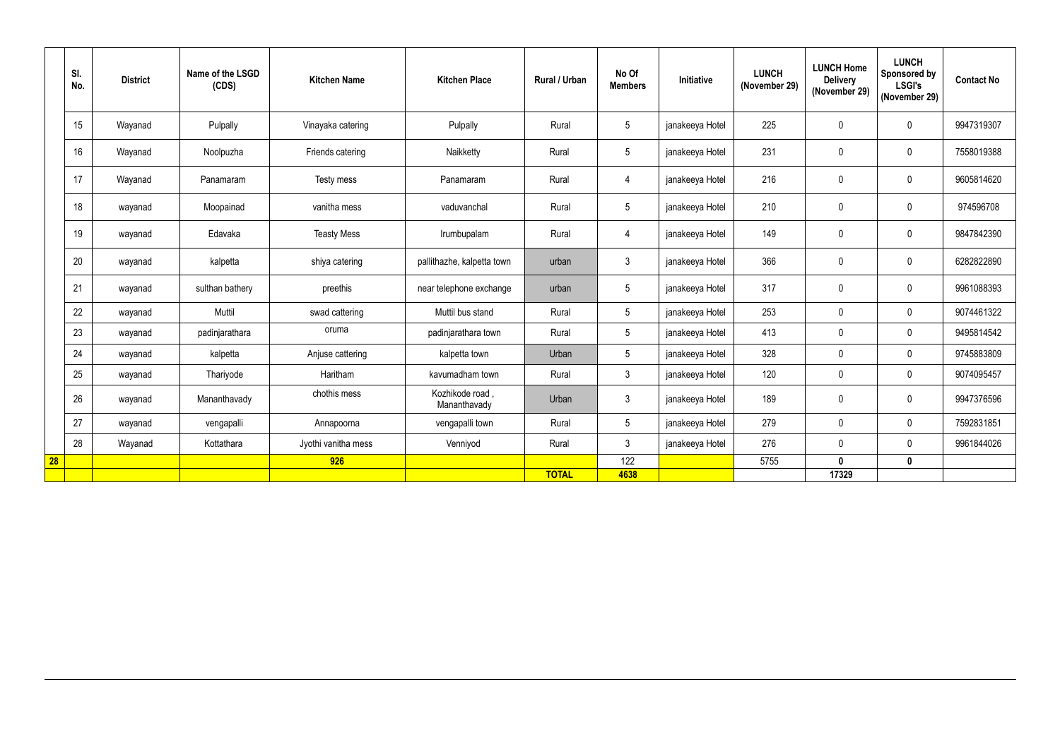| | Sl. No. | District | Name of the LSGD (CDS) | Kitchen Name | Kitchen Place | Rural / Urban | No Of Members | Initiative | LUNCH (November 29) | LUNCH Home Delivery (November 29) | LUNCH Sponsored by LSGI's (November 29) | Contact No |
|---|---|---|---|---|---|---|---|---|---|---|---|---|
| | 15 | Wayanad | Pulpally | Vinayaka catering | Pulpally | Rural | 5 | janakeeya Hotel | 225 | 0 | 0 | 9947319307 |
| | 16 | Wayanad | Noolpuzha | Friends catering | Naikketty | Rural | 5 | janakeeya Hotel | 231 | 0 | 0 | 7558019388 |
| | 17 | Wayanad | Panamaram | Testy mess | Panamaram | Rural | 4 | janakeeya Hotel | 216 | 0 | 0 | 9605814620 |
| | 18 | wayanad | Moopainad | vanitha mess | vaduvanchal | Rural | 5 | janakeeya Hotel | 210 | 0 | 0 | 974596708 |
| | 19 | wayanad | Edavaka | Teasty Mess | Irumbupalam | Rural | 4 | janakeeya Hotel | 149 | 0 | 0 | 9847842390 |
| | 20 | wayanad | kalpetta | shiya catering | pallithazhe, kalpetta town | urban | 3 | janakeeya Hotel | 366 | 0 | 0 | 6282822890 |
| | 21 | wayanad | sulthan bathery | preethis | near telephone exchange | urban | 5 | janakeeya Hotel | 317 | 0 | 0 | 9961088393 |
| | 22 | wayanad | Muttil | swad cattering | Muttil bus stand | Rural | 5 | janakeeya Hotel | 253 | 0 | 0 | 9074461322 |
| | 23 | wayanad | padinjarathara | oruma | padinjarathara town | Rural | 5 | janakeeya Hotel | 413 | 0 | 0 | 9495814542 |
| | 24 | wayanad | kalpetta | Anjuse cattering | kalpetta town | Urban | 5 | janakeeya Hotel | 328 | 0 | 0 | 9745883809 |
| | 25 | wayanad | Thariyode | Haritham | kavumadham town | Rural | 3 | janakeeya Hotel | 120 | 0 | 0 | 9074095457 |
| | 26 | wayanad | Mananthavady | chothis mess | Kozhikode road , Mananthavady | Urban | 3 | janakeeya Hotel | 189 | 0 | 0 | 9947376596 |
| | 27 | wayanad | vengapalli | Annapoorna | vengapalli town | Rural | 5 | janakeeya Hotel | 279 | 0 | 0 | 7592831851 |
| | 28 | Wayanad | Kottathara | Jyothi vanitha mess | Venniyod | Rural | 3 | janakeeya Hotel | 276 | 0 | 0 | 9961844026 |
| 28 | | | | 926 | | | 122 | | 5755 | 0 | 0 | |
| | | | | | | TOTAL | 4638 | | | 17329 | | |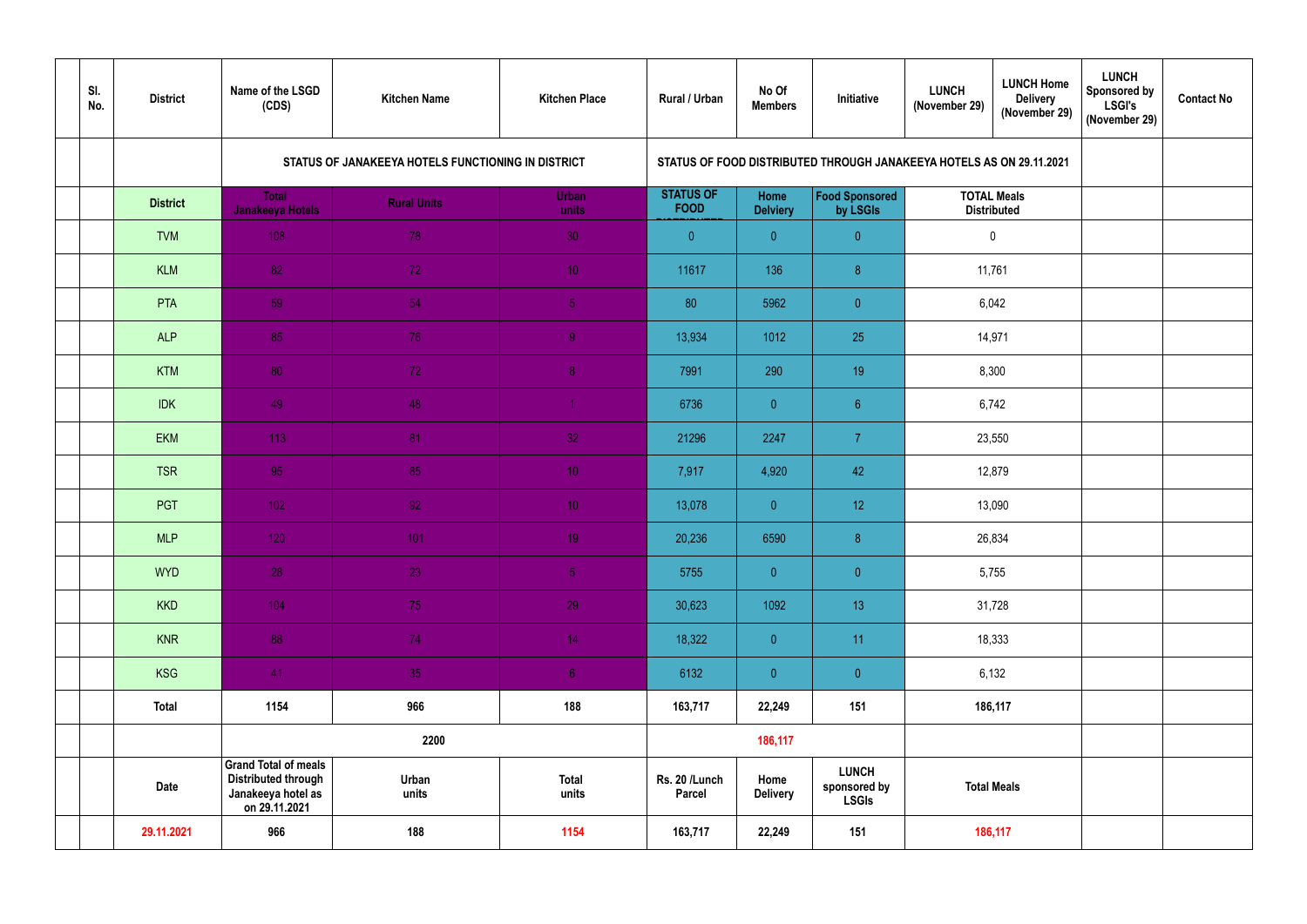| | Sl. No. | District | Name of the LSGD (CDS) | Kitchen Name | Kitchen Place | Rural / Urban | No Of Members | Initiative | LUNCH (November 29) | LUNCH Home Delivery (November 29) | LUNCH Sponsored by LSGI's (November 29) | Contact No |
|---|---|---|---|---|---|---|---|---|---|---|---|---|
| | | | STATUS OF JANAKEEYA HOTELS FUNCTIONING IN DISTRICT | | | STATUS OF FOOD DISTRIBUTED THROUGH JANAKEEYA HOTELS AS ON 29.11.2021 | | | | | | |
| | | District | Total Janakeeya Hotels | Rural Units | Urban units | STATUS OF FOOD DISTRIBUTED | Home Delviery | Food Sponsored by LSGIs | TOTAL Meals Distributed | | | |
| | | TVM | 108 | 78 | 30 | 0 | 0 | 0 | 0 | | | |
| | | KLM | 82 | 72 | 10 | 11617 | 136 | 8 | 11,761 | | | |
| | | PTA | 59 | 54 | 5 | 80 | 5962 | 0 | 6,042 | | | |
| | | ALP | 85 | 76 | 9 | 13,934 | 1012 | 25 | 14,971 | | | |
| | | KTM | 80 | 72 | 8 | 7991 | 290 | 19 | 8,300 | | | |
| | | IDK | 49 | 48 | 1 | 6736 | 0 | 6 | 6,742 | | | |
| | | EKM | 113 | 81 | 32 | 21296 | 2247 | 7 | 23,550 | | | |
| | | TSR | 95 | 85 | 10 | 7,917 | 4,920 | 42 | 12,879 | | | |
| | | PGT | 102 | 92 | 10 | 13,078 | 0 | 12 | 13,090 | | | |
| | | MLP | 120 | 101 | 19 | 20,236 | 6590 | 8 | 26,834 | | | |
| | | WYD | 28 | 23 | 5 | 5755 | 0 | 0 | 5,755 | | | |
| | | KKD | 104 | 75 | 29 | 30,623 | 1092 | 13 | 31,728 | | | |
| | | KNR | 88 | 74 | 14 | 18,322 | 0 | 11 | 18,333 | | | |
| | | KSG | 41 | 35 | 6 | 6132 | 0 | 0 | 6,132 | | | |
| | | Total | 1154 | 966 | 188 | 163,717 | 22,249 | 151 | 186,117 | | | |
| | | | | 2200 | | | 186,117 | | | | | |
| | | Date | Grand Total of meals Distributed through Janakeeya hotel as on 29.11.2021 | Urban units | Total units | Rs. 20 /Lunch Parcel | Home Delivery | LUNCH sponsored by LSGIs | Total Meals | | | |
| | | 29.11.2021 | 966 | 188 | 1154 | 163,717 | 22,249 | 151 | 186,117 | | | |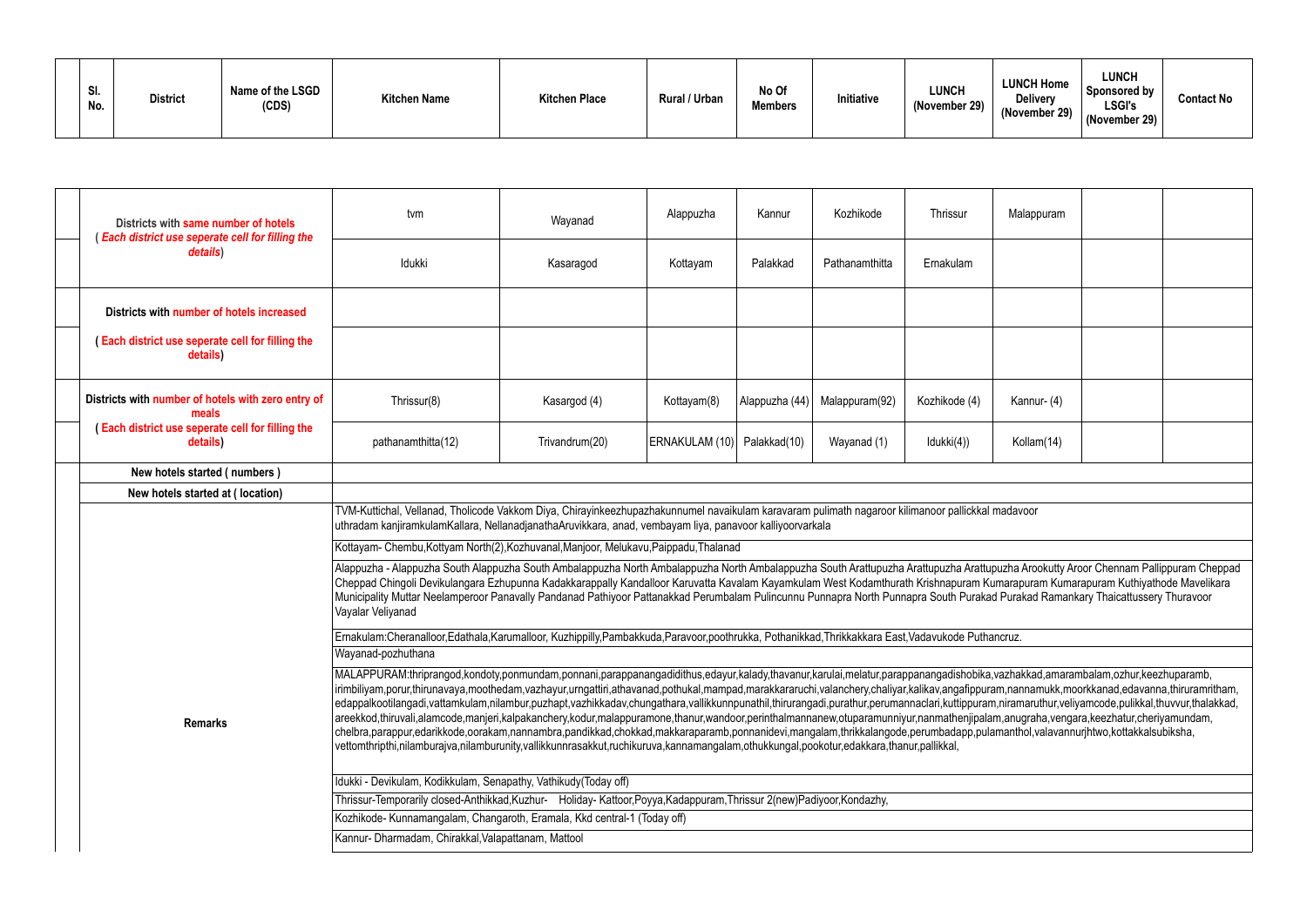| Sl. No. | District | Name of the LSGD (CDS) | Kitchen Name | Kitchen Place | Rural / Urban | No Of Members | Initiative | LUNCH (November 29) | LUNCH Home Delivery (November 29) | LUNCH Sponsored by LSGI's (November 29) | Contact No |
|---|---|---|---|---|---|---|---|---|---|---|---|

| | | | | | | | | | |
|---|---|---|---|---|---|---|---|---|---|
| Districts with same number of hotels ( Each district use seperate cell for filling the details) | tvm | Wayanad | Alappuzha | Kannur | Kozhikode | Thrissur | Malappuram | | |
| | Idukki | Kasaragod | Kottayam | Palakkad | Pathanamthitta | Ernakulam | | | |
| Districts with number of hotels increased | | | | | | | | | |
| ( Each district use seperate cell for filling the details) | | | | | | | | | |
| Districts with number of hotels with zero entry of meals ( Each district use seperate cell for filling the details) | Thrissur(8) | Kasargod (4) | Kottayam(8) | Alappuzha (44) | Malappuram(92) | Kozhikode (4) | Kannur- (4) | | |
| | pathanamthitta(12) | Trivandrum(20) | ERNAKULAM (10) | Palakkad(10) | Wayanad (1) | Idukki(4)) | Kollam(14) | | |
| New hotels started ( numbers ) | | | | | | | | | |
| New hotels started at ( location) | | | | | | | | | |

**Remarks**

TVM-Kuttichal, Vellanad, Tholicode Vakkom Diya, Chirayinkeezhupazhakunnumel navaikulam karavaram pulimath nagaroor kilimanoor pallickkal madavoor uthradam kanjiramkulamKallara, NellanadjanathaAruvikkara, anad, vembayam liya, panavoor kalliyoorvarkala

Kottayam- Chembu,Kottyam North(2),Kozhuvanal,Manjoor, Melukavu,Paippadu,Thalanad

Alappuzha - Alappuzha South Alappuzha South Ambalappuzha North Ambalappuzha North Ambalappuzha South Arattupuzha Arattupuzha Arattupuzha Arookutty Aroor Chennam Pallippuram Cheppad Cheppad Chingoli Devikulangara Ezhupunna Kadakkarappally Kandalloor Karuvatta Kavalam Kayamkulam West Kodamthurath Krishnapuram Kumarapuram Kumarapuram Kuthiyathode Mavelikara Municipality Muttar Neelamperoor Panavally Pandanad Pathiyoor Pattanakkad Perumbalam Pulincunnu Punnapra North Punnapra South Purakad Purakad Ramankary Thaicattussery Thuravoor Vayalar Veliyanad

Ernakulam:Cheranalloor,Edathala,Karumalloor, Kuzhippilly,Pambakkuda,Paravoor,poothrukka, Pothanikkad,Thrikkakkara East,Vadavukode Puthancruz.

Wayanad-pozhuthana

MALAPPURAM:thriprangod,kondoty,ponmundam,ponnani,parappanangadidithus,edayur,kalady,thavanur,karulai,melatur,parappanangadishobika,vazhakkad,amarambalam,ozhur,keezhuparamb, irimbiliyam,porur,thirunavaya,moothedam,vazhayur,urngattiri,athavanad,pothukal,mampad,marakkararuchi,valanchery,chaliyar,kalikav,angafippuram,nannamukk,moorkkanad,edavanna,thiruramritham, edappalkootilangadi,vattamkulam,nilambur,puzhapt,vazhikkadav,chungathara,vallikkunnupunathil,thirurangadi,purathur,perumannaclari,kuttippuram,niramaruthur,veliyamcode,pulikkal,thuvvur,thalakkad, areekkod,thiruvali,alamcode,manjeri,kalpakanchery,kodur,malappuramone,thanur,wandoor,perinthalmannanew,otuparamunniyur,nanmathenjipalam,anugraha,vengara,keezhatur,cheriyamundam, chelbra,parappur,edarikkode,oorakam,nannambra,pandikkad,chokkad,makkaraparamb,ponnanidevi,mangalam,thrikkalangode,perumbadapp,pulamanthol,valavannurjhtwo,kottakkalsubiksha, vettomthripthi,nilamburajva,nilamburunity,vallikkunnrasakkut,ruchikuruva,kannamangalam,othukkungal,pookotur,edakkara,thanur,pallikkal,

Idukki - Devikulam, Kodikkulam, Senapathy, Vathikudy(Today off)

Thrissur-Temporarily closed-Anthikkad,Kuzhur- Holiday- Kattoor,Poyya,Kadappuram,Thrissur 2(new)Padiyoor,Kondazhy,

Kozhikode- Kunnamangalam, Changaroth, Eramala, Kkd central-1 (Today off)

Kannur- Dharmadam, Chirakkal,Valapattanam, Mattool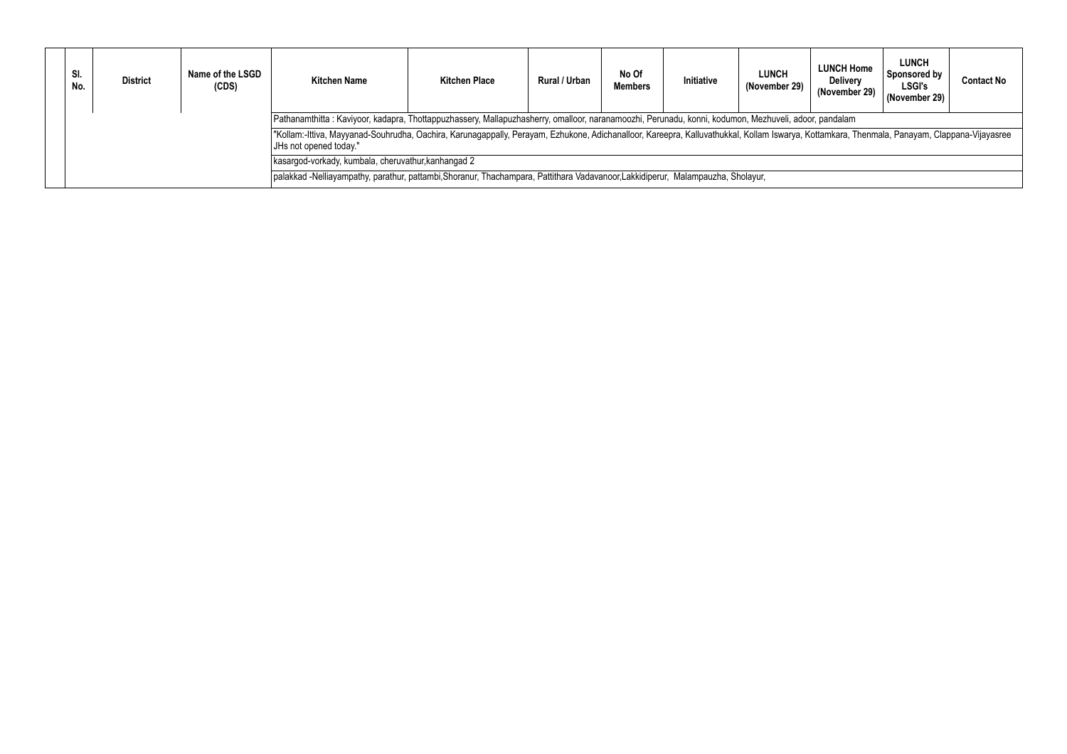| Sl. No. | District | Name of the LSGD (CDS) | Kitchen Name | Kitchen Place | Rural / Urban | No Of Members | Initiative | LUNCH (November 29) | LUNCH Home Delivery (November 29) | LUNCH Sponsored by LSGI's (November 29) | Contact No |
|---|---|---|---|---|---|---|---|---|---|---|---|
| | | | Pathanamthitta : Kaviyoor, kadapra, Thottappuzhassery, Mallapuzhasherry, omalloor, naranamoozhi, Perunadu, konni, kodumon, Mezhuveli, adoor, pandalam | | | | | | | | |
| | | | "Kollam:-Ittiva, Mayyanad-Souhrudha, Oachira, Karunagappally, Perayam, Ezhukone, Adichanalloor, Kareepra, Kalluvathukkal, Kollam Iswarya, Kottamkara, Thenmala, Panayam, Clappana-Vijayasree JHs not opened today." | | | | | | | | |
| | | | kasargod-vorkady, kumbala, cheruvathur,kanhangad 2 | | | | | | | | |
| | | | palakkad -Nelliayampathy, parathur, pattambi,Shoranur, Thachampara, Pattithara Vadavanoor,Lakkidiperur, Malampauzha, Sholayur, | | | | | | | | |